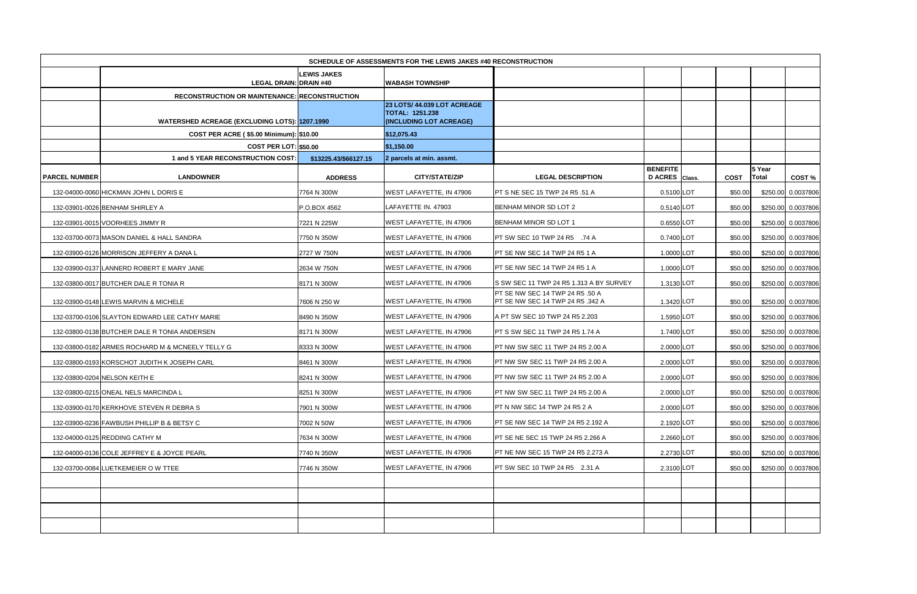| SCHEDULE OF ASSESSMENTS FOR THE LEWIS JAKES #40 RECONSTRUCTION | | | | | | | | | |
|---|---|---|---|---|---|---|---|---|---|
| | LEGAL DRAIN: | LEWIS JAKES DRAIN #40 | WABASH TOWNSHIP | | | | | | |
| | RECONSTRUCTION OR MAINTENANCE: | RECONSTRUCTION | | | | | | | |
| | WATERSHED ACREAGE (EXCLUDING LOTS): | 1207.1990 | 23 LOTS/ 44.039 LOT ACREAGE TOTAL: 1251.238 (INCLUDING LOT ACREAGE) | | | | | | |
| | COST PER ACRE ( $5.00 Minimum): | $10.00 | $12,075.43 | | | | | | |
| | COST PER LOT: | $50.00 | $1,150.00 | | | | | | |
| | 1 and 5 YEAR RECONSTRUCTION COST: | $13225.43/$66127.15 | 2 parcels at min. assmt. | | | | | | |
| PARCEL NUMBER | LANDOWNER | ADDRESS | CITY/STATE/ZIP | LEGAL DESCRIPTION | BENEFITED ACRES | Class. | COST | 5 Year Total | COST % |
| 132-04000-0060 | HICKMAN JOHN L DORIS E | 7764 N 300W | WEST LAFAYETTE, IN 47906 | PT S NE SEC 15 TWP 24 R5 .51 A | 0.5100 | LOT | $50.00 | $250.00 | 0.0037806 |
| 132-03901-0026 | BENHAM SHIRLEY A | P.O.BOX 4562 | LAFAYETTE IN. 47903 | BENHAM MINOR SD LOT 2 | 0.5140 | LOT | $50.00 | $250.00 | 0.0037806 |
| 132-03901-0015 | VOORHEES JIMMY R | 7221 N 225W | WEST LAFAYETTE, IN 47906 | BENHAM MINOR SD LOT 1 | 0.6550 | LOT | $50.00 | $250.00 | 0.0037806 |
| 132-03700-0073 | MASON DANIEL & HALL SANDRA | 7750 N 350W | WEST LAFAYETTE, IN 47906 | PT SW SEC 10 TWP 24 R5 .74 A | 0.7400 | LOT | $50.00 | $250.00 | 0.0037806 |
| 132-03900-0126 | MORRISON JEFFERY A DANA L | 2727 W 750N | WEST LAFAYETTE, IN 47906 | PT SE NW SEC 14 TWP 24 R5 1 A | 1.0000 | LOT | $50.00 | $250.00 | 0.0037806 |
| 132-03900-0137 | LANNERD ROBERT E MARY JANE | 2634 W 750N | WEST LAFAYETTE, IN 47906 | PT SE NW SEC 14 TWP 24 R5 1 A | 1.0000 | LOT | $50.00 | $250.00 | 0.0037806 |
| 132-03800-0017 | BUTCHER DALE R TONIA R | 8171 N 300W | WEST LAFAYETTE, IN 47906 | S SW SEC 11 TWP 24 R5 1.313 A BY SURVEY | 1.3130 | LOT | $50.00 | $250.00 | 0.0037806 |
| 132-03900-0148 | LEWIS MARVIN & MICHELE | 7606 N 250 W | WEST LAFAYETTE, IN 47906 | PT SE NW SEC 14 TWP 24 R5 .50 A PT SE NW SEC 14 TWP 24 R5 .342 A | 1.3420 | LOT | $50.00 | $250.00 | 0.0037806 |
| 132-03700-0106 | SLAYTON EDWARD LEE CATHY MARIE | 8490 N 350W | WEST LAFAYETTE, IN 47906 | A PT SW SEC 10 TWP 24 R5 2.203 | 1.5950 | LOT | $50.00 | $250.00 | 0.0037806 |
| 132-03800-0138 | BUTCHER DALE R TONIA ANDERSEN | 8171 N 300W | WEST LAFAYETTE, IN 47906 | PT S SW SEC 11 TWP 24 R5 1.74 A | 1.7400 | LOT | $50.00 | $250.00 | 0.0037806 |
| 132-03800-0182 | ARMES ROCHARD M & MCNEELY TELLY G | 8333 N 300W | WEST LAFAYETTE, IN 47906 | PT NW SW SEC 11 TWP 24 R5 2.00 A | 2.0000 | LOT | $50.00 | $250.00 | 0.0037806 |
| 132-03800-0193 | KORSCHOT JUDITH K JOSEPH CARL | 8461 N 300W | WEST LAFAYETTE, IN 47906 | PT NW SW SEC 11 TWP 24 R5 2.00 A | 2.0000 | LOT | $50.00 | $250.00 | 0.0037806 |
| 132-03800-0204 | NELSON KEITH E | 8241 N 300W | WEST LAFAYETTE, IN 47906 | PT NW SW SEC 11 TWP 24 R5 2.00 A | 2.0000 | LOT | $50.00 | $250.00 | 0.0037806 |
| 132-03800-0215 | ONEAL NELS MARCINDA L | 8251 N 300W | WEST LAFAYETTE, IN 47906 | PT NW SW SEC 11 TWP 24 R5 2.00 A | 2.0000 | LOT | $50.00 | $250.00 | 0.0037806 |
| 132-03900-0170 | KERKHOVE STEVEN R DEBRA S | 7901 N 300W | WEST LAFAYETTE, IN 47906 | PT N NW SEC 14 TWP 24 R5 2 A | 2.0000 | LOT | $50.00 | $250.00 | 0.0037806 |
| 132-03900-0236 | FAWBUSH PHILLIP B & BETSY C | 7002 N 50W | WEST LAFAYETTE, IN 47906 | PT SE NW SEC 14 TWP 24 R5 2.192 A | 2.1920 | LOT | $50.00 | $250.00 | 0.0037806 |
| 132-04000-0125 | REDDING CATHY M | 7634 N 300W | WEST LAFAYETTE, IN 47906 | PT SE NE SEC 15 TWP 24 R5 2.266 A | 2.2660 | LOT | $50.00 | $250.00 | 0.0037806 |
| 132-04000-0136 | COLE JEFFREY E & JOYCE PEARL | 7740 N 350W | WEST LAFAYETTE, IN 47906 | PT NE NW SEC 15 TWP 24 R5 2.273 A | 2.2730 | LOT | $50.00 | $250.00 | 0.0037806 |
| 132-03700-0084 | LUETKEMEIER O W TTEE | 7746 N 350W | WEST LAFAYETTE, IN 47906 | PT SW SEC 10 TWP 24 R5 2.31 A | 2.3100 | LOT | $50.00 | $250.00 | 0.0037806 |
| | | | | | | | | | |
| | | | | | | | | | |
| | | | | | | | | | |
| | | | | | | | | | |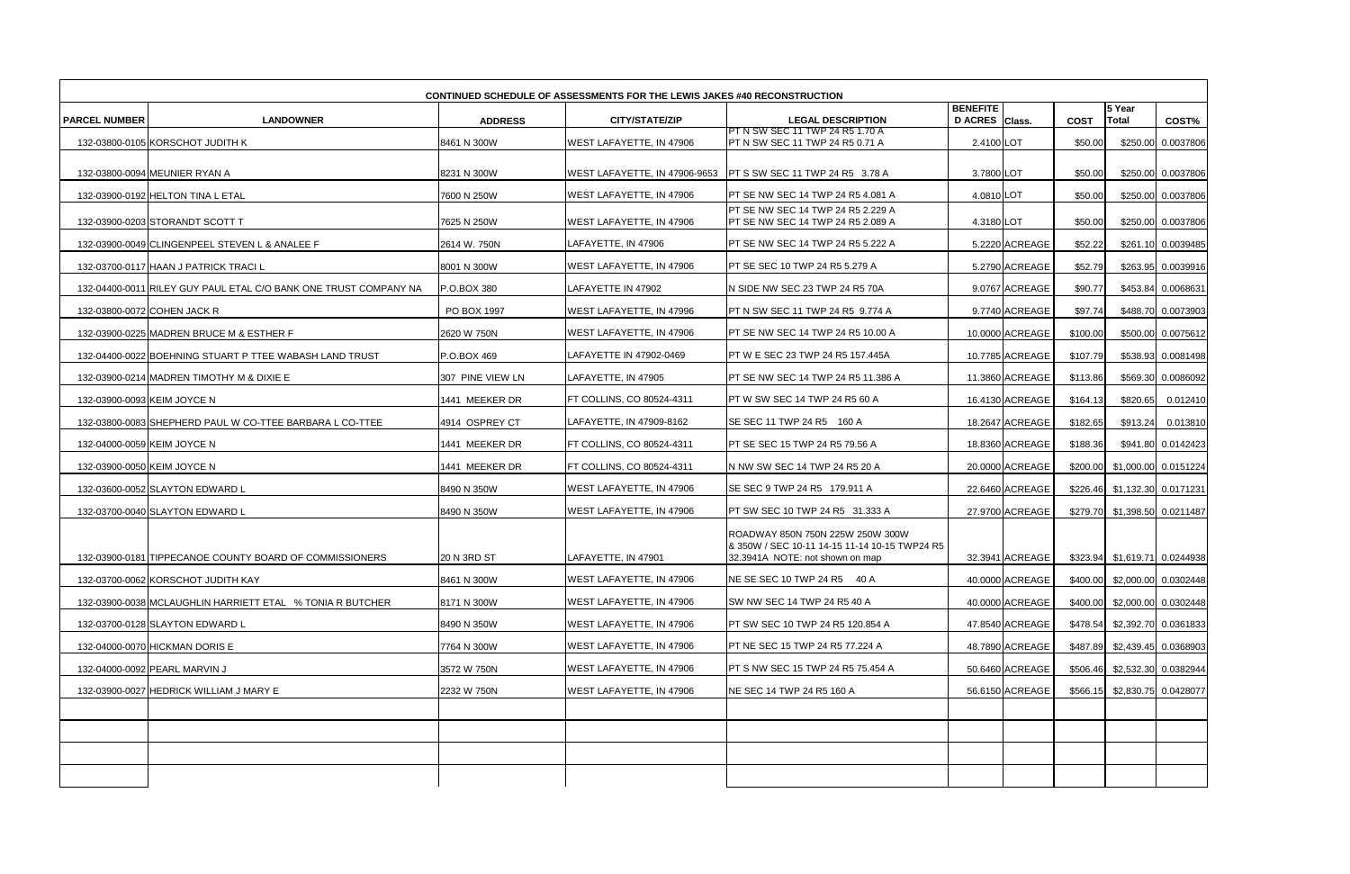**CONTINUED SCHEDULE OF ASSESSMENTS FOR THE LEWIS JAKES #40 RECONSTRUCTION**

| PARCEL NUMBER | LANDOWNER | ADDRESS | CITY/STATE/ZIP | LEGAL DESCRIPTION | BENEFITED ACRES | Class. | COST | 5 Year Total | COST% |
|---|---|---|---|---|---|---|---|---|---|
| 132-03800-0105 | KORSCHOT JUDITH K | 8461 N 300W | WEST LAFAYETTE, IN 47906 | PT N SW SEC 11 TWP 24 R5 1.70 A PT N SW SEC 11 TWP 24 R5 0.71 A | 2.4100 | LOT | $50.00 | $250.00 | 0.0037806 |
| 132-03800-0094 | MEUNIER RYAN A | 8231 N 300W | WEST LAFAYETTE, IN 47906-9653 | PT S SW SEC 11 TWP 24 R5 3.78 A | 3.7800 | LOT | $50.00 | $250.00 | 0.0037806 |
| 132-03900-0192 | HELTON TINA L ETAL | 7600 N 250W | WEST LAFAYETTE, IN 47906 | PT SE NW SEC 14 TWP 24 R5 4.081 A | 4.0810 | LOT | $50.00 | $250.00 | 0.0037806 |
| 132-03900-0203 | STORANDT SCOTT T | 7625 N 250W | WEST LAFAYETTE, IN 47906 | PT SE NW SEC 14 TWP 24 R5 2.229 A PT SE NW SEC 14 TWP 24 R5 2.089 A | 4.3180 | LOT | $50.00 | $250.00 | 0.0037806 |
| 132-03900-0049 | CLINGENPEEL STEVEN L & ANALEE F | 2614 W. 750N | LAFAYETTE, IN 47906 | PT SE NW SEC 14 TWP 24 R5 5.222 A | 5.2220 | ACREAGE | $52.22 | $261.10 | 0.0039485 |
| 132-03700-0117 | HAAN J PATRICK TRACI L | 8001 N 300W | WEST LAFAYETTE, IN 47906 | PT SE SEC 10 TWP 24 R5 5.279 A | 5.2790 | ACREAGE | $52.79 | $263.95 | 0.0039916 |
| 132-04400-0011 | RILEY GUY PAUL ETAL C/O BANK ONE TRUST COMPANY NA | P.O.BOX 380 | LAFAYETTE IN 47902 | N SIDE NW SEC 23 TWP 24 R5 70A | 9.0767 | ACREAGE | $90.77 | $453.84 | 0.0068631 |
| 132-03800-0072 | COHEN JACK R | PO BOX 1997 | WEST LAFAYETTE, IN 47996 | PT N SW SEC 11 TWP 24 R5 9.774 A | 9.7740 | ACREAGE | $97.74 | $488.70 | 0.0073903 |
| 132-03900-0225 | MADREN BRUCE M & ESTHER F | 2620 W 750N | WEST LAFAYETTE, IN 47906 | PT SE NW SEC 14 TWP 24 R5 10.00 A | 10.0000 | ACREAGE | $100.00 | $500.00 | 0.0075612 |
| 132-04400-0022 | BOEHNING STUART P TTEE WABASH LAND TRUST | P.O.BOX 469 | LAFAYETTE IN 47902-0469 | PT W E SEC 23 TWP 24 R5 157.445A | 10.7785 | ACREAGE | $107.79 | $538.93 | 0.0081498 |
| 132-03900-0214 | MADREN TIMOTHY M & DIXIE E | 307 PINE VIEW LN | LAFAYETTE, IN 47905 | PT SE NW SEC 14 TWP 24 R5 11.386 A | 11.3860 | ACREAGE | $113.86 | $569.30 | 0.0086092 |
| 132-03900-0093 | KEIM JOYCE N | 1441 MEEKER DR | FT COLLINS, CO 80524-4311 | PT W SW SEC 14 TWP 24 R5 60 A | 16.4130 | ACREAGE | $164.13 | $820.65 | 0.012410 |
| 132-03800-0083 | SHEPHERD PAUL W CO-TTEE BARBARA L CO-TTEE | 4914 OSPREY CT | LAFAYETTE, IN 47909-8162 | SE SEC 11 TWP 24 R5 160 A | 18.2647 | ACREAGE | $182.65 | $913.24 | 0.013810 |
| 132-04000-0059 | KEIM JOYCE N | 1441 MEEKER DR | FT COLLINS, CO 80524-4311 | PT SE SEC 15 TWP 24 R5 79.56 A | 18.8360 | ACREAGE | $188.36 | $941.80 | 0.0142423 |
| 132-03900-0050 | KEIM JOYCE N | 1441 MEEKER DR | FT COLLINS, CO 80524-4311 | N NW SW SEC 14 TWP 24 R5 20 A | 20.0000 | ACREAGE | $200.00 | $1,000.00 | 0.0151224 |
| 132-03600-0052 | SLAYTON EDWARD L | 8490 N 350W | WEST LAFAYETTE, IN 47906 | SE SEC 9 TWP 24 R5 179.911 A | 22.6460 | ACREAGE | $226.46 | $1,132.30 | 0.0171231 |
| 132-03700-0040 | SLAYTON EDWARD L | 8490 N 350W | WEST LAFAYETTE, IN 47906 | PT SW SEC 10 TWP 24 R5 31.333 A | 27.9700 | ACREAGE | $279.70 | $1,398.50 | 0.0211487 |
| 132-03900-0181 | TIPPECANOE COUNTY BOARD OF COMMISSIONERS | 20 N 3RD ST | LAFAYETTE, IN 47901 | ROADWAY 850N 750N 225W 250W 300W & 350W / SEC 10-11 14-15 11-14 10-15 TWP24 R5 32.3941A NOTE: not shown on map | 32.3941 | ACREAGE | $323.94 | $1,619.71 | 0.0244938 |
| 132-03700-0062 | KORSCHOT JUDITH KAY | 8461 N 300W | WEST LAFAYETTE, IN 47906 | NE SE SEC 10 TWP 24 R5 40 A | 40.0000 | ACREAGE | $400.00 | $2,000.00 | 0.0302448 |
| 132-03900-0038 | MCLAUGHLIN HARRIETT ETAL % TONIA R BUTCHER | 8171 N 300W | WEST LAFAYETTE, IN 47906 | SW NW SEC 14 TWP 24 R5 40 A | 40.0000 | ACREAGE | $400.00 | $2,000.00 | 0.0302448 |
| 132-03700-0128 | SLAYTON EDWARD L | 8490 N 350W | WEST LAFAYETTE, IN 47906 | PT SW SEC 10 TWP 24 R5 120.854 A | 47.8540 | ACREAGE | $478.54 | $2,392.70 | 0.0361833 |
| 132-04000-0070 | HICKMAN DORIS E | 7764 N 300W | WEST LAFAYETTE, IN 47906 | PT NE SEC 15 TWP 24 R5 77.224 A | 48.7890 | ACREAGE | $487.89 | $2,439.45 | 0.0368903 |
| 132-04000-0092 | PEARL MARVIN J | 3572 W 750N | WEST LAFAYETTE, IN 47906 | PT S NW SEC 15 TWP 24 R5 75.454 A | 50.6460 | ACREAGE | $506.46 | $2,532.30 | 0.0382944 |
| 132-03900-0027 | HEDRICK WILLIAM J MARY E | 2232 W 750N | WEST LAFAYETTE, IN 47906 | NE SEC 14 TWP 24 R5 160 A | 56.6150 | ACREAGE | $566.15 | $2,830.75 | 0.0428077 |
| | | | | | | | | | |
| | | | | | | | | | |
| | | | | | | | | | |
| | | | | | | | | | |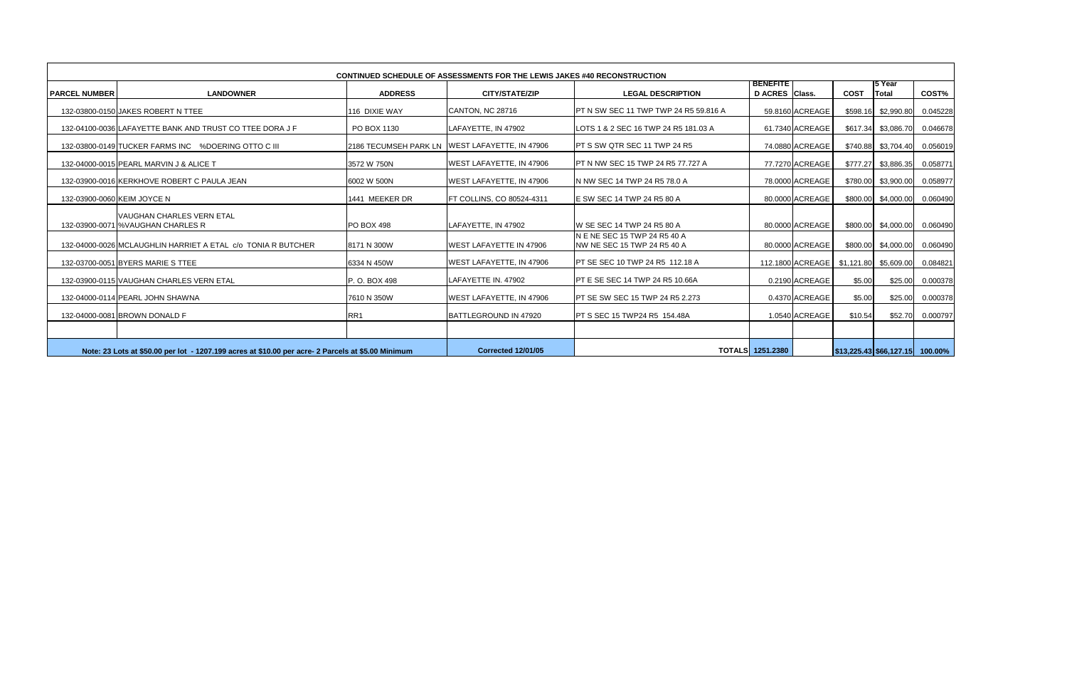| CONTINUED SCHEDULE OF ASSESSMENTS FOR THE LEWIS JAKES #40 RECONSTRUCTION | | | | | | | | | |
|---|---|---|---|---|---|---|---|---|---|
| PARCEL NUMBER | LANDOWNER | ADDRESS | CITY/STATE/ZIP | LEGAL DESCRIPTION | BENEFITED ACRES | Class. | COST | 5 Year Total | COST% |
| 132-03800-0150 | JAKES ROBERT N TTEE | 116 DIXIE WAY | CANTON, NC 28716 | PT N SW SEC 11 TWP TWP 24 R5 59.816 A | 59.8160 | ACREAGE | $598.16 | $2,990.80 | 0.045228 |
| 132-04100-0036 | LAFAYETTE BANK AND TRUST CO TTEE DORA J F | PO BOX 1130 | LAFAYETTE, IN 47902 | LOTS 1 & 2 SEC 16 TWP 24 R5 181.03 A | 61.7340 | ACREAGE | $617.34 | $3,086.70 | 0.046678 |
| 132-03800-0149 | TUCKER FARMS INC %DOERING OTTO C III | 2186 TECUMSEH PARK LN | WEST LAFAYETTE, IN 47906 | PT S SW QTR SEC 11 TWP 24 R5 | 74.0880 | ACREAGE | $740.88 | $3,704.40 | 0.056019 |
| 132-04000-0015 | PEARL MARVIN J & ALICE T | 3572 W 750N | WEST LAFAYETTE, IN 47906 | PT N NW SEC 15 TWP 24 R5 77.727 A | 77.7270 | ACREAGE | $777.27 | $3,886.35 | 0.058771 |
| 132-03900-0016 | KERKHOVE ROBERT C PAULA JEAN | 6002 W 500N | WEST LAFAYETTE, IN 47906 | N NW SEC 14 TWP 24 R5 78.0 A | 78.0000 | ACREAGE | $780.00 | $3,900.00 | 0.058977 |
| 132-03900-0060 | KEIM JOYCE N | 1441 MEEKER DR | FT COLLINS, CO 80524-4311 | E SW SEC 14 TWP 24 R5 80 A | 80.0000 | ACREAGE | $800.00 | $4,000.00 | 0.060490 |
| 132-03900-0071 | VAUGHAN CHARLES VERN ETAL %VAUGHAN CHARLES R | PO BOX 498 | LAFAYETTE, IN 47902 | W SE SEC 14 TWP 24 R5 80 A | 80.0000 | ACREAGE | $800.00 | $4,000.00 | 0.060490 |
| 132-04000-0026 | MCLAUGHLIN HARRIET A ETAL c/o TONIA R BUTCHER | 8171 N 300W | WEST LAFAYETTE IN 47906 | N E NE SEC 15 TWP 24 R5 40 A NW NE SEC 15 TWP 24 R5 40 A | 80.0000 | ACREAGE | $800.00 | $4,000.00 | 0.060490 |
| 132-03700-0051 | BYERS MARIE S TTEE | 6334 N 450W | WEST LAFAYETTE, IN 47906 | PT SE SEC 10 TWP 24 R5 112.18 A | 112.1800 | ACREAGE | $1,121.80 | $5,609.00 | 0.084821 |
| 132-03900-0115 | VAUGHAN CHARLES VERN ETAL | P. O. BOX 498 | LAFAYETTE IN. 47902 | PT E SE SEC 14 TWP 24 R5 10.66A | 0.2190 | ACREAGE | $5.00 | $25.00 | 0.000378 |
| 132-04000-0114 | PEARL JOHN SHAWNA | 7610 N 350W | WEST LAFAYETTE, IN 47906 | PT SE SW SEC 15 TWP 24 R5 2.273 | 0.4370 | ACREAGE | $5.00 | $25.00 | 0.000378 |
| 132-04000-0081 | BROWN DONALD F | RR1 | BATTLEGROUND IN 47920 | PT S SEC 15 TWP24 R5 154.48A | 1.0540 | ACREAGE | $10.54 | $52.70 | 0.000797 |
| | | | | | | | | | |
| Note: 23 Lots at $50.00 per lot - 1207.199 acres at $10.00 per acre- 2 Parcels at $5.00 Minimum | | | Corrected 12/01/05 | TOTALS | 1251.2380 | | $13,225.43 | $66,127.15 | 100.00% |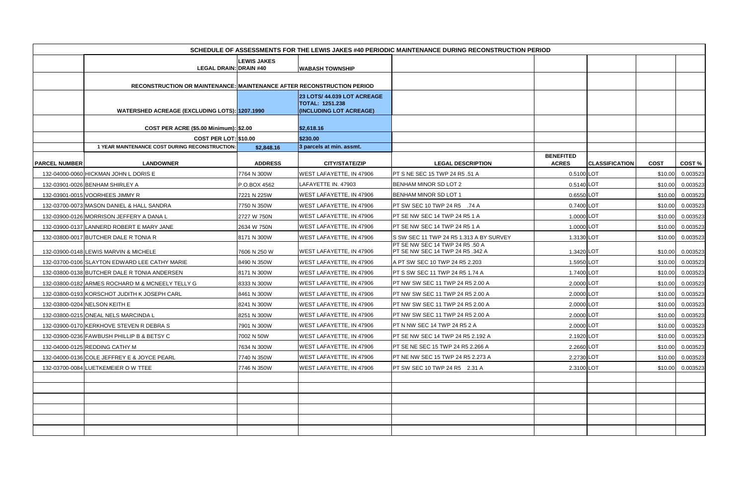| SCHEDULE OF ASSESSMENTS FOR THE LEWIS JAKES #40 PERIODIC MAINTENANCE DURING RECONSTRUCTION PERIOD | | | | | | | | |
|---|---|---|---|---|---|---|---|---|
| | LEGAL DRAIN: | LEWIS JAKES DRAIN #40 | WABASH TOWNSHIP | | | | | |
| | RECONSTRUCTION OR MAINTENANCE: | MAINTENANCE AFTER RECONSTRUCTION PERIOD | | | | | | |
| | WATERSHED ACREAGE (EXCLUDING LOTS): | 1207.1990 | 23 LOTS/ 44.039 LOT ACREAGE TOTAL: 1251.238 (INCLUDING LOT ACREAGE) | | | | | |
| | COST PER ACRE ($5.00 Minimum): | $2.00 | $2,618.16 | | | | | |
| | COST PER LOT: | $10.00 | $230.00 | | | | | |
| | 1 YEAR MAINTENANCE COST DURING RECONSTRUCTION: | $2,848.16 | 3 parcels at min. assmt. | | | | | |
| **PARCEL NUMBER** | **LANDOWNER** | **ADDRESS** | **CITY/STATE/ZIP** | **LEGAL DESCRIPTION** | **BENEFITED ACRES** | **CLASSIFICATION** | **COST** | **COST %** |
| 132-04000-0060 | HICKMAN JOHN L DORIS E | 7764 N 300W | WEST LAFAYETTE, IN 47906 | PT S NE SEC 15 TWP 24 R5 .51 A | 0.5100 | LOT | $10.00 | 0.003523 |
| 132-03901-0026 | BENHAM SHIRLEY A | P.O.BOX 4562 | LAFAYETTE IN. 47903 | BENHAM MINOR SD LOT 2 | 0.5140 | LOT | $10.00 | 0.003523 |
| 132-03901-0015 | VOORHEES JIMMY R | 7221 N 225W | WEST LAFAYETTE, IN 47906 | BENHAM MINOR SD LOT 1 | 0.6550 | LOT | $10.00 | 0.003523 |
| 132-03700-0073 | MASON DANIEL & HALL SANDRA | 7750 N 350W | WEST LAFAYETTE, IN 47906 | PT SW SEC 10 TWP 24 R5 .74 A | 0.7400 | LOT | $10.00 | 0.003523 |
| 132-03900-0126 | MORRISON JEFFERY A DANA L | 2727 W 750N | WEST LAFAYETTE, IN 47906 | PT SE NW SEC 14 TWP 24 R5 1 A | 1.0000 | LOT | $10.00 | 0.003523 |
| 132-03900-0137 | LANNERD ROBERT E MARY JANE | 2634 W 750N | WEST LAFAYETTE, IN 47906 | PT SE NW SEC 14 TWP 24 R5 1 A | 1.0000 | LOT | $10.00 | 0.003523 |
| 132-03800-0017 | BUTCHER DALE R TONIA R | 8171 N 300W | WEST LAFAYETTE, IN 47906 | S SW SEC 11 TWP 24 R5 1.313 A BY SURVEY | 1.3130 | LOT | $10.00 | 0.003523 |
| 132-03900-0148 | LEWIS MARVIN & MICHELE | 7606 N 250 W | WEST LAFAYETTE, IN 47906 | PT SE NW SEC 14 TWP 24 R5 .50 A PT SE NW SEC 14 TWP 24 R5 .342 A | 1.3420 | LOT | $10.00 | 0.003523 |
| 132-03700-0106 | SLAYTON EDWARD LEE CATHY MARIE | 8490 N 350W | WEST LAFAYETTE, IN 47906 | A PT SW SEC 10 TWP 24 R5 2.203 | 1.5950 | LOT | $10.00 | 0.003523 |
| 132-03800-0138 | BUTCHER DALE R TONIA ANDERSEN | 8171 N 300W | WEST LAFAYETTE, IN 47906 | PT S SW SEC 11 TWP 24 R5 1.74 A | 1.7400 | LOT | $10.00 | 0.003523 |
| 132-03800-0182 | ARMES ROCHARD M & MCNEELY TELLY G | 8333 N 300W | WEST LAFAYETTE, IN 47906 | PT NW SW SEC 11 TWP 24 R5 2.00 A | 2.0000 | LOT | $10.00 | 0.003523 |
| 132-03800-0193 | KORSCHOT JUDITH K JOSEPH CARL | 8461 N 300W | WEST LAFAYETTE, IN 47906 | PT NW SW SEC 11 TWP 24 R5 2.00 A | 2.0000 | LOT | $10.00 | 0.003523 |
| 132-03800-0204 | NELSON KEITH E | 8241 N 300W | WEST LAFAYETTE, IN 47906 | PT NW SW SEC 11 TWP 24 R5 2.00 A | 2.0000 | LOT | $10.00 | 0.003523 |
| 132-03800-0215 | ONEAL NELS MARCINDA L | 8251 N 300W | WEST LAFAYETTE, IN 47906 | PT NW SW SEC 11 TWP 24 R5 2.00 A | 2.0000 | LOT | $10.00 | 0.003523 |
| 132-03900-0170 | KERKHOVE STEVEN R DEBRA S | 7901 N 300W | WEST LAFAYETTE, IN 47906 | PT N NW SEC 14 TWP 24 R5 2 A | 2.0000 | LOT | $10.00 | 0.003523 |
| 132-03900-0236 | FAWBUSH PHILLIP B & BETSY C | 7002 N 50W | WEST LAFAYETTE, IN 47906 | PT SE NW SEC 14 TWP 24 R5 2.192 A | 2.1920 | LOT | $10.00 | 0.003523 |
| 132-04000-0125 | REDDING CATHY M | 7634 N 300W | WEST LAFAYETTE, IN 47906 | PT SE NE SEC 15 TWP 24 R5 2.266 A | 2.2660 | LOT | $10.00 | 0.003523 |
| 132-04000-0136 | COLE JEFFREY E & JOYCE PEARL | 7740 N 350W | WEST LAFAYETTE, IN 47906 | PT NE NW SEC 15 TWP 24 R5 2.273 A | 2.2730 | LOT | $10.00 | 0.003523 |
| 132-03700-0084 | LUETKEMEIER O W TTEE | 7746 N 350W | WEST LAFAYETTE, IN 47906 | PT SW SEC 10 TWP 24 R5 2.31 A | 2.3100 | LOT | $10.00 | 0.003523 |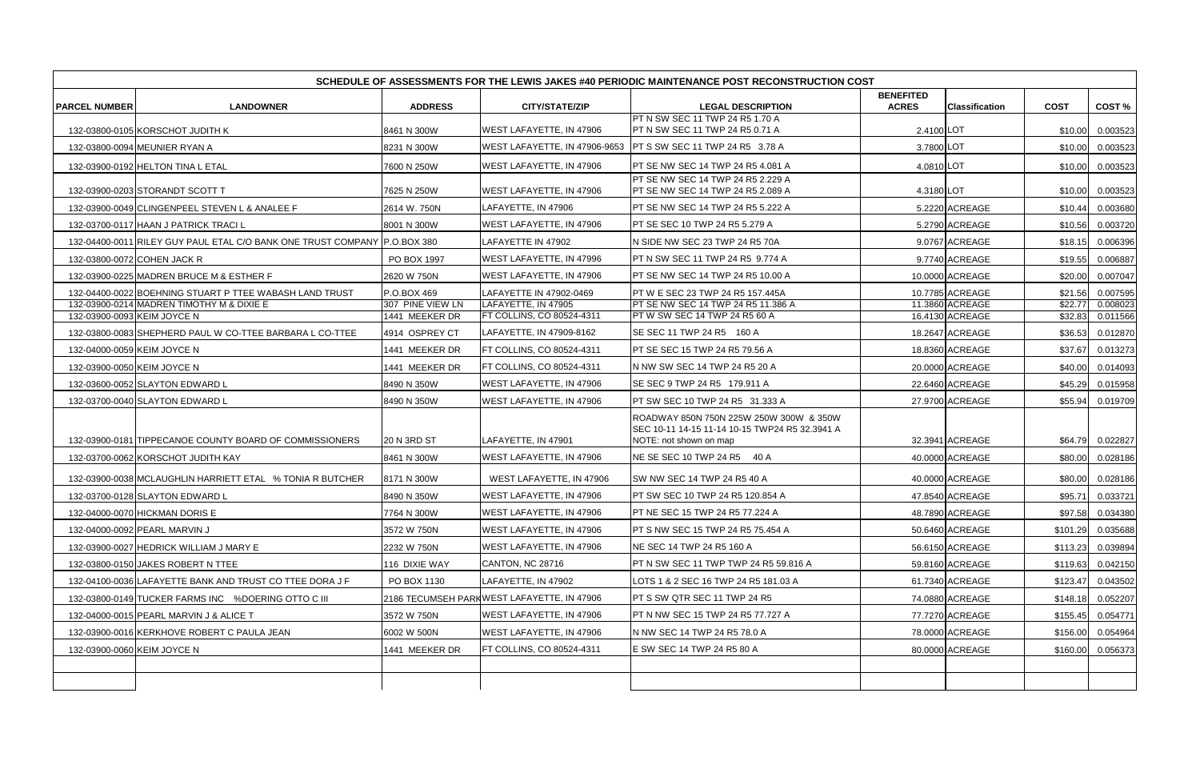| SCHEDULE OF ASSESSMENTS FOR THE LEWIS JAKES #40 PERIODIC MAINTENANCE POST RECONSTRUCTION COST | | | | | | | | |
|---|---|---|---|---|---|---|---|---|
| **PARCEL NUMBER** | **LANDOWNER** | **ADDRESS** | **CITY/STATE/ZIP** | **LEGAL DESCRIPTION** | **BENEFITED ACRES** | **Classification** | **COST** | **COST %** |
| 132-03800-0105 | KORSCHOT JUDITH K | 8461 N 300W | WEST LAFAYETTE, IN 47906 | PT N SW SEC 11 TWP 24 R5 1.70 A PT N SW SEC 11 TWP 24 R5 0.71 A | 2.4100 | LOT | $10.00 | 0.003523 |
| 132-03800-0094 | MEUNIER RYAN A | 8231 N 300W | WEST LAFAYETTE, IN 47906-9653 | PT S SW SEC 11 TWP 24 R5 3.78 A | 3.7800 | LOT | $10.00 | 0.003523 |
| 132-03900-0192 | HELTON TINA L ETAL | 7600 N 250W | WEST LAFAYETTE, IN 47906 | PT SE NW SEC 14 TWP 24 R5 4.081 A | 4.0810 | LOT | $10.00 | 0.003523 |
| 132-03900-0203 | STORANDT SCOTT T | 7625 N 250W | WEST LAFAYETTE, IN 47906 | PT SE NW SEC 14 TWP 24 R5 2.229 A PT SE NW SEC 14 TWP 24 R5 2.089 A | 4.3180 | LOT | $10.00 | 0.003523 |
| 132-03900-0049 | CLINGENPEEL STEVEN L & ANALEE F | 2614 W. 750N | LAFAYETTE, IN 47906 | PT SE NW SEC 14 TWP 24 R5 5.222 A | 5.2220 | ACREAGE | $10.44 | 0.003680 |
| 132-03700-0117 | HAAN J PATRICK TRACI L | 8001 N 300W | WEST LAFAYETTE, IN 47906 | PT SE SEC 10 TWP 24 R5 5.279 A | 5.2790 | ACREAGE | $10.56 | 0.003720 |
| 132-04400-0011 | RILEY GUY PAUL ETAL C/O BANK ONE TRUST COMPANY | P.O.BOX 380 | LAFAYETTE IN 47902 | N SIDE NW SEC 23 TWP 24 R5 70A | 9.0767 | ACREAGE | $18.15 | 0.006396 |
| 132-03800-0072 | COHEN JACK R | PO BOX 1997 | WEST LAFAYETTE, IN 47996 | PT N SW SEC 11 TWP 24 R5 9.774 A | 9.7740 | ACREAGE | $19.55 | 0.006887 |
| 132-03900-0225 | MADREN BRUCE M & ESTHER F | 2620 W 750N | WEST LAFAYETTE, IN 47906 | PT SE NW SEC 14 TWP 24 R5 10.00 A | 10.0000 | ACREAGE | $20.00 | 0.007047 |
| 132-04400-0022 | BOEHNING STUART P TTEE WABASH LAND TRUST | P.O.BOX 469 | LAFAYETTE IN 47902-0469 | PT W E SEC 23 TWP 24 R5 157.445A | 10.7785 | ACREAGE | $21.56 | 0.007595 |
| 132-03900-0214 | MADREN TIMOTHY M & DIXIE E | 307 PINE VIEW LN | LAFAYETTE, IN 47905 | PT SE NW SEC 14 TWP 24 R5 11.386 A | 11.3860 | ACREAGE | $22.77 | 0.008023 |
| 132-03900-0093 | KEIM JOYCE N | 1441 MEEKER DR | FT COLLINS, CO 80524-4311 | PT W SW SEC 14 TWP 24 R5 60 A | 16.4130 | ACREAGE | $32.83 | 0.011566 |
| 132-03800-0083 | SHEPHERD PAUL W CO-TTEE BARBARA L CO-TTEE | 4914 OSPREY CT | LAFAYETTE, IN 47909-8162 | SE SEC 11 TWP 24 R5 160 A | 18.2647 | ACREAGE | $36.53 | 0.012870 |
| 132-04000-0059 | KEIM JOYCE N | 1441 MEEKER DR | FT COLLINS, CO 80524-4311 | PT SE SEC 15 TWP 24 R5 79.56 A | 18.8360 | ACREAGE | $37.67 | 0.013273 |
| 132-03900-0050 | KEIM JOYCE N | 1441 MEEKER DR | FT COLLINS, CO 80524-4311 | N NW SW SEC 14 TWP 24 R5 20 A | 20.0000 | ACREAGE | $40.00 | 0.014093 |
| 132-03600-0052 | SLAYTON EDWARD L | 8490 N 350W | WEST LAFAYETTE, IN 47906 | SE SEC 9 TWP 24 R5 179.911 A | 22.6460 | ACREAGE | $45.29 | 0.015958 |
| 132-03700-0040 | SLAYTON EDWARD L | 8490 N 350W | WEST LAFAYETTE, IN 47906 | PT SW SEC 10 TWP 24 R5 31.333 A | 27.9700 | ACREAGE | $55.94 | 0.019709 |
| 132-03900-0181 | TIPPECANOE COUNTY BOARD OF COMMISSIONERS | 20 N 3RD ST | LAFAYETTE, IN 47901 | ROADWAY 850N 750N 225W 250W 300W & 350W SEC 10-11 14-15 11-14 10-15 TWP24 R5 32.3941 A NOTE: not shown on map | 32.3941 | ACREAGE | $64.79 | 0.022827 |
| 132-03700-0062 | KORSCHOT JUDITH KAY | 8461 N 300W | WEST LAFAYETTE, IN 47906 | NE SE SEC 10 TWP 24 R5 40 A | 40.0000 | ACREAGE | $80.00 | 0.028186 |
| 132-03900-0038 | MCLAUGHLIN HARRIETT ETAL % TONIA R BUTCHER | 8171 N 300W | WEST LAFAYETTE, IN 47906 | SW NW SEC 14 TWP 24 R5 40 A | 40.0000 | ACREAGE | $80.00 | 0.028186 |
| 132-03700-0128 | SLAYTON EDWARD L | 8490 N 350W | WEST LAFAYETTE, IN 47906 | PT SW SEC 10 TWP 24 R5 120.854 A | 47.8540 | ACREAGE | $95.71 | 0.033721 |
| 132-04000-0070 | HICKMAN DORIS E | 7764 N 300W | WEST LAFAYETTE, IN 47906 | PT NE SEC 15 TWP 24 R5 77.224 A | 48.7890 | ACREAGE | $97.58 | 0.034380 |
| 132-04000-0092 | PEARL MARVIN J | 3572 W 750N | WEST LAFAYETTE, IN 47906 | PT S NW SEC 15 TWP 24 R5 75.454 A | 50.6460 | ACREAGE | $101.29 | 0.035688 |
| 132-03900-0027 | HEDRICK WILLIAM J MARY E | 2232 W 750N | WEST LAFAYETTE, IN 47906 | NE SEC 14 TWP 24 R5 160 A | 56.6150 | ACREAGE | $113.23 | 0.039894 |
| 132-03800-0150 | JAKES ROBERT N TTEE | 116 DIXIE WAY | CANTON, NC 28716 | PT N SW SEC 11 TWP TWP 24 R5 59.816 A | 59.8160 | ACREAGE | $119.63 | 0.042150 |
| 132-04100-0036 | LAFAYETTE BANK AND TRUST CO TTEE DORA J F | PO BOX 1130 | LAFAYETTE, IN 47902 | LOTS 1 & 2 SEC 16 TWP 24 R5 181.03 A | 61.7340 | ACREAGE | $123.47 | 0.043502 |
| 132-03800-0149 | TUCKER FARMS INC %DOERING OTTO C III | 2186 TECUMSEH PARK | WEST LAFAYETTE, IN 47906 | PT S SW QTR SEC 11 TWP 24 R5 | 74.0880 | ACREAGE | $148.18 | 0.052207 |
| 132-04000-0015 | PEARL MARVIN J & ALICE T | 3572 W 750N | WEST LAFAYETTE, IN 47906 | PT N NW SEC 15 TWP 24 R5 77.727 A | 77.7270 | ACREAGE | $155.45 | 0.054771 |
| 132-03900-0016 | KERKHOVE ROBERT C PAULA JEAN | 6002 W 500N | WEST LAFAYETTE, IN 47906 | N NW SEC 14 TWP 24 R5 78.0 A | 78.0000 | ACREAGE | $156.00 | 0.054964 |
| 132-03900-0060 | KEIM JOYCE N | 1441 MEEKER DR | FT COLLINS, CO 80524-4311 | E SW SEC 14 TWP 24 R5 80 A | 80.0000 | ACREAGE | $160.00 | 0.056373 |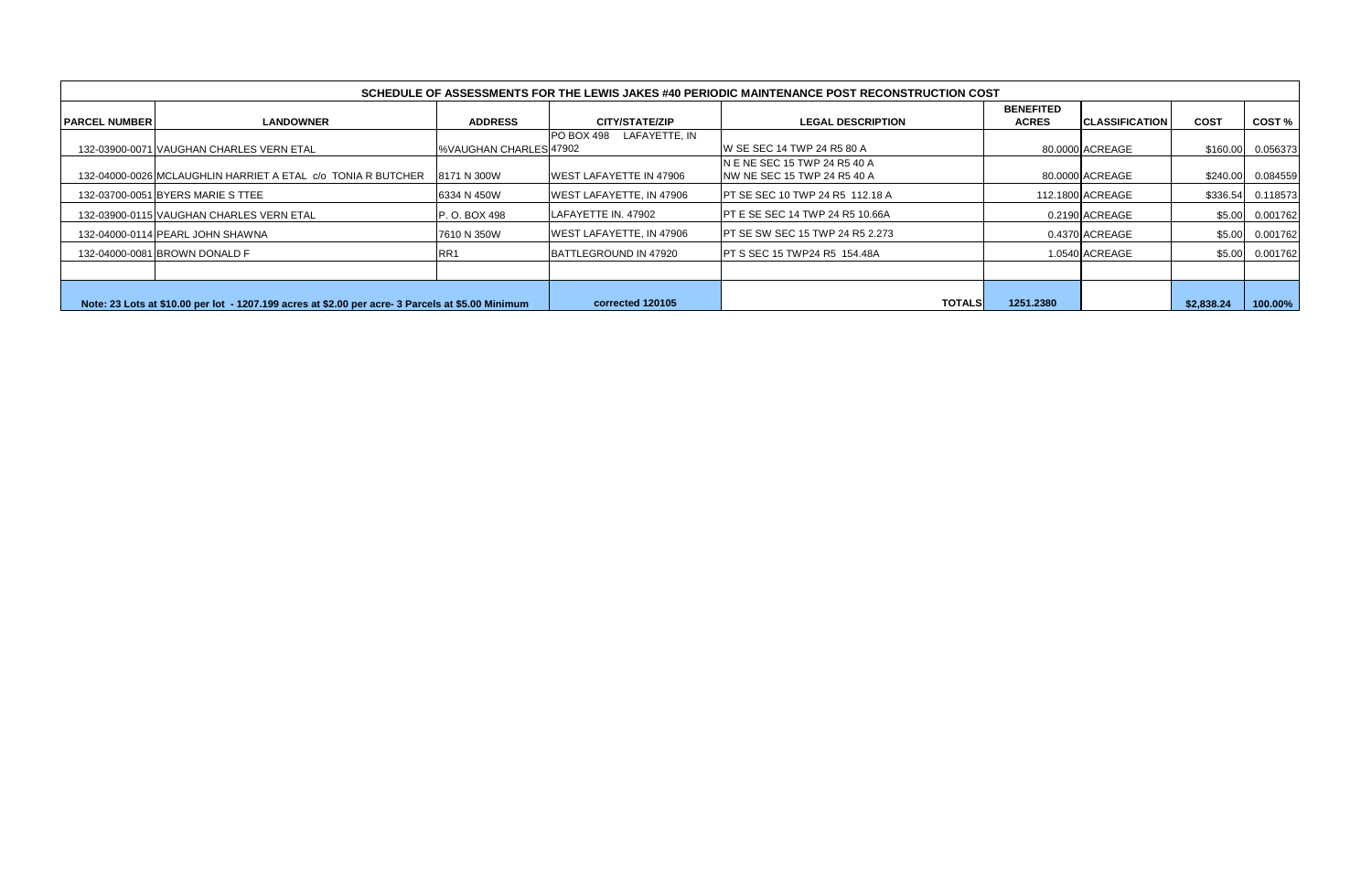| SCHEDULE OF ASSESSMENTS FOR THE LEWIS JAKES #40 PERIODIC MAINTENANCE POST RECONSTRUCTION COST | | | | | | | | |
|---|---|---|---|---|---|---|---|---|
| PARCEL NUMBER | LANDOWNER | ADDRESS | CITY/STATE/ZIP | LEGAL DESCRIPTION | BENEFITED ACRES | CLASSIFICATION | COST | COST % |
| 132-03900-0071 | VAUGHAN CHARLES VERN ETAL | %VAUGHAN CHARLES | PO BOX 498 LAFAYETTE, IN 47902 | W SE SEC 14 TWP 24 R5 80 A | 80.0000 | ACREAGE | $160.00 | 0.056373 |
| 132-04000-0026 | MCLAUGHLIN HARRIET A ETAL c/o TONIA R BUTCHER | 8171 N 300W | WEST LAFAYETTE IN 47906 | N E NE SEC 15 TWP 24 R5 40 A NW NE SEC 15 TWP 24 R5 40 A | 80.0000 | ACREAGE | $240.00 | 0.084559 |
| 132-03700-0051 | BYERS MARIE S TTEE | 6334 N 450W | WEST LAFAYETTE, IN 47906 | PT SE SEC 10 TWP 24 R5 112.18 A | 112.1800 | ACREAGE | $336.54 | 0.118573 |
| 132-03900-0115 | VAUGHAN CHARLES VERN ETAL | P. O. BOX 498 | LAFAYETTE IN. 47902 | PT E SE SEC 14 TWP 24 R5 10.66A | 0.2190 | ACREAGE | $5.00 | 0.001762 |
| 132-04000-0114 | PEARL JOHN SHAWNA | 7610 N 350W | WEST LAFAYETTE, IN 47906 | PT SE SW SEC 15 TWP 24 R5 2.273 | 0.4370 | ACREAGE | $5.00 | 0.001762 |
| 132-04000-0081 | BROWN DONALD F | RR1 | BATTLEGROUND IN 47920 | PT S SEC 15 TWP24 R5 154.48A | 1.0540 | ACREAGE | $5.00 | 0.001762 |
| | | | | | | | | |
| Note: 23 Lots at $10.00 per lot - 1207.199 acres at $2.00 per acre- 3 Parcels at $5.00 Minimum | | | corrected 120105 | TOTALS | 1251.2380 | | $2,838.24 | 100.00% |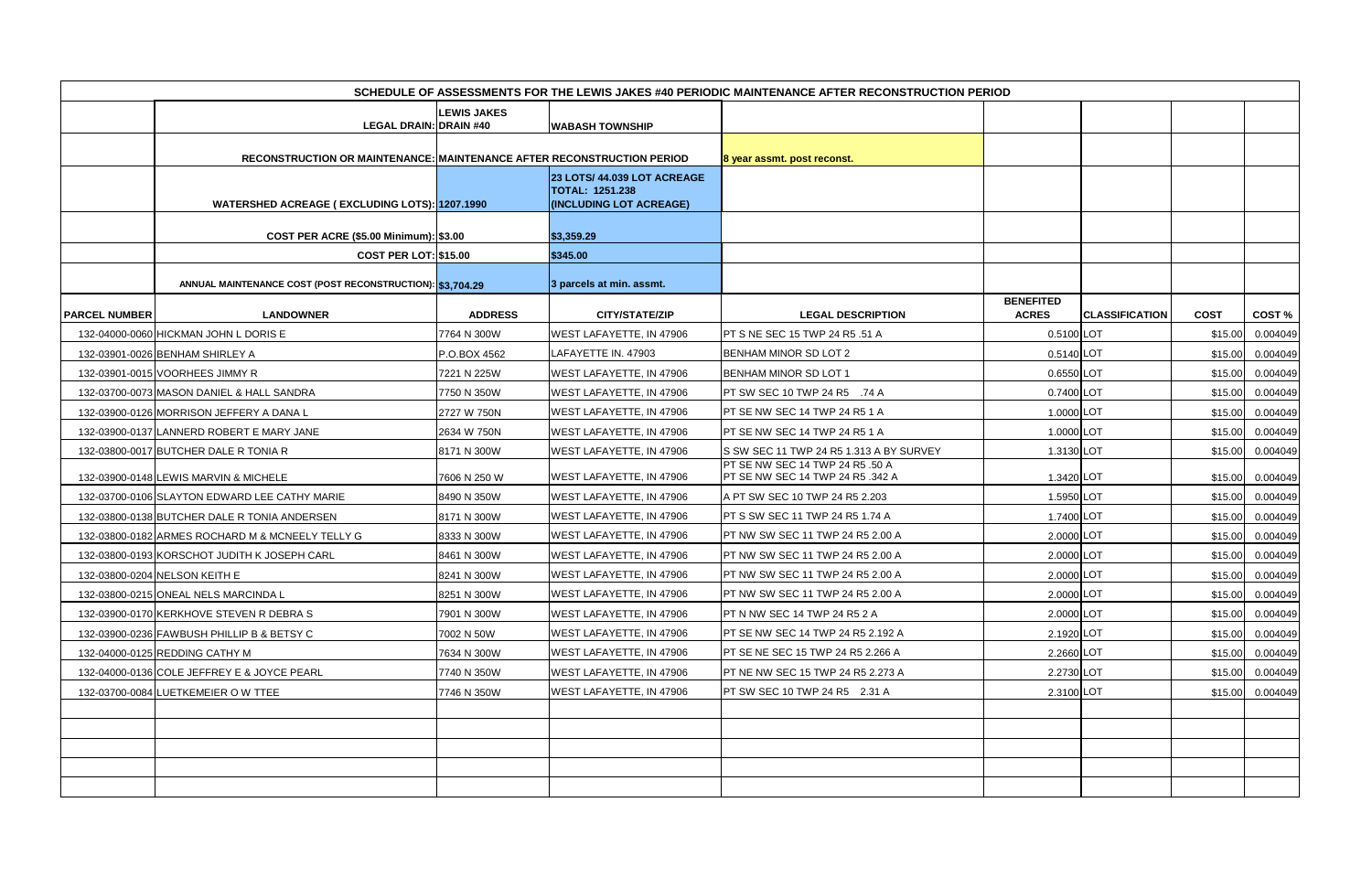| SCHEDULE OF ASSESSMENTS FOR THE LEWIS JAKES #40 PERIODIC MAINTENANCE AFTER RECONSTRUCTION PERIOD | | | | | | | | |
|---|---|---|---|---|---|---|---|---|
| | LEGAL DRAIN: | LEWIS JAKES DRAIN #40 | WABASH TOWNSHIP | | | | | |
| | RECONSTRUCTION OR MAINTENANCE: | MAINTENANCE AFTER RECONSTRUCTION PERIOD | | 8 year assmt. post reconst. | | | | |
| | WATERSHED ACREAGE ( EXCLUDING LOTS): | 1207.1990 | 23 LOTS/ 44.039 LOT ACREAGE TOTAL: 1251.238 (INCLUDING LOT ACREAGE) | | | | | |
| | COST PER ACRE ($5.00 Minimum): | $3.00 | $3,359.29 | | | | | |
| | COST PER LOT: | $15.00 | $345.00 | | | | | |
| | ANNUAL MAINTENANCE COST (POST RECONSTRUCTION): | $3,704.29 | 3 parcels at min. assmt. | | | | | |
| **PARCEL NUMBER** | **LANDOWNER** | **ADDRESS** | **CITY/STATE/ZIP** | **LEGAL DESCRIPTION** | **BENEFITED ACRES** | **CLASSIFICATION** | **COST** | **COST %** |
| 132-04000-0060 | HICKMAN JOHN L DORIS E | 7764 N 300W | WEST LAFAYETTE, IN 47906 | PT S NE SEC 15 TWP 24 R5 .51 A | 0.5100 | LOT | $15.00 | 0.004049 |
| 132-03901-0026 | BENHAM SHIRLEY A | P.O.BOX 4562 | LAFAYETTE IN. 47903 | BENHAM MINOR SD LOT 2 | 0.5140 | LOT | $15.00 | 0.004049 |
| 132-03901-0015 | VOORHEES JIMMY R | 7221 N 225W | WEST LAFAYETTE, IN 47906 | BENHAM MINOR SD LOT 1 | 0.6550 | LOT | $15.00 | 0.004049 |
| 132-03700-0073 | MASON DANIEL & HALL SANDRA | 7750 N 350W | WEST LAFAYETTE, IN 47906 | PT SW SEC 10 TWP 24 R5 .74 A | 0.7400 | LOT | $15.00 | 0.004049 |
| 132-03900-0126 | MORRISON JEFFERY A DANA L | 2727 W 750N | WEST LAFAYETTE, IN 47906 | PT SE NW SEC 14 TWP 24 R5 1 A | 1.0000 | LOT | $15.00 | 0.004049 |
| 132-03900-0137 | LANNERD ROBERT E MARY JANE | 2634 W 750N | WEST LAFAYETTE, IN 47906 | PT SE NW SEC 14 TWP 24 R5 1 A | 1.0000 | LOT | $15.00 | 0.004049 |
| 132-03800-0017 | BUTCHER DALE R TONIA R | 8171 N 300W | WEST LAFAYETTE, IN 47906 | S SW SEC 11 TWP 24 R5 1.313 A BY SURVEY | 1.3130 | LOT | $15.00 | 0.004049 |
| 132-03900-0148 | LEWIS MARVIN & MICHELE | 7606 N 250 W | WEST LAFAYETTE, IN 47906 | PT SE NW SEC 14 TWP 24 R5 .50 A PT SE NW SEC 14 TWP 24 R5 .342 A | 1.3420 | LOT | $15.00 | 0.004049 |
| 132-03700-0106 | SLAYTON EDWARD LEE CATHY MARIE | 8490 N 350W | WEST LAFAYETTE, IN 47906 | A PT SW SEC 10 TWP 24 R5 2.203 | 1.5950 | LOT | $15.00 | 0.004049 |
| 132-03800-0138 | BUTCHER DALE R TONIA ANDERSEN | 8171 N 300W | WEST LAFAYETTE, IN 47906 | PT S SW SEC 11 TWP 24 R5 1.74 A | 1.7400 | LOT | $15.00 | 0.004049 |
| 132-03800-0182 | ARMES ROCHARD M & MCNEELY TELLY G | 8333 N 300W | WEST LAFAYETTE, IN 47906 | PT NW SW SEC 11 TWP 24 R5 2.00 A | 2.0000 | LOT | $15.00 | 0.004049 |
| 132-03800-0193 | KORSCHOT JUDITH K JOSEPH CARL | 8461 N 300W | WEST LAFAYETTE, IN 47906 | PT NW SW SEC 11 TWP 24 R5 2.00 A | 2.0000 | LOT | $15.00 | 0.004049 |
| 132-03800-0204 | NELSON KEITH E | 8241 N 300W | WEST LAFAYETTE, IN 47906 | PT NW SW SEC 11 TWP 24 R5 2.00 A | 2.0000 | LOT | $15.00 | 0.004049 |
| 132-03800-0215 | ONEAL NELS MARCINDA L | 8251 N 300W | WEST LAFAYETTE, IN 47906 | PT NW SW SEC 11 TWP 24 R5 2.00 A | 2.0000 | LOT | $15.00 | 0.004049 |
| 132-03900-0170 | KERKHOVE STEVEN R DEBRA S | 7901 N 300W | WEST LAFAYETTE, IN 47906 | PT N NW SEC 14 TWP 24 R5 2 A | 2.0000 | LOT | $15.00 | 0.004049 |
| 132-03900-0236 | FAWBUSH PHILLIP B & BETSY C | 7002 N 50W | WEST LAFAYETTE, IN 47906 | PT SE NW SEC 14 TWP 24 R5 2.192 A | 2.1920 | LOT | $15.00 | 0.004049 |
| 132-04000-0125 | REDDING CATHY M | 7634 N 300W | WEST LAFAYETTE, IN 47906 | PT SE NE SEC 15 TWP 24 R5 2.266 A | 2.2660 | LOT | $15.00 | 0.004049 |
| 132-04000-0136 | COLE JEFFREY E & JOYCE PEARL | 7740 N 350W | WEST LAFAYETTE, IN 47906 | PT NE NW SEC 15 TWP 24 R5 2.273 A | 2.2730 | LOT | $15.00 | 0.004049 |
| 132-03700-0084 | LUETKEMEIER O W TTEE | 7746 N 350W | WEST LAFAYETTE, IN 47906 | PT SW SEC 10 TWP 24 R5 2.31 A | 2.3100 | LOT | $15.00 | 0.004049 |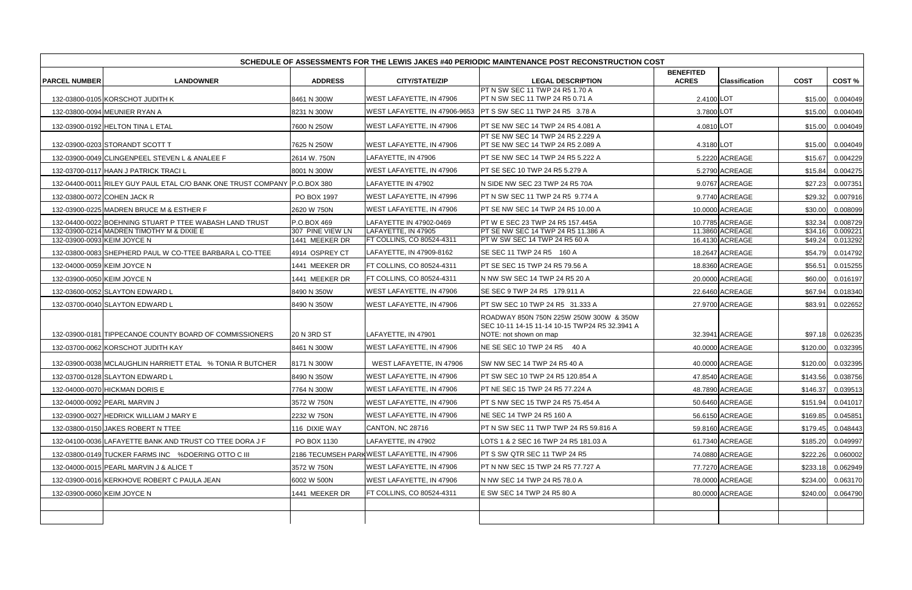| SCHEDULE OF ASSESSMENTS FOR THE LEWIS JAKES #40 PERIODIC MAINTENANCE POST RECONSTRUCTION COST | | | | | | | | |
|---|---|---|---|---|---|---|---|---|
| **PARCEL NUMBER** | **LANDOWNER** | **ADDRESS** | **CITY/STATE/ZIP** | **LEGAL DESCRIPTION** | **BENEFITED ACRES** | **Classification** | **COST** | **COST %** |
| 132-03800-0105 | KORSCHOT JUDITH K | 8461 N 300W | WEST LAFAYETTE, IN 47906 | PT N SW SEC 11 TWP 24 R5 1.70 A PT N SW SEC 11 TWP 24 R5 0.71 A | 2.4100 | LOT | $15.00 | 0.004049 |
| 132-03800-0094 | MEUNIER RYAN A | 8231 N 300W | WEST LAFAYETTE, IN 47906-9653 | PT S SW SEC 11 TWP 24 R5 3.78 A | 3.7800 | LOT | $15.00 | 0.004049 |
| 132-03900-0192 | HELTON TINA L ETAL | 7600 N 250W | WEST LAFAYETTE, IN 47906 | PT SE NW SEC 14 TWP 24 R5 4.081 A | 4.0810 | LOT | $15.00 | 0.004049 |
| 132-03900-0203 | STORANDT SCOTT T | 7625 N 250W | WEST LAFAYETTE, IN 47906 | PT SE NW SEC 14 TWP 24 R5 2.229 A PT SE NW SEC 14 TWP 24 R5 2.089 A | 4.3180 | LOT | $15.00 | 0.004049 |
| 132-03900-0049 | CLINGENPEEL STEVEN L & ANALEE F | 2614 W. 750N | LAFAYETTE, IN 47906 | PT SE NW SEC 14 TWP 24 R5 5.222 A | 5.2220 | ACREAGE | $15.67 | 0.004229 |
| 132-03700-0117 | HAAN J PATRICK TRACI L | 8001 N 300W | WEST LAFAYETTE, IN 47906 | PT SE SEC 10 TWP 24 R5 5.279 A | 5.2790 | ACREAGE | $15.84 | 0.004275 |
| 132-04400-0011 | RILEY GUY PAUL ETAL C/O BANK ONE TRUST COMPANY | P.O.BOX 380 | LAFAYETTE IN 47902 | N SIDE NW SEC 23 TWP 24 R5 70A | 9.0767 | ACREAGE | $27.23 | 0.007351 |
| 132-03800-0072 | COHEN JACK R | PO BOX 1997 | WEST LAFAYETTE, IN 47996 | PT N SW SEC 11 TWP 24 R5 9.774 A | 9.7740 | ACREAGE | $29.32 | 0.007916 |
| 132-03900-0225 | MADREN BRUCE M & ESTHER F | 2620 W 750N | WEST LAFAYETTE, IN 47906 | PT SE NW SEC 14 TWP 24 R5 10.00 A | 10.0000 | ACREAGE | $30.00 | 0.008099 |
| 132-04400-0022 | BOEHNING STUART P TTEE WABASH LAND TRUST | P.O.BOX 469 | LAFAYETTE IN 47902-0469 | PT W E SEC 23 TWP 24 R5 157.445A | 10.7785 | ACREAGE | $32.34 | 0.008729 |
| 132-03900-0214 | MADREN TIMOTHY M & DIXIE E | 307 PINE VIEW LN | LAFAYETTE, IN 47905 | PT SE NW SEC 14 TWP 24 R5 11.386 A | 11.3860 | ACREAGE | $34.16 | 0.009221 |
| 132-03900-0093 | KEIM JOYCE N | 1441 MEEKER DR | FT COLLINS, CO 80524-4311 | PT W SW SEC 14 TWP 24 R5 60 A | 16.4130 | ACREAGE | $49.24 | 0.013292 |
| 132-03800-0083 | SHEPHERD PAUL W CO-TTEE BARBARA L CO-TTEE | 4914 OSPREY CT | LAFAYETTE, IN 47909-8162 | SE SEC 11 TWP 24 R5 160 A | 18.2647 | ACREAGE | $54.79 | 0.014792 |
| 132-04000-0059 | KEIM JOYCE N | 1441 MEEKER DR | FT COLLINS, CO 80524-4311 | PT SE SEC 15 TWP 24 R5 79.56 A | 18.8360 | ACREAGE | $56.51 | 0.015255 |
| 132-03900-0050 | KEIM JOYCE N | 1441 MEEKER DR | FT COLLINS, CO 80524-4311 | N NW SW SEC 14 TWP 24 R5 20 A | 20.0000 | ACREAGE | $60.00 | 0.016197 |
| 132-03600-0052 | SLAYTON EDWARD L | 8490 N 350W | WEST LAFAYETTE, IN 47906 | SE SEC 9 TWP 24 R5 179.911 A | 22.6460 | ACREAGE | $67.94 | 0.018340 |
| 132-03700-0040 | SLAYTON EDWARD L | 8490 N 350W | WEST LAFAYETTE, IN 47906 | PT SW SEC 10 TWP 24 R5 31.333 A | 27.9700 | ACREAGE | $83.91 | 0.022652 |
| 132-03900-0181 | TIPPECANOE COUNTY BOARD OF COMMISSIONERS | 20 N 3RD ST | LAFAYETTE, IN 47901 | ROADWAY 850N 750N 225W 250W 300W & 350W SEC 10-11 14-15 11-14 10-15 TWP24 R5 32.3941 A NOTE: not shown on map | 32.3941 | ACREAGE | $97.18 | 0.026235 |
| 132-03700-0062 | KORSCHOT JUDITH KAY | 8461 N 300W | WEST LAFAYETTE, IN 47906 | NE SE SEC 10 TWP 24 R5 40 A | 40.0000 | ACREAGE | $120.00 | 0.032395 |
| 132-03900-0038 | MCLAUGHLIN HARRIETT ETAL % TONIA R BUTCHER | 8171 N 300W | WEST LAFAYETTE, IN 47906 | SW NW SEC 14 TWP 24 R5 40 A | 40.0000 | ACREAGE | $120.00 | 0.032395 |
| 132-03700-0128 | SLAYTON EDWARD L | 8490 N 350W | WEST LAFAYETTE, IN 47906 | PT SW SEC 10 TWP 24 R5 120.854 A | 47.8540 | ACREAGE | $143.56 | 0.038756 |
| 132-04000-0070 | HICKMAN DORIS E | 7764 N 300W | WEST LAFAYETTE, IN 47906 | PT NE SEC 15 TWP 24 R5 77.224 A | 48.7890 | ACREAGE | $146.37 | 0.039513 |
| 132-04000-0092 | PEARL MARVIN J | 3572 W 750N | WEST LAFAYETTE, IN 47906 | PT S NW SEC 15 TWP 24 R5 75.454 A | 50.6460 | ACREAGE | $151.94 | 0.041017 |
| 132-03900-0027 | HEDRICK WILLIAM J MARY E | 2232 W 750N | WEST LAFAYETTE, IN 47906 | NE SEC 14 TWP 24 R5 160 A | 56.6150 | ACREAGE | $169.85 | 0.045851 |
| 132-03800-0150 | JAKES ROBERT N TTEE | 116 DIXIE WAY | CANTON, NC 28716 | PT N SW SEC 11 TWP TWP 24 R5 59.816 A | 59.8160 | ACREAGE | $179.45 | 0.048443 |
| 132-04100-0036 | LAFAYETTE BANK AND TRUST CO TTEE DORA J F | PO BOX 1130 | LAFAYETTE, IN 47902 | LOTS 1 & 2 SEC 16 TWP 24 R5 181.03 A | 61.7340 | ACREAGE | $185.20 | 0.049997 |
| 132-03800-0149 | TUCKER FARMS INC %DOERING OTTO C III | 2186 TECUMSEH PARK | WEST LAFAYETTE, IN 47906 | PT S SW QTR SEC 11 TWP 24 R5 | 74.0880 | ACREAGE | $222.26 | 0.060002 |
| 132-04000-0015 | PEARL MARVIN J & ALICE T | 3572 W 750N | WEST LAFAYETTE, IN 47906 | PT N NW SEC 15 TWP 24 R5 77.727 A | 77.7270 | ACREAGE | $233.18 | 0.062949 |
| 132-03900-0016 | KERKHOVE ROBERT C PAULA JEAN | 6002 W 500N | WEST LAFAYETTE, IN 47906 | N NW SEC 14 TWP 24 R5 78.0 A | 78.0000 | ACREAGE | $234.00 | 0.063170 |
| 132-03900-0060 | KEIM JOYCE N | 1441 MEEKER DR | FT COLLINS, CO 80524-4311 | E SW SEC 14 TWP 24 R5 80 A | 80.0000 | ACREAGE | $240.00 | 0.064790 |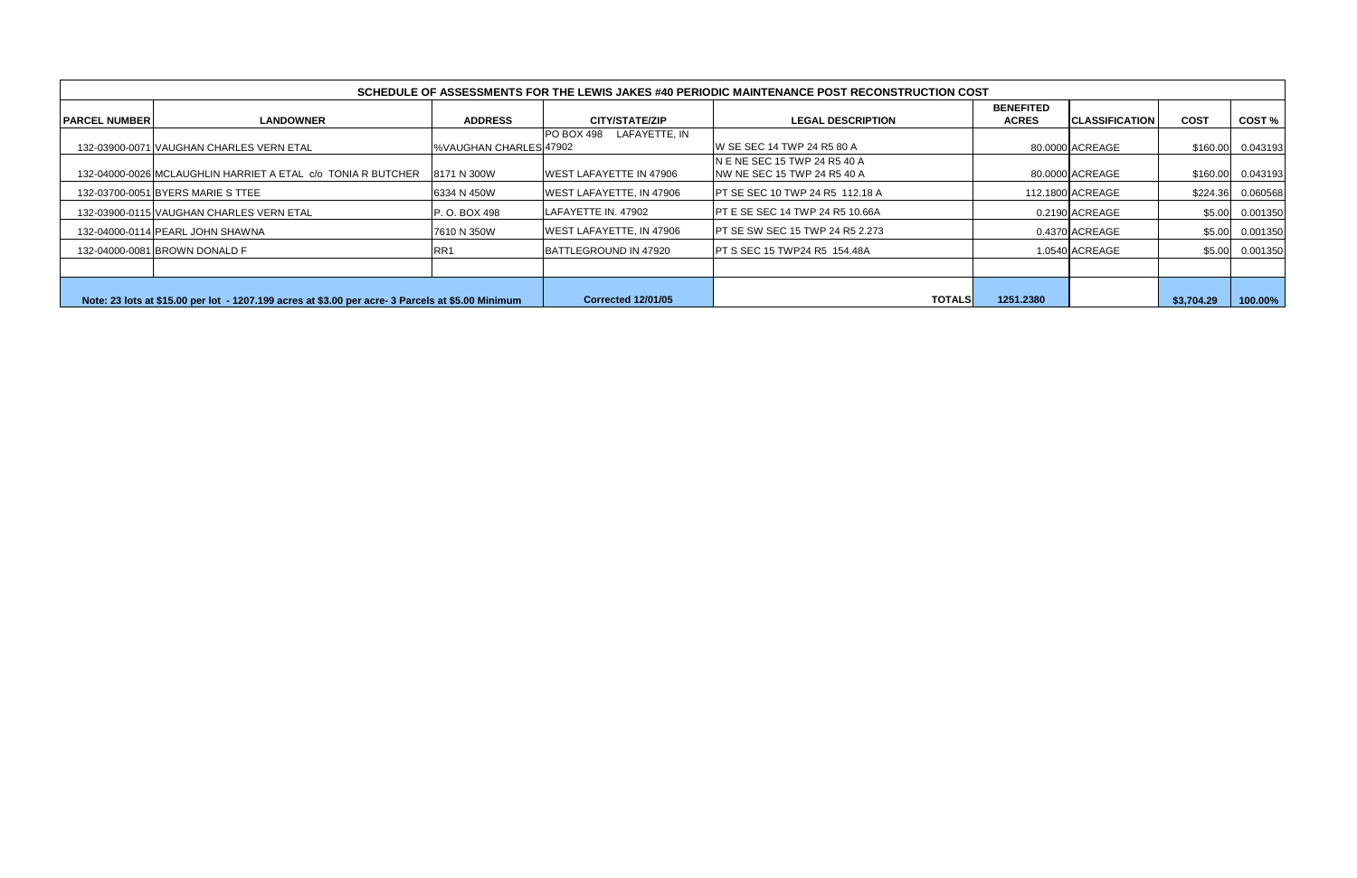| SCHEDULE OF ASSESSMENTS FOR THE LEWIS JAKES #40 PERIODIC MAINTENANCE POST RECONSTRUCTION COST | | | | | | | | |
|---|---|---|---|---|---|---|---|---|
| **PARCEL NUMBER** | **LANDOWNER** | **ADDRESS** | **CITY/STATE/ZIP** | **LEGAL DESCRIPTION** | **BENEFITED ACRES** | **CLASSIFICATION** | **COST** | **COST %** |
| 132-03900-0071 | VAUGHAN CHARLES VERN ETAL | %VAUGHAN CHARLES | PO BOX 498 LAFAYETTE, IN 47902 | W SE SEC 14 TWP 24 R5 80 A | 80.0000 | ACREAGE | $160.00 | 0.043193 |
| 132-04000-0026 | MCLAUGHLIN HARRIET A ETAL c/o TONIA R BUTCHER | 8171 N 300W | WEST LAFAYETTE IN 47906 | N E NE SEC 15 TWP 24 R5 40 A NW NE SEC 15 TWP 24 R5 40 A | 80.0000 | ACREAGE | $160.00 | 0.043193 |
| 132-03700-0051 | BYERS MARIE S TTEE | 6334 N 450W | WEST LAFAYETTE, IN 47906 | PT SE SEC 10 TWP 24 R5 112.18 A | 112.1800 | ACREAGE | $224.36 | 0.060568 |
| 132-03900-0115 | VAUGHAN CHARLES VERN ETAL | P. O. BOX 498 | LAFAYETTE IN. 47902 | PT E SE SEC 14 TWP 24 R5 10.66A | 0.2190 | ACREAGE | $5.00 | 0.001350 |
| 132-04000-0114 | PEARL JOHN SHAWNA | 7610 N 350W | WEST LAFAYETTE, IN 47906 | PT SE SW SEC 15 TWP 24 R5 2.273 | 0.4370 | ACREAGE | $5.00 | 0.001350 |
| 132-04000-0081 | BROWN DONALD F | RR1 | BATTLEGROUND IN 47920 | PT S SEC 15 TWP24 R5 154.48A | 1.0540 | ACREAGE | $5.00 | 0.001350 |
| | | | | | | | | |
| **Note: 23 lots at $15.00 per lot - 1207.199 acres at $3.00 per acre- 3 Parcels at $5.00 Minimum** | | | **Corrected 12/01/05** | **TOTALS** | **1251.2380** | | **$3,704.29** | **100.00%** |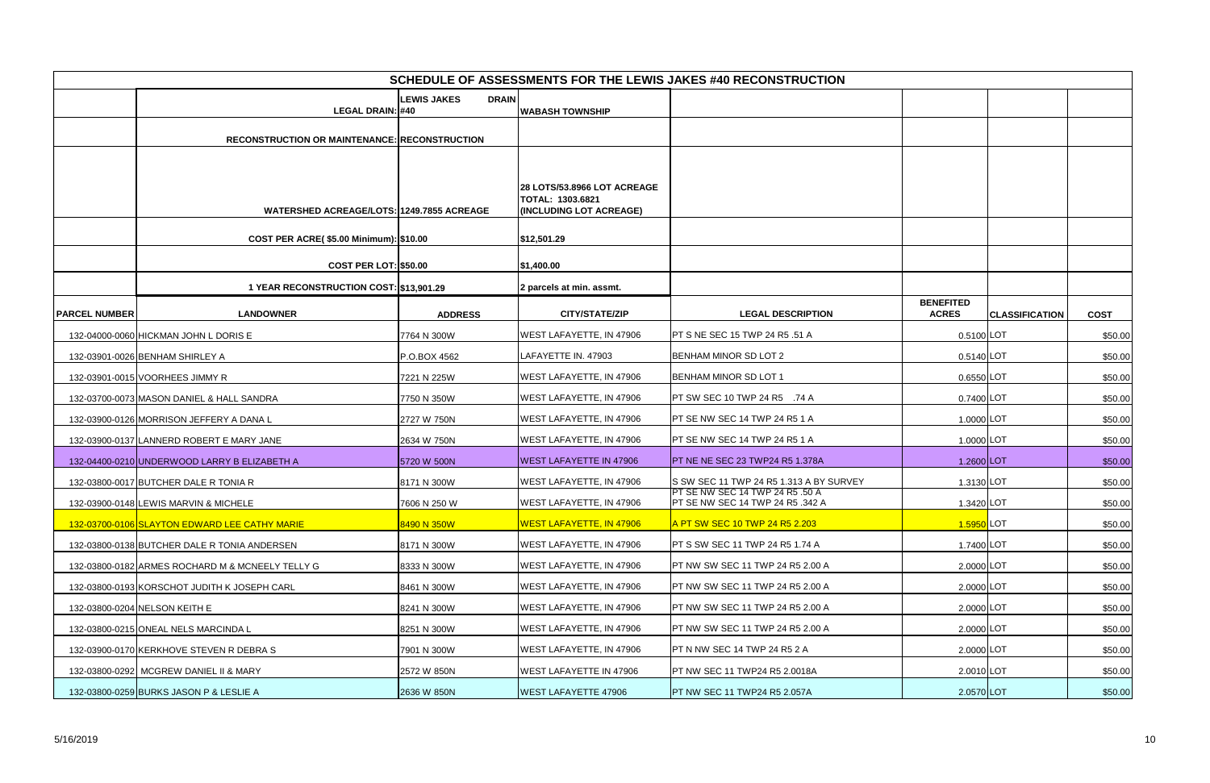| SCHEDULE OF ASSESSMENTS FOR THE LEWIS JAKES #40 RECONSTRUCTION | | | | | | | |
|---|---|---|---|---|---|---|---|
| | LEGAL DRAIN: | LEWIS JAKES DRAIN #40 | WABASH TOWNSHIP | | | | |
| | RECONSTRUCTION OR MAINTENANCE: | RECONSTRUCTION | | | | | |
| | WATERSHED ACREAGE/LOTS: | 1249.7855 ACREAGE | 28 LOTS/53.8966 LOT ACREAGE TOTAL: 1303.6821 (INCLUDING LOT ACREAGE) | | | | |
| | COST PER ACRE( $5.00 Minimum): | $10.00 | $12,501.29 | | | | |
| | COST PER LOT: | $50.00 | $1,400.00 | | | | |
| | 1 YEAR RECONSTRUCTION COST: | $13,901.29 | 2 parcels at min. assmt. | | | | |
| **PARCEL NUMBER** | **LANDOWNER** | **ADDRESS** | **CITY/STATE/ZIP** | **LEGAL DESCRIPTION** | **BENEFITED ACRES** | **CLASSIFICATION** | **COST** |
| 132-04000-0060 | HICKMAN JOHN L DORIS E | 7764 N 300W | WEST LAFAYETTE, IN 47906 | PT S NE SEC 15 TWP 24 R5 .51 A | 0.5100 | LOT | $50.00 |
| 132-03901-0026 | BENHAM SHIRLEY A | P.O.BOX 4562 | LAFAYETTE IN. 47903 | BENHAM MINOR SD LOT 2 | 0.5140 | LOT | $50.00 |
| 132-03901-0015 | VOORHEES JIMMY R | 7221 N 225W | WEST LAFAYETTE, IN 47906 | BENHAM MINOR SD LOT 1 | 0.6550 | LOT | $50.00 |
| 132-03700-0073 | MASON DANIEL & HALL SANDRA | 7750 N 350W | WEST LAFAYETTE, IN 47906 | PT SW SEC 10 TWP 24 R5 .74 A | 0.7400 | LOT | $50.00 |
| 132-03900-0126 | MORRISON JEFFERY A DANA L | 2727 W 750N | WEST LAFAYETTE, IN 47906 | PT SE NW SEC 14 TWP 24 R5 1 A | 1.0000 | LOT | $50.00 |
| 132-03900-0137 | LANNERD ROBERT E MARY JANE | 2634 W 750N | WEST LAFAYETTE, IN 47906 | PT SE NW SEC 14 TWP 24 R5 1 A | 1.0000 | LOT | $50.00 |
| 132-04400-0210 | UNDERWOOD LARRY B ELIZABETH A | 5720 W 500N | WEST LAFAYETTE IN 47906 | PT NE NE SEC 23 TWP24 R5 1.378A | 1.2600 | LOT | $50.00 |
| 132-03800-0017 | BUTCHER DALE R TONIA R | 8171 N 300W | WEST LAFAYETTE, IN 47906 | S SW SEC 11 TWP 24 R5 1.313 A BY SURVEY | 1.3130 | LOT | $50.00 |
| 132-03900-0148 | LEWIS MARVIN & MICHELE | 7606 N 250 W | WEST LAFAYETTE, IN 47906 | PT SE NW SEC 14 TWP 24 R5 .50 A PT SE NW SEC 14 TWP 24 R5 .342 A | 1.3420 | LOT | $50.00 |
| 132-03700-0106 | SLAYTON EDWARD LEE CATHY MARIE | 8490 N 350W | WEST LAFAYETTE, IN 47906 | A PT SW SEC 10 TWP 24 R5 2.203 | 1.5950 | LOT | $50.00 |
| 132-03800-0138 | BUTCHER DALE R TONIA ANDERSEN | 8171 N 300W | WEST LAFAYETTE, IN 47906 | PT S SW SEC 11 TWP 24 R5 1.74 A | 1.7400 | LOT | $50.00 |
| 132-03800-0182 | ARMES ROCHARD M & MCNEELY TELLY G | 8333 N 300W | WEST LAFAYETTE, IN 47906 | PT NW SW SEC 11 TWP 24 R5 2.00 A | 2.0000 | LOT | $50.00 |
| 132-03800-0193 | KORSCHOT JUDITH K JOSEPH CARL | 8461 N 300W | WEST LAFAYETTE, IN 47906 | PT NW SW SEC 11 TWP 24 R5 2.00 A | 2.0000 | LOT | $50.00 |
| 132-03800-0204 | NELSON KEITH E | 8241 N 300W | WEST LAFAYETTE, IN 47906 | PT NW SW SEC 11 TWP 24 R5 2.00 A | 2.0000 | LOT | $50.00 |
| 132-03800-0215 | ONEAL NELS MARCINDA L | 8251 N 300W | WEST LAFAYETTE, IN 47906 | PT NW SW SEC 11 TWP 24 R5 2.00 A | 2.0000 | LOT | $50.00 |
| 132-03900-0170 | KERKHOVE STEVEN R DEBRA S | 7901 N 300W | WEST LAFAYETTE, IN 47906 | PT N NW SEC 14 TWP 24 R5 2 A | 2.0000 | LOT | $50.00 |
| 132-03800-0292 | MCGREW DANIEL II & MARY | 2572 W 850N | WEST LAFAYETTE IN 47906 | PT NW SEC 11 TWP24 R5 2.0018A | 2.0010 | LOT | $50.00 |
| 132-03800-0259 | BURKS JASON P & LESLIE A | 2636 W 850N | WEST LAFAYETTE 47906 | PT NW SEC 11 TWP24 R5 2.057A | 2.0570 | LOT | $50.00 |

5/16/2019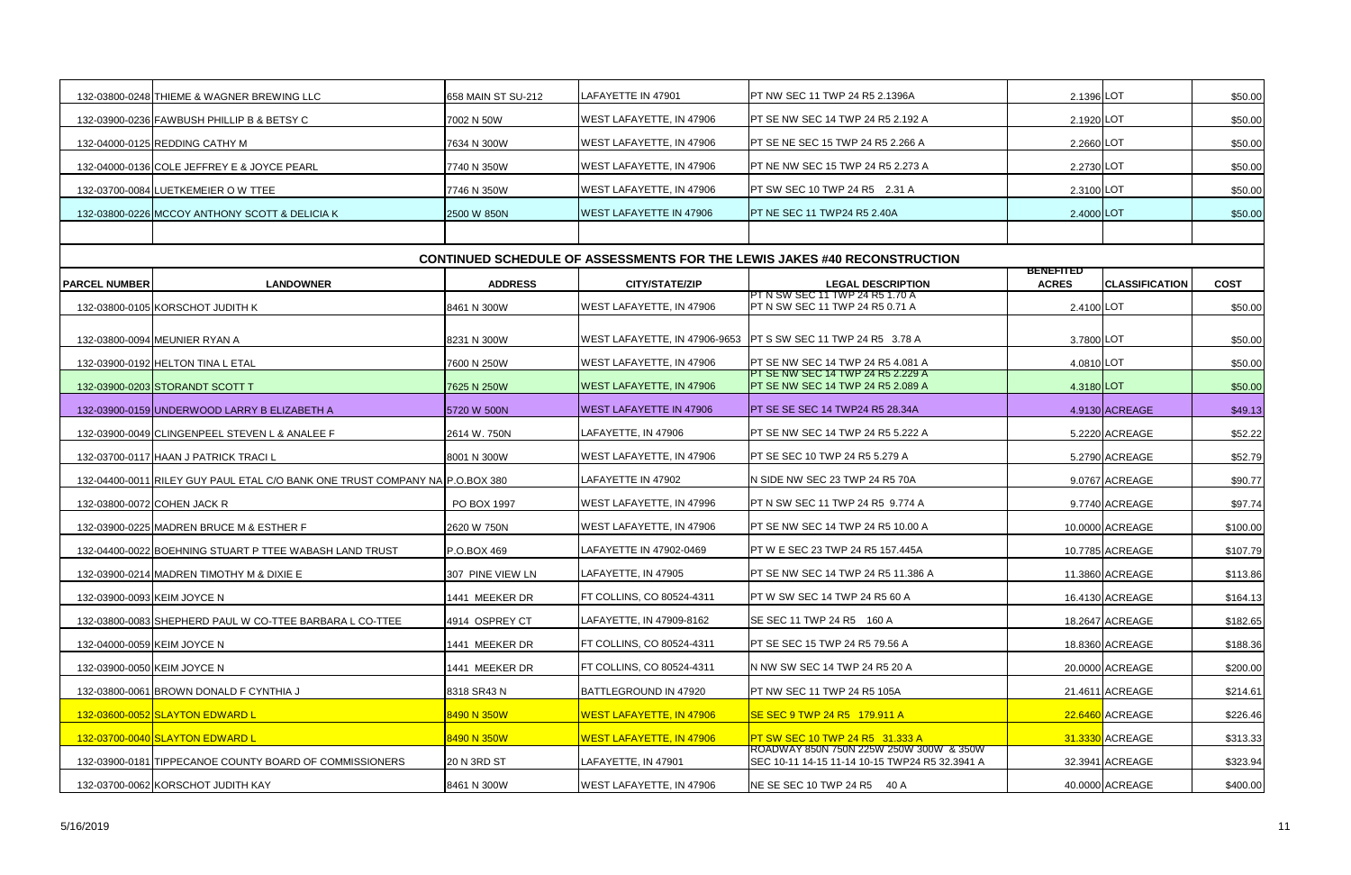| | | | | | | | |
|---|---|---|---|---|---|---|---|
| 132-03800-0248 | THIEME & WAGNER BREWING LLC | 658 MAIN ST SU-212 | LAFAYETTE IN 47901 | PT NW SEC 11 TWP 24 R5 2.1396A | 2.1396 | LOT | $50.00 |
| 132-03900-0236 | FAWBUSH PHILLIP B & BETSY C | 7002 N 50W | WEST LAFAYETTE, IN 47906 | PT SE NW SEC 14 TWP 24 R5 2.192 A | 2.1920 | LOT | $50.00 |
| 132-04000-0125 | REDDING CATHY M | 7634 N 300W | WEST LAFAYETTE, IN 47906 | PT SE NE SEC 15 TWP 24 R5 2.266 A | 2.2660 | LOT | $50.00 |
| 132-04000-0136 | COLE JEFFREY E & JOYCE PEARL | 7740 N 350W | WEST LAFAYETTE, IN 47906 | PT NE NW SEC 15 TWP 24 R5 2.273 A | 2.2730 | LOT | $50.00 |
| 132-03700-0084 | LUETKEMEIER O W TTEE | 7746 N 350W | WEST LAFAYETTE, IN 47906 | PT SW SEC 10 TWP 24 R5 2.31 A | 2.3100 | LOT | $50.00 |
| 132-03800-0226 | MCCOY ANTHONY SCOTT & DELICIA K | 2500 W 850N | WEST LAFAYETTE IN 47906 | PT NE SEC 11 TWP24 R5 2.40A | 2.4000 | LOT | $50.00 |

**CONTINUED SCHEDULE OF ASSESSMENTS FOR THE LEWIS JAKES #40 RECONSTRUCTION**

| PARCEL NUMBER | LANDOWNER | ADDRESS | CITY/STATE/ZIP | LEGAL DESCRIPTION | BENEFITED ACRES | CLASSIFICATION | COST |
|---|---|---|---|---|---|---|---|
| 132-03800-0105 | KORSCHOT JUDITH K | 8461 N 300W | WEST LAFAYETTE, IN 47906 | PT N SW SEC 11 TWP 24 R5 1.70 A PT N SW SEC 11 TWP 24 R5 0.71 A | 2.4100 | LOT | $50.00 |
| 132-03800-0094 | MEUNIER RYAN A | 8231 N 300W | WEST LAFAYETTE, IN 47906-9653 | PT S SW SEC 11 TWP 24 R5 3.78 A | 3.7800 | LOT | $50.00 |
| 132-03900-0192 | HELTON TINA L ETAL | 7600 N 250W | WEST LAFAYETTE, IN 47906 | PT SE NW SEC 14 TWP 24 R5 4.081 A | 4.0810 | LOT | $50.00 |
| 132-03900-0203 | STORANDT SCOTT T | 7625 N 250W | WEST LAFAYETTE, IN 47906 | PT SE NW SEC 14 TWP 24 R5 2.229 A PT SE NW SEC 14 TWP 24 R5 2.089 A | 4.3180 | LOT | $50.00 |
| 132-03900-0159 | UNDERWOOD LARRY B ELIZABETH A | 5720 W 500N | WEST LAFAYETTE IN 47906 | PT SE SE SEC 14 TWP24 R5 28.34A | 4.9130 | ACREAGE | $49.13 |
| 132-03900-0049 | CLINGENPEEL STEVEN L & ANALEE F | 2614 W. 750N | LAFAYETTE, IN 47906 | PT SE NW SEC 14 TWP 24 R5 5.222 A | 5.2220 | ACREAGE | $52.22 |
| 132-03700-0117 | HAAN J PATRICK TRACI L | 8001 N 300W | WEST LAFAYETTE, IN 47906 | PT SE SEC 10 TWP 24 R5 5.279 A | 5.2790 | ACREAGE | $52.79 |
| 132-04400-0011 | RILEY GUY PAUL ETAL C/O BANK ONE TRUST COMPANY NA | P.O.BOX 380 | LAFAYETTE IN 47902 | N SIDE NW SEC 23 TWP 24 R5 70A | 9.0767 | ACREAGE | $90.77 |
| 132-03800-0072 | COHEN JACK R | PO BOX 1997 | WEST LAFAYETTE, IN 47996 | PT N SW SEC 11 TWP 24 R5 9.774 A | 9.7740 | ACREAGE | $97.74 |
| 132-03900-0225 | MADREN BRUCE M & ESTHER F | 2620 W 750N | WEST LAFAYETTE, IN 47906 | PT SE NW SEC 14 TWP 24 R5 10.00 A | 10.0000 | ACREAGE | $100.00 |
| 132-04400-0022 | BOEHNING STUART P TTEE WABASH LAND TRUST | P.O.BOX 469 | LAFAYETTE IN 47902-0469 | PT W E SEC 23 TWP 24 R5 157.445A | 10.7785 | ACREAGE | $107.79 |
| 132-03900-0214 | MADREN TIMOTHY M & DIXIE E | 307 PINE VIEW LN | LAFAYETTE, IN 47905 | PT SE NW SEC 14 TWP 24 R5 11.386 A | 11.3860 | ACREAGE | $113.86 |
| 132-03900-0093 | KEIM JOYCE N | 1441 MEEKER DR | FT COLLINS, CO 80524-4311 | PT W SW SEC 14 TWP 24 R5 60 A | 16.4130 | ACREAGE | $164.13 |
| 132-03800-0083 | SHEPHERD PAUL W CO-TTEE BARBARA L CO-TTEE | 4914 OSPREY CT | LAFAYETTE, IN 47909-8162 | SE SEC 11 TWP 24 R5 160 A | 18.2647 | ACREAGE | $182.65 |
| 132-04000-0059 | KEIM JOYCE N | 1441 MEEKER DR | FT COLLINS, CO 80524-4311 | PT SE SEC 15 TWP 24 R5 79.56 A | 18.8360 | ACREAGE | $188.36 |
| 132-03900-0050 | KEIM JOYCE N | 1441 MEEKER DR | FT COLLINS, CO 80524-4311 | N NW SW SEC 14 TWP 24 R5 20 A | 20.0000 | ACREAGE | $200.00 |
| 132-03800-0061 | BROWN DONALD F CYNTHIA J | 8318 SR43 N | BATTLEGROUND IN 47920 | PT NW SEC 11 TWP 24 R5 105A | 21.4611 | ACREAGE | $214.61 |
| 132-03600-0052 | SLAYTON EDWARD L | 8490 N 350W | WEST LAFAYETTE, IN 47906 | SE SEC 9 TWP 24 R5 179.911 A | 22.6460 | ACREAGE | $226.46 |
| 132-03700-0040 | SLAYTON EDWARD L | 8490 N 350W | WEST LAFAYETTE, IN 47906 | PT SW SEC 10 TWP 24 R5 31.333 A | 31.3330 | ACREAGE | $313.33 |
| 132-03900-0181 | TIPPECANOE COUNTY BOARD OF COMMISSIONERS | 20 N 3RD ST | LAFAYETTE, IN 47901 | ROADWAY 850N 750N 225W 250W 300W & 350W SEC 10-11 14-15 11-14 10-15 TWP24 R5 32.3941 A | 32.3941 | ACREAGE | $323.94 |
| 132-03700-0062 | KORSCHOT JUDITH KAY | 8461 N 300W | WEST LAFAYETTE, IN 47906 | NE SE SEC 10 TWP 24 R5 40 A | 40.0000 | ACREAGE | $400.00 |

5/16/2019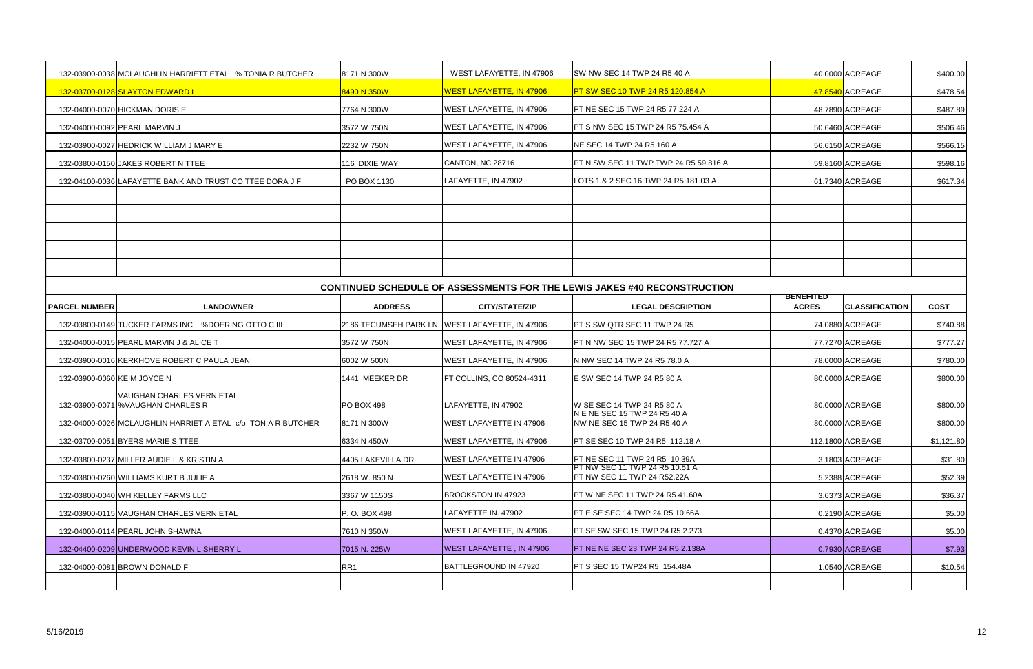| | | | | | | | |
|---|---|---|---|---|---|---|---|
| 132-03900-0038 | MCLAUGHLIN HARRIETT ETAL % TONIA R BUTCHER | 8171 N 300W | WEST LAFAYETTE, IN 47906 | SW NW SEC 14 TWP 24 R5 40 A | 40.0000 | ACREAGE | $400.00 |
| 132-03700-0128 | SLAYTON EDWARD L | 8490 N 350W | WEST LAFAYETTE, IN 47906 | PT SW SEC 10 TWP 24 R5 120.854 A | 47.8540 | ACREAGE | $478.54 |
| 132-04000-0070 | HICKMAN DORIS E | 7764 N 300W | WEST LAFAYETTE, IN 47906 | PT NE SEC 15 TWP 24 R5 77.224 A | 48.7890 | ACREAGE | $487.89 |
| 132-04000-0092 | PEARL MARVIN J | 3572 W 750N | WEST LAFAYETTE, IN 47906 | PT S NW SEC 15 TWP 24 R5 75.454 A | 50.6460 | ACREAGE | $506.46 |
| 132-03900-0027 | HEDRICK WILLIAM J MARY E | 2232 W 750N | WEST LAFAYETTE, IN 47906 | NE SEC 14 TWP 24 R5 160 A | 56.6150 | ACREAGE | $566.15 |
| 132-03800-0150 | JAKES ROBERT N TTEE | 116 DIXIE WAY | CANTON, NC 28716 | PT N SW SEC 11 TWP TWP 24 R5 59.816 A | 59.8160 | ACREAGE | $598.16 |
| 132-04100-0036 | LAFAYETTE BANK AND TRUST CO TTEE DORA J F | PO BOX 1130 | LAFAYETTE, IN 47902 | LOTS 1 & 2 SEC 16 TWP 24 R5 181.03 A | 61.7340 | ACREAGE | $617.34 |
| | | | | | | | |
| | | | | | | | |
| | | | | | | | |
| | | | | | | | |
| | | | | | | | |

**CONTINUED SCHEDULE OF ASSESSMENTS FOR THE LEWIS JAKES #40 RECONSTRUCTION**

| PARCEL NUMBER | LANDOWNER | ADDRESS | CITY/STATE/ZIP | LEGAL DESCRIPTION | BENEFITED ACRES | CLASSIFICATION | COST |
|---|---|---|---|---|---|---|---|
| 132-03800-0149 | TUCKER FARMS INC %DOERING OTTO C III | 2186 TECUMSEH PARK LN | WEST LAFAYETTE, IN 47906 | PT S SW QTR SEC 11 TWP 24 R5 | 74.0880 | ACREAGE | $740.88 |
| 132-04000-0015 | PEARL MARVIN J & ALICE T | 3572 W 750N | WEST LAFAYETTE, IN 47906 | PT N NW SEC 15 TWP 24 R5 77.727 A | 77.7270 | ACREAGE | $777.27 |
| 132-03900-0016 | KERKHOVE ROBERT C PAULA JEAN | 6002 W 500N | WEST LAFAYETTE, IN 47906 | N NW SEC 14 TWP 24 R5 78.0 A | 78.0000 | ACREAGE | $780.00 |
| 132-03900-0060 | KEIM JOYCE N | 1441 MEEKER DR | FT COLLINS, CO 80524-4311 | E SW SEC 14 TWP 24 R5 80 A | 80.0000 | ACREAGE | $800.00 |
| 132-03900-0071 | VAUGHAN CHARLES VERN ETAL %VAUGHAN CHARLES R | PO BOX 498 | LAFAYETTE, IN 47902 | W SE SEC 14 TWP 24 R5 80 A | 80.0000 | ACREAGE | $800.00 |
| 132-04000-0026 | MCLAUGHLIN HARRIET A ETAL c/o TONIA R BUTCHER | 8171 N 300W | WEST LAFAYETTE IN 47906 | N E NE SEC 15 TWP 24 R5 40 A NW NE SEC 15 TWP 24 R5 40 A | 80.0000 | ACREAGE | $800.00 |
| 132-03700-0051 | BYERS MARIE S TTEE | 6334 N 450W | WEST LAFAYETTE, IN 47906 | PT SE SEC 10 TWP 24 R5 112.18 A | 112.1800 | ACREAGE | $1,121.80 |
| 132-03800-0237 | MILLER AUDIE L & KRISTIN A | 4405 LAKEVILLA DR | WEST LAFAYETTE IN 47906 | PT NE SEC 11 TWP 24 R5 10.39A | 3.1803 | ACREAGE | $31.80 |
| 132-03800-0260 | WILLIAMS KURT B JULIE A | 2618 W. 850 N | WEST LAFAYETTE IN 47906 | PT NW SEC 11 TWP 24 R5 10.51 A PT NW SEC 11 TWP 24 R52.22A | 5.2388 | ACREAGE | $52.39 |
| 132-03800-0040 | WH KELLEY FARMS LLC | 3367 W 1150S | BROOKSTON IN 47923 | PT W NE SEC 11 TWP 24 R5 41.60A | 3.6373 | ACREAGE | $36.37 |
| 132-03900-0115 | VAUGHAN CHARLES VERN ETAL | P. O. BOX 498 | LAFAYETTE IN. 47902 | PT E SE SEC 14 TWP 24 R5 10.66A | 0.2190 | ACREAGE | $5.00 |
| 132-04000-0114 | PEARL JOHN SHAWNA | 7610 N 350W | WEST LAFAYETTE, IN 47906 | PT SE SW SEC 15 TWP 24 R5 2.273 | 0.4370 | ACREAGE | $5.00 |
| 132-04400-0209 | UNDERWOOD KEVIN L SHERRY L | 7015 N. 225W | WEST LAFAYETTE , IN 47906 | PT NE NE SEC 23 TWP 24 R5 2.138A | 0.7930 | ACREAGE | $7.93 |
| 132-04000-0081 | BROWN DONALD F | RR1 | BATTLEGROUND IN 47920 | PT S SEC 15 TWP24 R5 154.48A | 1.0540 | ACREAGE | $10.54 |
| | | | | | | | |

5/16/2019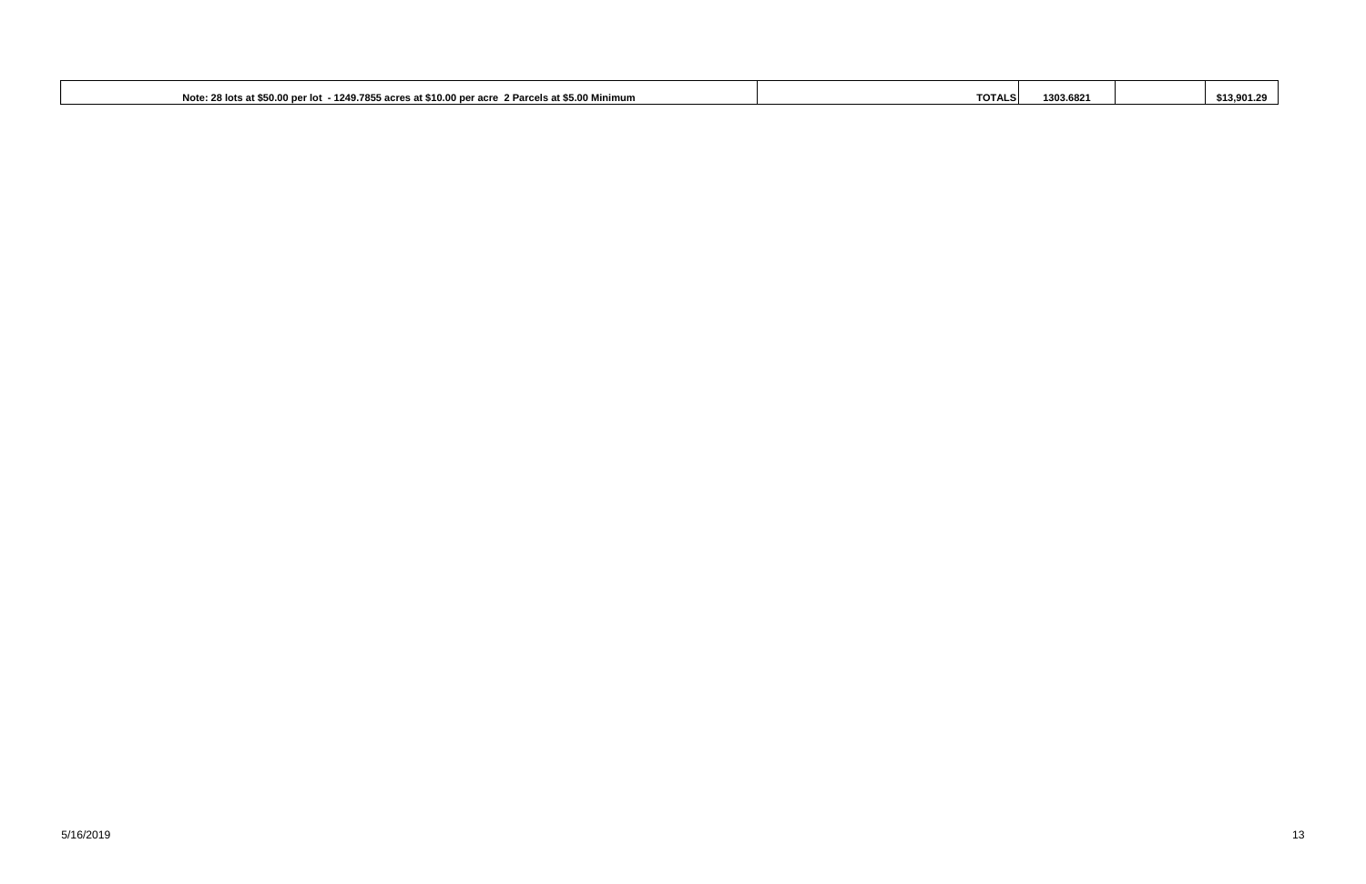| Note: 28 lots at $50.00 per lot - 1249.7855 acres at $10.00 per acre 2 Parcels at $5.00 Minimum | TOTALS | 1303.6821 | | $13,901.29 |
|---|---|---|---|---|

5/16/2019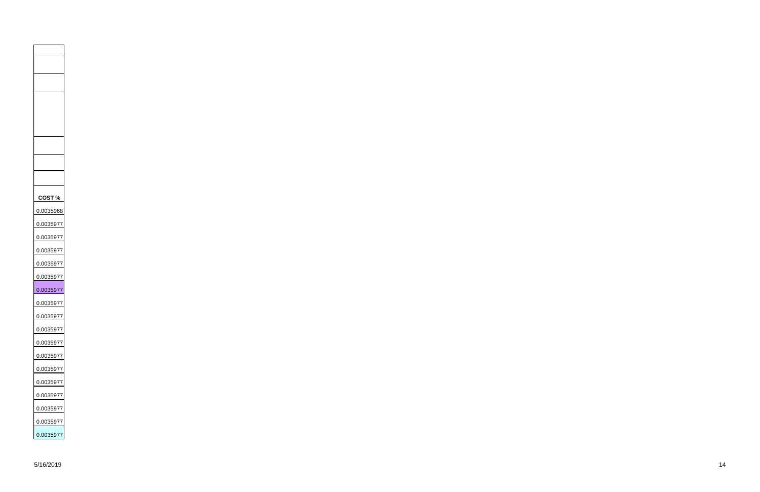| COST % |
|---|
| 0.0035968 |
| 0.0035977 |
| 0.0035977 |
| 0.0035977 |
| 0.0035977 |
| 0.0035977 |
| 0.0035977 |
| 0.0035977 |
| 0.0035977 |
| 0.0035977 |
| 0.0035977 |
| 0.0035977 |
| 0.0035977 |
| 0.0035977 |
| 0.0035977 |
| 0.0035977 |
| 0.0035977 |
| 0.0035977 |

5/16/2019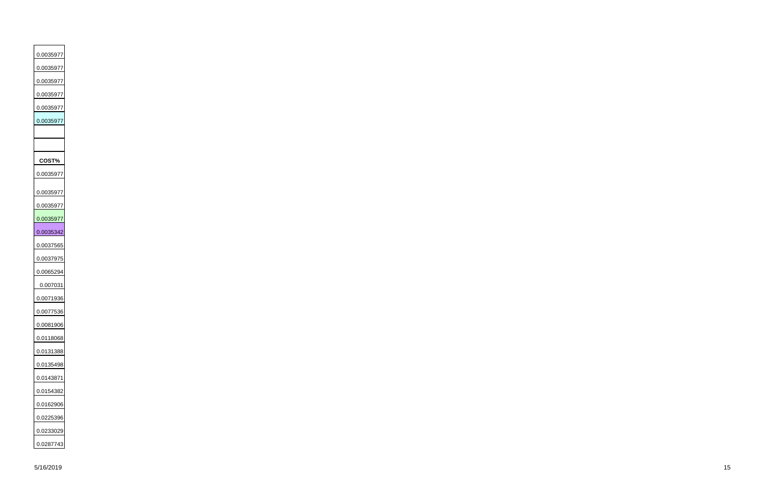| |
|---|
| 0.0035977 |
| 0.0035977 |
| 0.0035977 |
| 0.0035977 |
| 0.0035977 |
| 0.0035977 |
| |
| |
| **COST%** |
| 0.0035977 |
| 0.0035977 |
| 0.0035977 |
| 0.0035977 |
| 0.0035342 |
| 0.0037565 |
| 0.0037975 |
| 0.0065294 |
| 0.007031 |
| 0.0071936 |
| 0.0077536 |
| 0.0081906 |
| 0.0118068 |
| 0.0131388 |
| 0.0135498 |
| 0.0143871 |
| 0.0154382 |
| 0.0162906 |
| 0.0225396 |
| 0.0233029 |
| 0.0287743 |

5/16/2019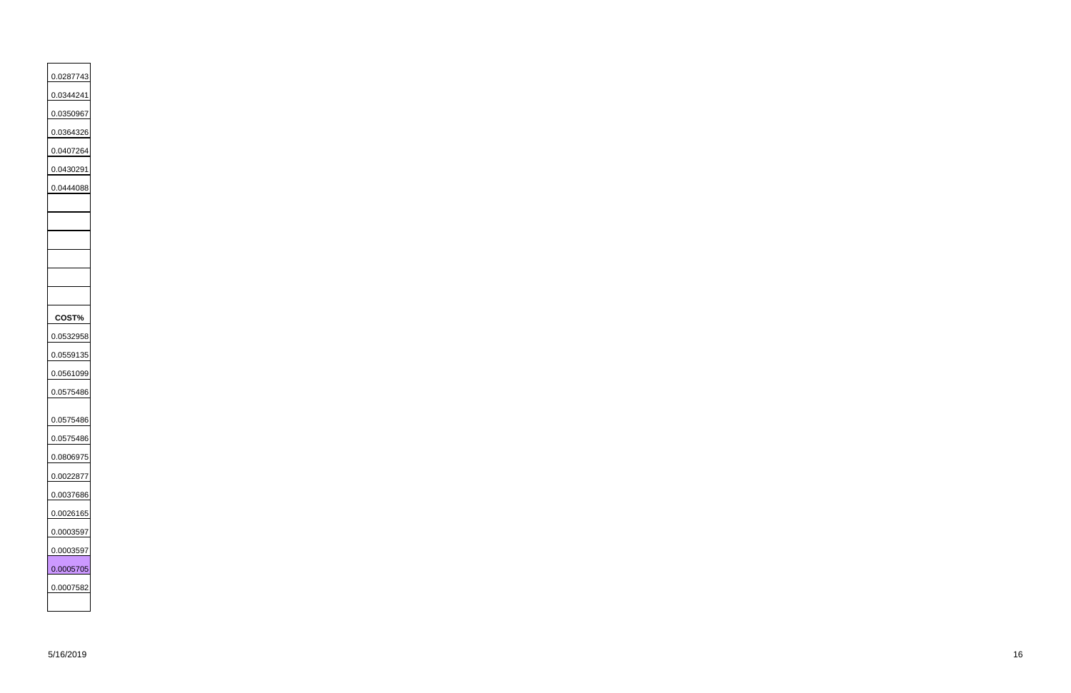| |
|---|
| 0.0287743 |
| 0.0344241 |
| 0.0350967 |
| 0.0364326 |
| 0.0407264 |
| 0.0430291 |
| 0.0444088 |
| |
| |
| |
| |
| |
| **COST%** |
| 0.0532958 |
| 0.0559135 |
| 0.0561099 |
| 0.0575486 |
| 0.0575486 |
| 0.0575486 |
| 0.0806975 |
| 0.0022877 |
| 0.0037686 |
| 0.0026165 |
| 0.0003597 |
| 0.0003597 |
| 0.0005705 |
| 0.0007582 |
| |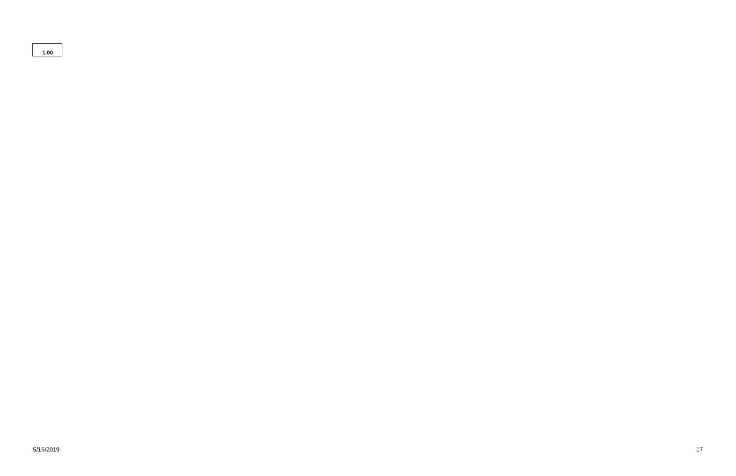| 1.00 |
| --- |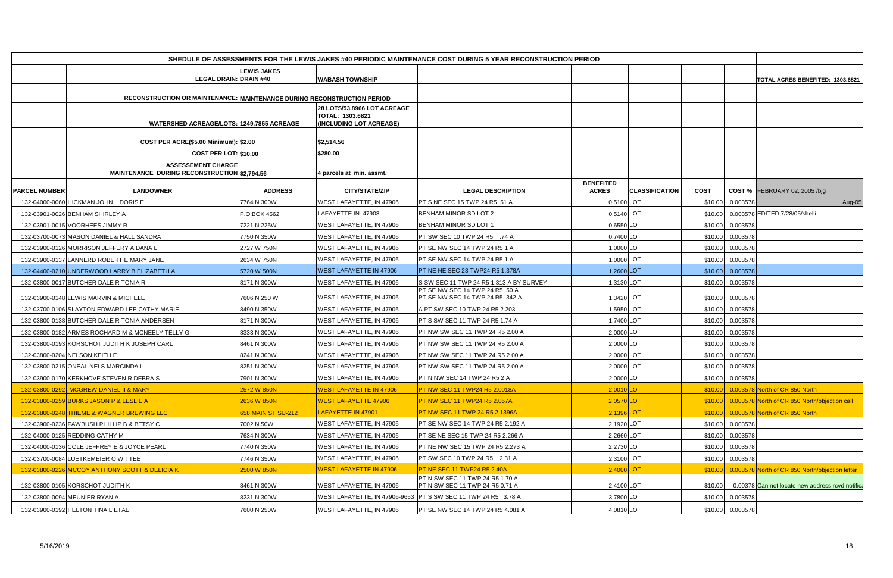| SHEDULE OF ASSESSMENTS FOR THE LEWIS JAKES #40 PERIODIC MAINTENANCE COST DURING 5 YEAR RECONSTRUCTION PERIOD | | | | | | | | | |
|---|---|---|---|---|---|---|---|---|---|
| | LEGAL DRAIN: | LEWIS JAKES DRAIN #40 | WABASH TOWNSHIP | | | | | | TOTAL ACRES BENEFITED: 1303.6821 |
| | RECONSTRUCTION OR MAINTENANCE: | MAINTENANCE DURING RECONSTRUCTION PERIOD | | | | | | | |
| | WATERSHED ACREAGE/LOTS: | 1249.7855 ACREAGE | 28 LOTS/53.8966 LOT ACREAGE TOTAL: 1303.6821 (INCLUDING LOT ACREAGE) | | | | | | |
| | COST PER ACRE($5.00 Minimum): | $2.00 | $2,514.56 | | | | | | |
| | COST PER LOT: | $10.00 | $280.00 | | | | | | |
| | ASSESSEMENT CHARGE MAINTENANCE DURING RECONSTRUCTION | $2,794.56 | 4 parcels at min. assmt. | | | | | | |
| PARCEL NUMBER | LANDOWNER | ADDRESS | CITY/STATE/ZIP | LEGAL DESCRIPTION | BENEFITED ACRES | CLASSIFICATION | COST | COST % | FEBRUARY 02, 2005 /bjg |
| 132-04000-0060 | HICKMAN JOHN L DORIS E | 7764 N 300W | WEST LAFAYETTE, IN 47906 | PT S NE SEC 15 TWP 24 R5 .51 A | 0.5100 | LOT | $10.00 | 0.003578 | Aug-05 |
| 132-03901-0026 | BENHAM SHIRLEY A | P.O.BOX 4562 | LAFAYETTE IN. 47903 | BENHAM MINOR SD LOT 2 | 0.5140 | LOT | $10.00 | 0.003578 | EDITED 7/28/05/shelli |
| 132-03901-0015 | VOORHEES JIMMY R | 7221 N 225W | WEST LAFAYETTE, IN 47906 | BENHAM MINOR SD LOT 1 | 0.6550 | LOT | $10.00 | 0.003578 | |
| 132-03700-0073 | MASON DANIEL & HALL SANDRA | 7750 N 350W | WEST LAFAYETTE, IN 47906 | PT SW SEC 10 TWP 24 R5 .74 A | 0.7400 | LOT | $10.00 | 0.003578 | |
| 132-03900-0126 | MORRISON JEFFERY A DANA L | 2727 W 750N | WEST LAFAYETTE, IN 47906 | PT SE NW SEC 14 TWP 24 R5 1 A | 1.0000 | LOT | $10.00 | 0.003578 | |
| 132-03900-0137 | LANNERD ROBERT E MARY JANE | 2634 W 750N | WEST LAFAYETTE, IN 47906 | PT SE NW SEC 14 TWP 24 R5 1 A | 1.0000 | LOT | $10.00 | 0.003578 | |
| 132-04400-0210 | UNDERWOOD LARRY B ELIZABETH A | 5720 W 500N | WEST LAFAYETTE IN 47906 | PT NE NE SEC 23 TWP24 R5 1.378A | 1.2600 | LOT | $10.00 | 0.003578 | |
| 132-03800-0017 | BUTCHER DALE R TONIA R | 8171 N 300W | WEST LAFAYETTE, IN 47906 | S SW SEC 11 TWP 24 R5 1.313 A BY SURVEY | 1.3130 | LOT | $10.00 | 0.003578 | |
| 132-03900-0148 | LEWIS MARVIN & MICHELE | 7606 N 250 W | WEST LAFAYETTE, IN 47906 | PT SE NW SEC 14 TWP 24 R5 .50 A PT SE NW SEC 14 TWP 24 R5 .342 A | 1.3420 | LOT | $10.00 | 0.003578 | |
| 132-03700-0106 | SLAYTON EDWARD LEE CATHY MARIE | 8490 N 350W | WEST LAFAYETTE, IN 47906 | A PT SW SEC 10 TWP 24 R5 2.203 | 1.5950 | LOT | $10.00 | 0.003578 | |
| 132-03800-0138 | BUTCHER DALE R TONIA ANDERSEN | 8171 N 300W | WEST LAFAYETTE, IN 47906 | PT S SW SEC 11 TWP 24 R5 1.74 A | 1.7400 | LOT | $10.00 | 0.003578 | |
| 132-03800-0182 | ARMES ROCHARD M & MCNEELY TELLY G | 8333 N 300W | WEST LAFAYETTE, IN 47906 | PT NW SW SEC 11 TWP 24 R5 2.00 A | 2.0000 | LOT | $10.00 | 0.003578 | |
| 132-03800-0193 | KORSCHOT JUDITH K JOSEPH CARL | 8461 N 300W | WEST LAFAYETTE, IN 47906 | PT NW SW SEC 11 TWP 24 R5 2.00 A | 2.0000 | LOT | $10.00 | 0.003578 | |
| 132-03800-0204 | NELSON KEITH E | 8241 N 300W | WEST LAFAYETTE, IN 47906 | PT NW SW SEC 11 TWP 24 R5 2.00 A | 2.0000 | LOT | $10.00 | 0.003578 | |
| 132-03800-0215 | ONEAL NELS MARCINDA L | 8251 N 300W | WEST LAFAYETTE, IN 47906 | PT NW SW SEC 11 TWP 24 R5 2.00 A | 2.0000 | LOT | $10.00 | 0.003578 | |
| 132-03900-0170 | KERKHOVE STEVEN R DEBRA S | 7901 N 300W | WEST LAFAYETTE, IN 47906 | PT N NW SEC 14 TWP 24 R5 2 A | 2.0000 | LOT | $10.00 | 0.003578 | |
| 132-03800-0292 | MCGREW DANIEL II & MARY | 2572 W 850N | WEST LAFAYETTE IN 47906 | PT NW SEC 11 TWP24 R5 2.0018A | 2.0010 | LOT | $10.00 | 0.003578 | North of CR 850 North |
| 132-03800-0259 | BURKS JASON P & LESLIE A | 2636 W 850N | WEST LAFAYETTE 47906 | PT NW SEC 11 TWP24 R5 2.057A | 2.0570 | LOT | $10.00 | 0.003578 | North of CR 850 North/objection call |
| 132-03800-0248 | THIEME & WAGNER BREWING LLC | 658 MAIN ST SU-212 | LAFAYETTE IN 47901 | PT NW SEC 11 TWP 24 R5 2.1396A | 2.1396 | LOT | $10.00 | 0.003578 | North of CR 850 North |
| 132-03900-0236 | FAWBUSH PHILLIP B & BETSY C | 7002 N 50W | WEST LAFAYETTE, IN 47906 | PT SE NW SEC 14 TWP 24 R5 2.192 A | 2.1920 | LOT | $10.00 | 0.003578 | |
| 132-04000-0125 | REDDING CATHY M | 7634 N 300W | WEST LAFAYETTE, IN 47906 | PT SE NE SEC 15 TWP 24 R5 2.266 A | 2.2660 | LOT | $10.00 | 0.003578 | |
| 132-04000-0136 | COLE JEFFREY E & JOYCE PEARL | 7740 N 350W | WEST LAFAYETTE, IN 47906 | PT NE NW SEC 15 TWP 24 R5 2.273 A | 2.2730 | LOT | $10.00 | 0.003578 | |
| 132-03700-0084 | LUETKEMEIER O W TTEE | 7746 N 350W | WEST LAFAYETTE, IN 47906 | PT SW SEC 10 TWP 24 R5 2.31 A | 2.3100 | LOT | $10.00 | 0.003578 | |
| 132-03800-0226 | MCCOY ANTHONY SCOTT & DELICIA K | 2500 W 850N | WEST LAFAYETTE IN 47906 | PT NE SEC 11 TWP24 R5 2.40A | 2.4000 | LOT | $10.00 | 0.003578 | North of CR 850 North/objection letter |
| 132-03800-0105 | KORSCHOT JUDITH K | 8461 N 300W | WEST LAFAYETTE, IN 47906 | PT N SW SEC 11 TWP 24 R5 1.70 A PT N SW SEC 11 TWP 24 R5 0.71 A | 2.4100 | LOT | $10.00 | 0.00378 | Can not locate new address rcvd notifica |
| 132-03800-0094 | MEUNIER RYAN A | 8231 N 300W | WEST LAFAYETTE, IN 47906-9653 | PT S SW SEC 11 TWP 24 R5 3.78 A | 3.7800 | LOT | $10.00 | 0.003578 | |
| 132-03900-0192 | HELTON TINA L ETAL | 7600 N 250W | WEST LAFAYETTE, IN 47906 | PT SE NW SEC 14 TWP 24 R5 4.081 A | 4.0810 | LOT | $10.00 | 0.003578 | |

5/16/2019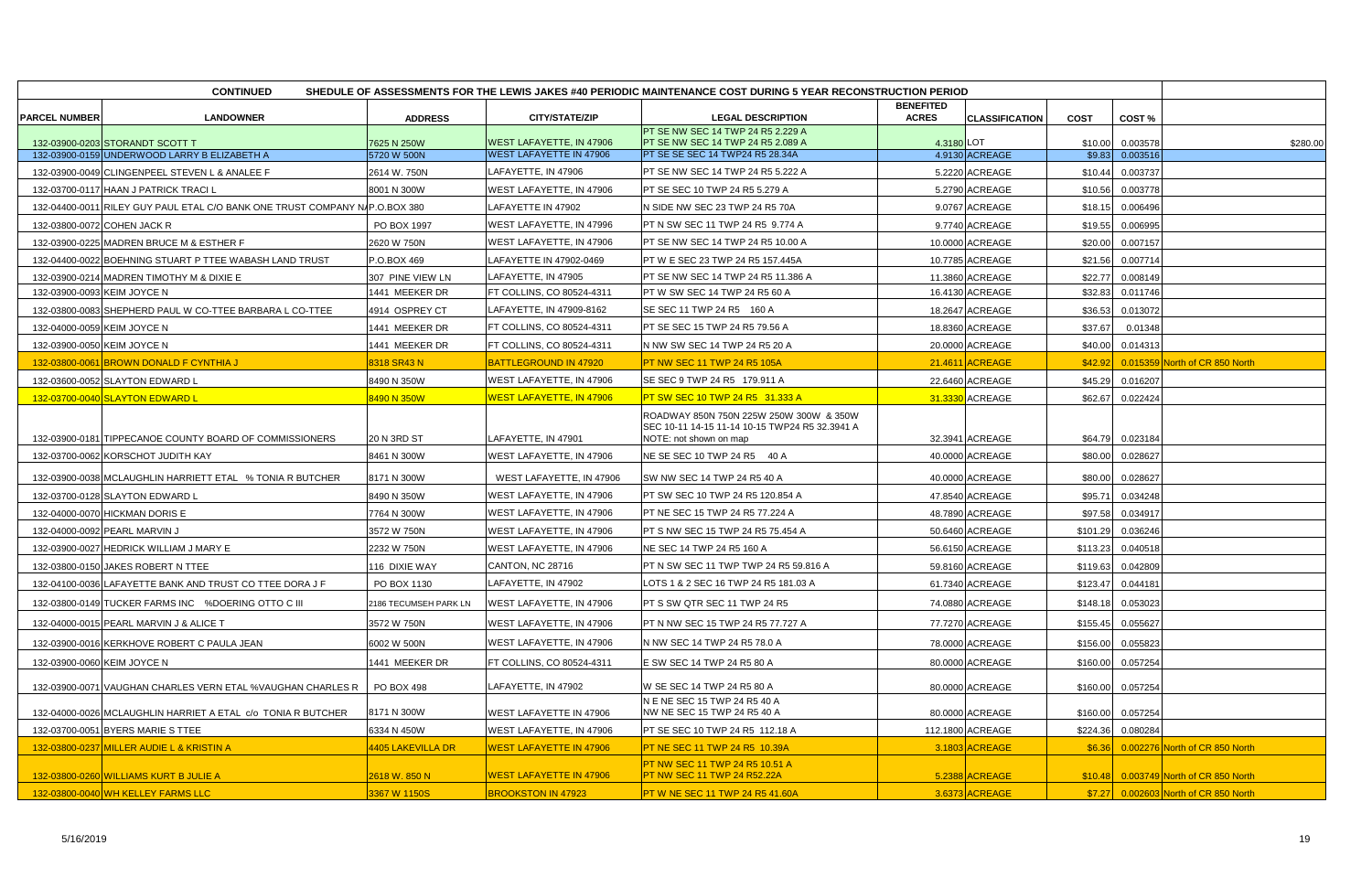| CONTINUED | SHEDULE OF ASSESSMENTS FOR THE LEWIS JAKES #40 PERIODIC MAINTENANCE COST DURING 5 YEAR RECONSTRUCTION PERIOD | | | | | | | | |
|---|---|---|---|---|---|---|---|---|---|
| PARCEL NUMBER | LANDOWNER | ADDRESS | CITY/STATE/ZIP | LEGAL DESCRIPTION | BENEFITED ACRES | CLASSIFICATION | COST | COST % | |
| 132-03900-0203 | STORANDT SCOTT T | 7625 N 250W | WEST LAFAYETTE, IN 47906 | PT SE NW SEC 14 TWP 24 R5 2.229 A PT SE NW SEC 14 TWP 24 R5 2.089 A | 4.3180 | LOT | $10.00 | 0.003578 | $280.00 |
| 132-03900-0159 | UNDERWOOD LARRY B ELIZABETH A | 5720 W 500N | WEST LAFAYETTE IN 47906 | PT SE SE SEC 14 TWP24 R5 28.34A | 4.9130 | ACREAGE | $9.83 | 0.003516 | |
| 132-03900-0049 | CLINGENPEEL STEVEN L & ANALEE F | 2614 W. 750N | LAFAYETTE, IN 47906 | PT SE NW SEC 14 TWP 24 R5 5.222 A | 5.2220 | ACREAGE | $10.44 | 0.003737 | |
| 132-03700-0117 | HAAN J PATRICK TRACI L | 8001 N 300W | WEST LAFAYETTE, IN 47906 | PT SE SEC 10 TWP 24 R5 5.279 A | 5.2790 | ACREAGE | $10.56 | 0.003778 | |
| 132-04400-0011 | RILEY GUY PAUL ETAL C/O BANK ONE TRUST COMPANY NA | P.O.BOX 380 | LAFAYETTE IN 47902 | N SIDE NW SEC 23 TWP 24 R5 70A | 9.0767 | ACREAGE | $18.15 | 0.006496 | |
| 132-03800-0072 | COHEN JACK R | PO BOX 1997 | WEST LAFAYETTE, IN 47996 | PT N SW SEC 11 TWP 24 R5 9.774 A | 9.7740 | ACREAGE | $19.55 | 0.006995 | |
| 132-03900-0225 | MADREN BRUCE M & ESTHER F | 2620 W 750N | WEST LAFAYETTE, IN 47906 | PT SE NW SEC 14 TWP 24 R5 10.00 A | 10.0000 | ACREAGE | $20.00 | 0.007157 | |
| 132-04400-0022 | BOEHNING STUART P TTEE WABASH LAND TRUST | P.O.BOX 469 | LAFAYETTE IN 47902-0469 | PT W E SEC 23 TWP 24 R5 157.445A | 10.7785 | ACREAGE | $21.56 | 0.007714 | |
| 132-03900-0214 | MADREN TIMOTHY M & DIXIE E | 307 PINE VIEW LN | LAFAYETTE, IN 47905 | PT SE NW SEC 14 TWP 24 R5 11.386 A | 11.3860 | ACREAGE | $22.77 | 0.008149 | |
| 132-03900-0093 | KEIM JOYCE N | 1441 MEEKER DR | FT COLLINS, CO 80524-4311 | PT W SW SEC 14 TWP 24 R5 60 A | 16.4130 | ACREAGE | $32.83 | 0.011746 | |
| 132-03800-0083 | SHEPHERD PAUL W CO-TTEE BARBARA L CO-TTEE | 4914 OSPREY CT | LAFAYETTE, IN 47909-8162 | SE SEC 11 TWP 24 R5 160 A | 18.2647 | ACREAGE | $36.53 | 0.013072 | |
| 132-04000-0059 | KEIM JOYCE N | 1441 MEEKER DR | FT COLLINS, CO 80524-4311 | PT SE SEC 15 TWP 24 R5 79.56 A | 18.8360 | ACREAGE | $37.67 | 0.01348 | |
| 132-03900-0050 | KEIM JOYCE N | 1441 MEEKER DR | FT COLLINS, CO 80524-4311 | N NW SW SEC 14 TWP 24 R5 20 A | 20.0000 | ACREAGE | $40.00 | 0.014313 | |
| 132-03800-0061 | BROWN DONALD F CYNTHIA J | 8318 SR43 N | BATTLEGROUND IN 47920 | PT NW SEC 11 TWP 24 R5 105A | 21.4611 | ACREAGE | $42.92 | 0.015359 | North of CR 850 North |
| 132-03600-0052 | SLAYTON EDWARD L | 8490 N 350W | WEST LAFAYETTE, IN 47906 | SE SEC 9 TWP 24 R5 179.911 A | 22.6460 | ACREAGE | $45.29 | 0.016207 | |
| 132-03700-0040 | SLAYTON EDWARD L | 8490 N 350W | WEST LAFAYETTE, IN 47906 | PT SW SEC 10 TWP 24 R5 31.333 A | 31.3330 | ACREAGE | $62.67 | 0.022424 | |
| 132-03900-0181 | TIPPECANOE COUNTY BOARD OF COMMISSIONERS | 20 N 3RD ST | LAFAYETTE, IN 47901 | ROADWAY 850N 750N 225W 250W 300W & 350W SEC 10-11 14-15 11-14 10-15 TWP24 R5 32.3941 A NOTE: not shown on map | 32.3941 | ACREAGE | $64.79 | 0.023184 | |
| 132-03700-0062 | KORSCHOT JUDITH KAY | 8461 N 300W | WEST LAFAYETTE, IN 47906 | NE SE SEC 10 TWP 24 R5 40 A | 40.0000 | ACREAGE | $80.00 | 0.028627 | |
| 132-03900-0038 | MCLAUGHLIN HARRIETT ETAL % TONIA R BUTCHER | 8171 N 300W | WEST LAFAYETTE, IN 47906 | SW NW SEC 14 TWP 24 R5 40 A | 40.0000 | ACREAGE | $80.00 | 0.028627 | |
| 132-03700-0128 | SLAYTON EDWARD L | 8490 N 350W | WEST LAFAYETTE, IN 47906 | PT SW SEC 10 TWP 24 R5 120.854 A | 47.8540 | ACREAGE | $95.71 | 0.034248 | |
| 132-04000-0070 | HICKMAN DORIS E | 7764 N 300W | WEST LAFAYETTE, IN 47906 | PT NE SEC 15 TWP 24 R5 77.224 A | 48.7890 | ACREAGE | $97.58 | 0.034917 | |
| 132-04000-0092 | PEARL MARVIN J | 3572 W 750N | WEST LAFAYETTE, IN 47906 | PT S NW SEC 15 TWP 24 R5 75.454 A | 50.6460 | ACREAGE | $101.29 | 0.036246 | |
| 132-03900-0027 | HEDRICK WILLIAM J MARY E | 2232 W 750N | WEST LAFAYETTE, IN 47906 | NE SEC 14 TWP 24 R5 160 A | 56.6150 | ACREAGE | $113.23 | 0.040518 | |
| 132-03800-0150 | JAKES ROBERT N TTEE | 116 DIXIE WAY | CANTON, NC 28716 | PT N SW SEC 11 TWP TWP 24 R5 59.816 A | 59.8160 | ACREAGE | $119.63 | 0.042809 | |
| 132-04100-0036 | LAFAYETTE BANK AND TRUST CO TTEE DORA J F | PO BOX 1130 | LAFAYETTE, IN 47902 | LOTS 1 & 2 SEC 16 TWP 24 R5 181.03 A | 61.7340 | ACREAGE | $123.47 | 0.044181 | |
| 132-03800-0149 | TUCKER FARMS INC %DOERING OTTO C III | 2186 TECUMSEH PARK LN | WEST LAFAYETTE, IN 47906 | PT S SW QTR SEC 11 TWP 24 R5 | 74.0880 | ACREAGE | $148.18 | 0.053023 | |
| 132-04000-0015 | PEARL MARVIN J & ALICE T | 3572 W 750N | WEST LAFAYETTE, IN 47906 | PT N NW SEC 15 TWP 24 R5 77.727 A | 77.7270 | ACREAGE | $155.45 | 0.055627 | |
| 132-03900-0016 | KERKHOVE ROBERT C PAULA JEAN | 6002 W 500N | WEST LAFAYETTE, IN 47906 | N NW SEC 14 TWP 24 R5 78.0 A | 78.0000 | ACREAGE | $156.00 | 0.055823 | |
| 132-03900-0060 | KEIM JOYCE N | 1441 MEEKER DR | FT COLLINS, CO 80524-4311 | E SW SEC 14 TWP 24 R5 80 A | 80.0000 | ACREAGE | $160.00 | 0.057254 | |
| 132-03900-0071 | VAUGHAN CHARLES VERN ETAL %VAUGHAN CHARLES R | PO BOX 498 | LAFAYETTE, IN 47902 | W SE SEC 14 TWP 24 R5 80 A | 80.0000 | ACREAGE | $160.00 | 0.057254 | |
| 132-04000-0026 | MCLAUGHLIN HARRIET A ETAL c/o TONIA R BUTCHER | 8171 N 300W | WEST LAFAYETTE IN 47906 | N E NE SEC 15 TWP 24 R5 40 A NW NE SEC 15 TWP 24 R5 40 A | 80.0000 | ACREAGE | $160.00 | 0.057254 | |
| 132-03700-0051 | BYERS MARIE S TTEE | 6334 N 450W | WEST LAFAYETTE, IN 47906 | PT SE SEC 10 TWP 24 R5 112.18 A | 112.1800 | ACREAGE | $224.36 | 0.080284 | |
| 132-03800-0237 | MILLER AUDIE L & KRISTIN A | 4405 LAKEVILLA DR | WEST LAFAYETTE IN 47906 | PT NE SEC 11 TWP 24 R5 10.39A | 3.1803 | ACREAGE | $6.36 | 0.002276 | North of CR 850 North |
| 132-03800-0260 | WILLIAMS KURT B JULIE A | 2618 W. 850 N | WEST LAFAYETTE IN 47906 | PT NW SEC 11 TWP 24 R5 10.51 A PT NW SEC 11 TWP 24 R52.22A | 5.2388 | ACREAGE | $10.48 | 0.003749 | North of CR 850 North |
| 132-03800-0040 | WH KELLEY FARMS LLC | 3367 W 1150S | BROOKSTON IN 47923 | PT W NE SEC 11 TWP 24 R5 41.60A | 3.6373 | ACREAGE | $7.27 | 0.002603 | North of CR 850 North |

5/16/2019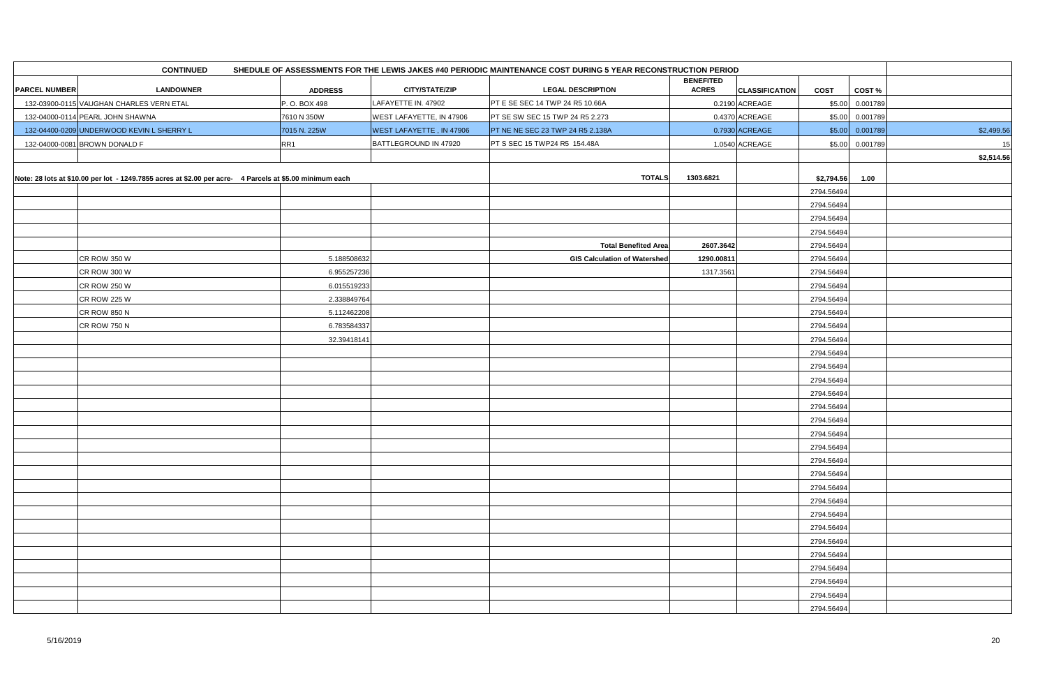| | CONTINUED | SHEDULE OF ASSESSMENTS FOR THE LEWIS JAKES #40 PERIODIC MAINTENANCE COST DURING 5 YEAR RECONSTRUCTION PERIOD | | | | | | | |
|---|---|---|---|---|---|---|---|---|---|
| **PARCEL NUMBER** | **LANDOWNER** | **ADDRESS** | **CITY/STATE/ZIP** | **LEGAL DESCRIPTION** | **BENEFITED ACRES** | **CLASSIFICATION** | **COST** | **COST %** | |
| 132-03900-0115 | VAUGHAN CHARLES VERN ETAL | P. O. BOX 498 | LAFAYETTE IN. 47902 | PT E SE SEC 14 TWP 24 R5 10.66A | 0.2190 | ACREAGE | $5.00 | 0.001789 | |
| 132-04000-0114 | PEARL JOHN SHAWNA | 7610 N 350W | WEST LAFAYETTE, IN 47906 | PT SE SW SEC 15 TWP 24 R5 2.273 | 0.4370 | ACREAGE | $5.00 | 0.001789 | |
| 132-04400-0209 | UNDERWOOD KEVIN L SHERRY L | 7015 N. 225W | WEST LAFAYETTE , IN 47906 | PT NE NE SEC 23 TWP 24 R5 2.138A | 0.7930 | ACREAGE | $5.00 | 0.001789 | $2,499.56 |
| 132-04000-0081 | BROWN DONALD F | RR1 | BATTLEGROUND IN 47920 | PT S SEC 15 TWP24 R5 154.48A | 1.0540 | ACREAGE | $5.00 | 0.001789 | 15 |
| | | | | | | | | | $2,514.56 |
| Note: 28 lots at $10.00 per lot - 1249.7855 acres at $2.00 per acre- 4 Parcels at $5.00 minimum each | | | | TOTALS | 1303.6821 | | $2,794.56 | 1.00 | |
| | | | | | | | 2794.56494 | | |
| | | | | | | | 2794.56494 | | |
| | | | | | | | 2794.56494 | | |
| | | | | | | | 2794.56494 | | |
| | | | | Total Benefited Area | 2607.3642 | | 2794.56494 | | |
| | CR ROW 350 W | 5.188508632 | | GIS Calculation of Watershed | 1290.00811 | | 2794.56494 | | |
| | CR ROW 300 W | 6.955257236 | | | 1317.3561 | | 2794.56494 | | |
| | CR ROW 250 W | 6.015519233 | | | | | 2794.56494 | | |
| | CR ROW 225 W | 2.338849764 | | | | | 2794.56494 | | |
| | CR ROW 850 N | 5.112462208 | | | | | 2794.56494 | | |
| | CR ROW 750 N | 6.783584337 | | | | | 2794.56494 | | |
| | | 32.39418141 | | | | | 2794.56494 | | |
| | | | | | | | 2794.56494 | | |
| | | | | | | | 2794.56494 | | |
| | | | | | | | 2794.56494 | | |
| | | | | | | | 2794.56494 | | |
| | | | | | | | 2794.56494 | | |
| | | | | | | | 2794.56494 | | |
| | | | | | | | 2794.56494 | | |
| | | | | | | | 2794.56494 | | |
| | | | | | | | 2794.56494 | | |
| | | | | | | | 2794.56494 | | |
| | | | | | | | 2794.56494 | | |
| | | | | | | | 2794.56494 | | |
| | | | | | | | 2794.56494 | | |
| | | | | | | | 2794.56494 | | |
| | | | | | | | 2794.56494 | | |
| | | | | | | | 2794.56494 | | |
| | | | | | | | 2794.56494 | | |
| | | | | | | | 2794.56494 | | |
| | | | | | | | 2794.56494 | | |

5/16/2019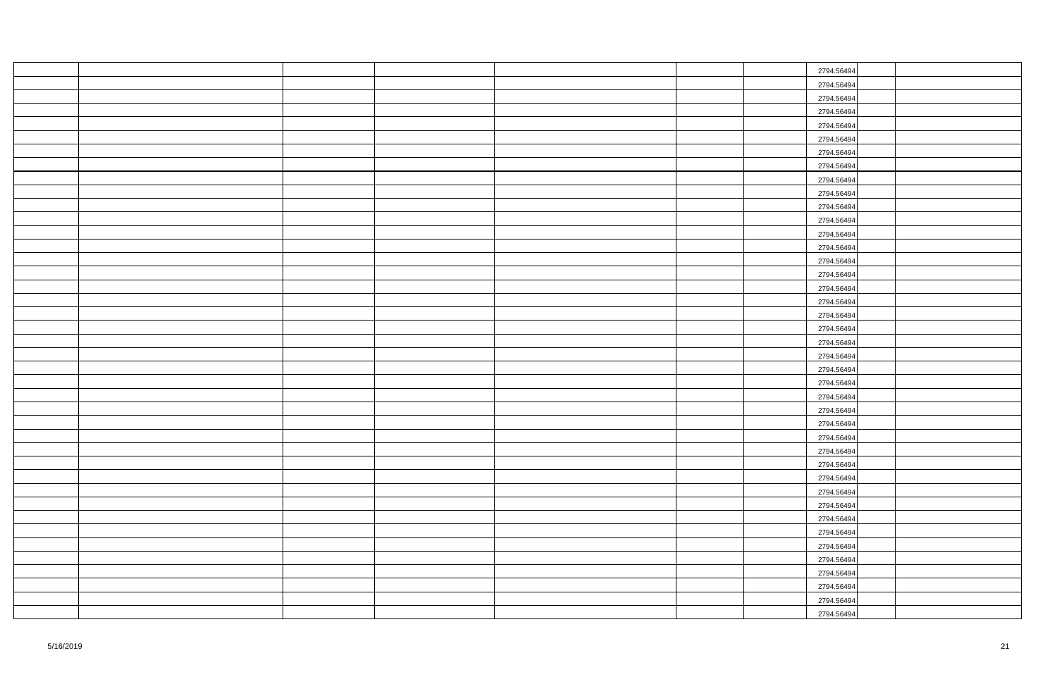| | | | | | | | | | |
|---|---|---|---|---|---|---|---|---|---|
| | | | | | | | 2794.56494 | | |
| | | | | | | | 2794.56494 | | |
| | | | | | | | 2794.56494 | | |
| | | | | | | | 2794.56494 | | |
| | | | | | | | 2794.56494 | | |
| | | | | | | | 2794.56494 | | |
| | | | | | | | 2794.56494 | | |
| | | | | | | | 2794.56494 | | |
| | | | | | | | 2794.56494 | | |
| | | | | | | | 2794.56494 | | |
| | | | | | | | 2794.56494 | | |
| | | | | | | | 2794.56494 | | |
| | | | | | | | 2794.56494 | | |
| | | | | | | | 2794.56494 | | |
| | | | | | | | 2794.56494 | | |
| | | | | | | | 2794.56494 | | |
| | | | | | | | 2794.56494 | | |
| | | | | | | | 2794.56494 | | |
| | | | | | | | 2794.56494 | | |
| | | | | | | | 2794.56494 | | |
| | | | | | | | 2794.56494 | | |
| | | | | | | | 2794.56494 | | |
| | | | | | | | 2794.56494 | | |
| | | | | | | | 2794.56494 | | |
| | | | | | | | 2794.56494 | | |
| | | | | | | | 2794.56494 | | |
| | | | | | | | 2794.56494 | | |
| | | | | | | | 2794.56494 | | |
| | | | | | | | 2794.56494 | | |
| | | | | | | | 2794.56494 | | |
| | | | | | | | 2794.56494 | | |
| | | | | | | | 2794.56494 | | |
| | | | | | | | 2794.56494 | | |
| | | | | | | | 2794.56494 | | |
| | | | | | | | 2794.56494 | | |
| | | | | | | | 2794.56494 | | |
| | | | | | | | 2794.56494 | | |
| | | | | | | | 2794.56494 | | |
| | | | | | | | 2794.56494 | | |
| | | | | | | | 2794.56494 | | |
| | | | | | | | 2794.56494 | | |

5/16/2019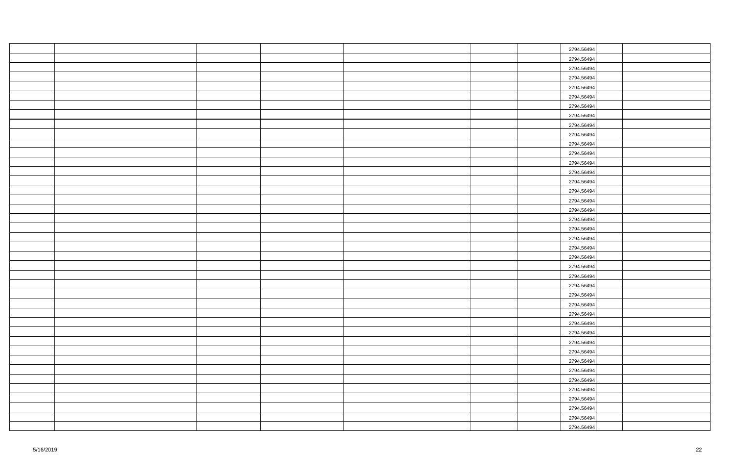| | | | | | | | 2794.56494 | | |
|---|---|---|---|---|---|---|---|---|---|
| | | | | | | | 2794.56494 | | |
| | | | | | | | 2794.56494 | | |
| | | | | | | | 2794.56494 | | |
| | | | | | | | 2794.56494 | | |
| | | | | | | | 2794.56494 | | |
| | | | | | | | 2794.56494 | | |
| | | | | | | | 2794.56494 | | |
| | | | | | | | 2794.56494 | | |
| | | | | | | | 2794.56494 | | |
| | | | | | | | 2794.56494 | | |
| | | | | | | | 2794.56494 | | |
| | | | | | | | 2794.56494 | | |
| | | | | | | | 2794.56494 | | |
| | | | | | | | 2794.56494 | | |
| | | | | | | | 2794.56494 | | |
| | | | | | | | 2794.56494 | | |
| | | | | | | | 2794.56494 | | |
| | | | | | | | 2794.56494 | | |
| | | | | | | | 2794.56494 | | |
| | | | | | | | 2794.56494 | | |
| | | | | | | | 2794.56494 | | |
| | | | | | | | 2794.56494 | | |
| | | | | | | | 2794.56494 | | |
| | | | | | | | 2794.56494 | | |
| | | | | | | | 2794.56494 | | |
| | | | | | | | 2794.56494 | | |
| | | | | | | | 2794.56494 | | |
| | | | | | | | 2794.56494 | | |
| | | | | | | | 2794.56494 | | |
| | | | | | | | 2794.56494 | | |
| | | | | | | | 2794.56494 | | |
| | | | | | | | 2794.56494 | | |
| | | | | | | | 2794.56494 | | |
| | | | | | | | 2794.56494 | | |
| | | | | | | | 2794.56494 | | |
| | | | | | | | 2794.56494 | | |
| | | | | | | | 2794.56494 | | |
| | | | | | | | 2794.56494 | | |
| | | | | | | | 2794.56494 | | |
| | | | | | | | 2794.56494 | | |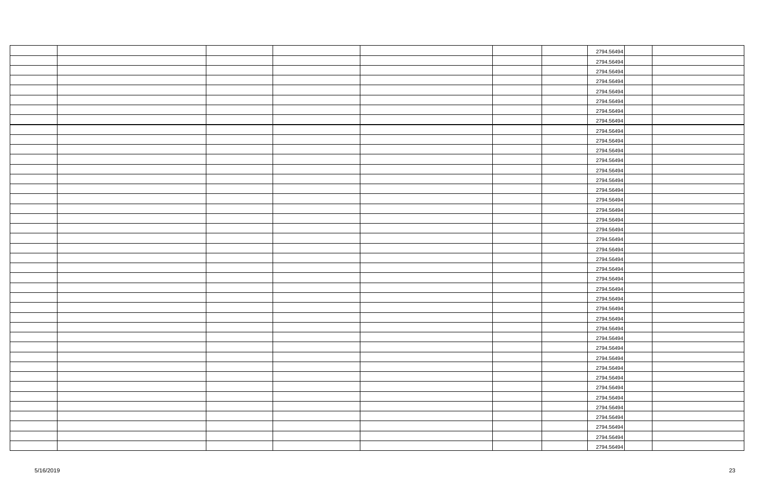| | | | | | | | | | |
|---|---|---|---|---|---|---|---|---|---|
| | | | | | | | 2794.56494 | | |
| | | | | | | | 2794.56494 | | |
| | | | | | | | 2794.56494 | | |
| | | | | | | | 2794.56494 | | |
| | | | | | | | 2794.56494 | | |
| | | | | | | | 2794.56494 | | |
| | | | | | | | 2794.56494 | | |
| | | | | | | | 2794.56494 | | |
| | | | | | | | 2794.56494 | | |
| | | | | | | | 2794.56494 | | |
| | | | | | | | 2794.56494 | | |
| | | | | | | | 2794.56494 | | |
| | | | | | | | 2794.56494 | | |
| | | | | | | | 2794.56494 | | |
| | | | | | | | 2794.56494 | | |
| | | | | | | | 2794.56494 | | |
| | | | | | | | 2794.56494 | | |
| | | | | | | | 2794.56494 | | |
| | | | | | | | 2794.56494 | | |
| | | | | | | | 2794.56494 | | |
| | | | | | | | 2794.56494 | | |
| | | | | | | | 2794.56494 | | |
| | | | | | | | 2794.56494 | | |
| | | | | | | | 2794.56494 | | |
| | | | | | | | 2794.56494 | | |
| | | | | | | | 2794.56494 | | |
| | | | | | | | 2794.56494 | | |
| | | | | | | | 2794.56494 | | |
| | | | | | | | 2794.56494 | | |
| | | | | | | | 2794.56494 | | |
| | | | | | | | 2794.56494 | | |
| | | | | | | | 2794.56494 | | |
| | | | | | | | 2794.56494 | | |
| | | | | | | | 2794.56494 | | |
| | | | | | | | 2794.56494 | | |
| | | | | | | | 2794.56494 | | |
| | | | | | | | 2794.56494 | | |
| | | | | | | | 2794.56494 | | |
| | | | | | | | 2794.56494 | | |
| | | | | | | | 2794.56494 | | |
| | | | | | | | 2794.56494 | | |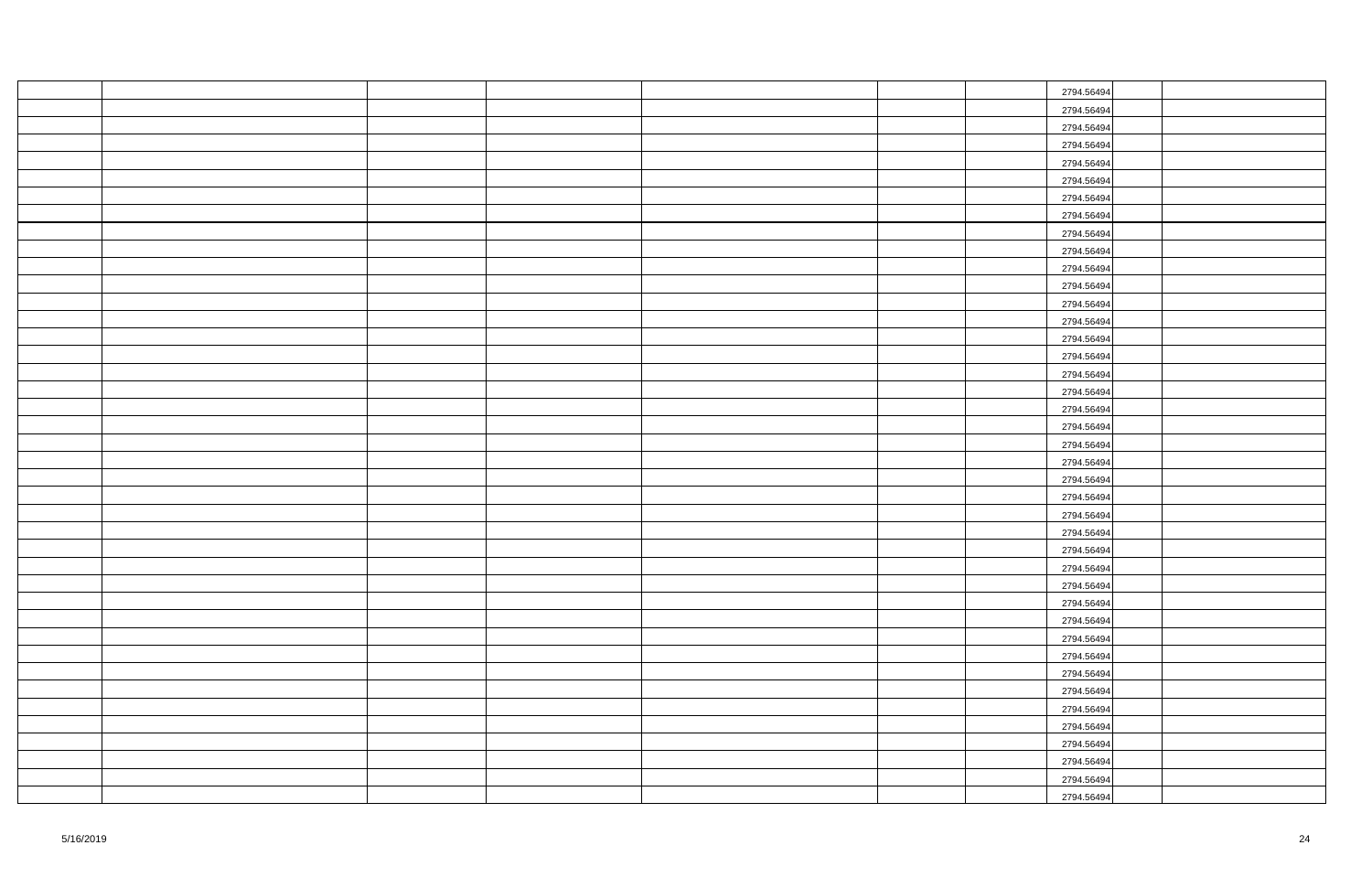| | | | | | | | | | |
|---|---|---|---|---|---|---|---|---|---|
| | | | | | | | 2794.56494 | | |
| | | | | | | | 2794.56494 | | |
| | | | | | | | 2794.56494 | | |
| | | | | | | | 2794.56494 | | |
| | | | | | | | 2794.56494 | | |
| | | | | | | | 2794.56494 | | |
| | | | | | | | 2794.56494 | | |
| | | | | | | | 2794.56494 | | |
| | | | | | | | 2794.56494 | | |
| | | | | | | | 2794.56494 | | |
| | | | | | | | 2794.56494 | | |
| | | | | | | | 2794.56494 | | |
| | | | | | | | 2794.56494 | | |
| | | | | | | | 2794.56494 | | |
| | | | | | | | 2794.56494 | | |
| | | | | | | | 2794.56494 | | |
| | | | | | | | 2794.56494 | | |
| | | | | | | | 2794.56494 | | |
| | | | | | | | 2794.56494 | | |
| | | | | | | | 2794.56494 | | |
| | | | | | | | 2794.56494 | | |
| | | | | | | | 2794.56494 | | |
| | | | | | | | 2794.56494 | | |
| | | | | | | | 2794.56494 | | |
| | | | | | | | 2794.56494 | | |
| | | | | | | | 2794.56494 | | |
| | | | | | | | 2794.56494 | | |
| | | | | | | | 2794.56494 | | |
| | | | | | | | 2794.56494 | | |
| | | | | | | | 2794.56494 | | |
| | | | | | | | 2794.56494 | | |
| | | | | | | | 2794.56494 | | |
| | | | | | | | 2794.56494 | | |
| | | | | | | | 2794.56494 | | |
| | | | | | | | 2794.56494 | | |
| | | | | | | | 2794.56494 | | |
| | | | | | | | 2794.56494 | | |
| | | | | | | | 2794.56494 | | |
| | | | | | | | 2794.56494 | | |
| | | | | | | | 2794.56494 | | |
| | | | | | | | 2794.56494 | | |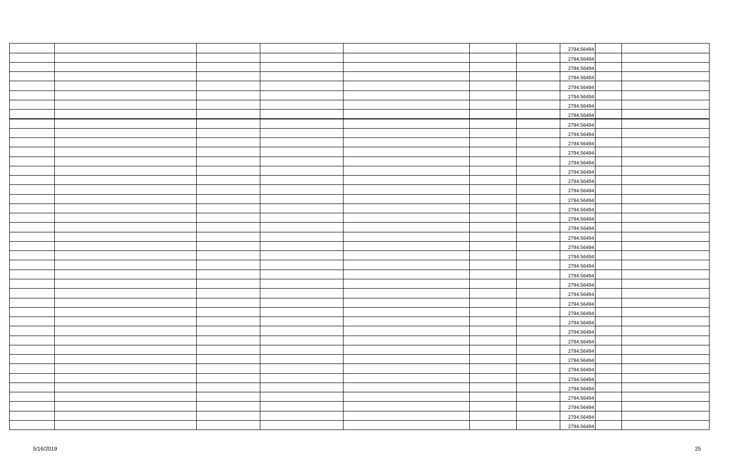| | | | | | | | | |
|---|---|---|---|---|---|---|---|---|
| | | | | | | 2794.56494 | | |
| | | | | | | 2794.56494 | | |
| | | | | | | 2794.56494 | | |
| | | | | | | 2794.56494 | | |
| | | | | | | 2794.56494 | | |
| | | | | | | 2794.56494 | | |
| | | | | | | 2794.56494 | | |
| | | | | | | 2794.56494 | | |
| | | | | | | 2794.56494 | | |
| | | | | | | 2794.56494 | | |
| | | | | | | 2794.56494 | | |
| | | | | | | 2794.56494 | | |
| | | | | | | 2794.56494 | | |
| | | | | | | 2794.56494 | | |
| | | | | | | 2794.56494 | | |
| | | | | | | 2794.56494 | | |
| | | | | | | 2794.56494 | | |
| | | | | | | 2794.56494 | | |
| | | | | | | 2794.56494 | | |
| | | | | | | 2794.56494 | | |
| | | | | | | 2794.56494 | | |
| | | | | | | 2794.56494 | | |
| | | | | | | 2794.56494 | | |
| | | | | | | 2794.56494 | | |
| | | | | | | 2794.56494 | | |
| | | | | | | 2794.56494 | | |
| | | | | | | 2794.56494 | | |
| | | | | | | 2794.56494 | | |
| | | | | | | 2794.56494 | | |
| | | | | | | 2794.56494 | | |
| | | | | | | 2794.56494 | | |
| | | | | | | 2794.56494 | | |
| | | | | | | 2794.56494 | | |
| | | | | | | 2794.56494 | | |
| | | | | | | 2794.56494 | | |
| | | | | | | 2794.56494 | | |
| | | | | | | 2794.56494 | | |
| | | | | | | 2794.56494 | | |
| | | | | | | 2794.56494 | | |
| | | | | | | 2794.56494 | | |
| | | | | | | 2794.56494 | | |

5/16/2019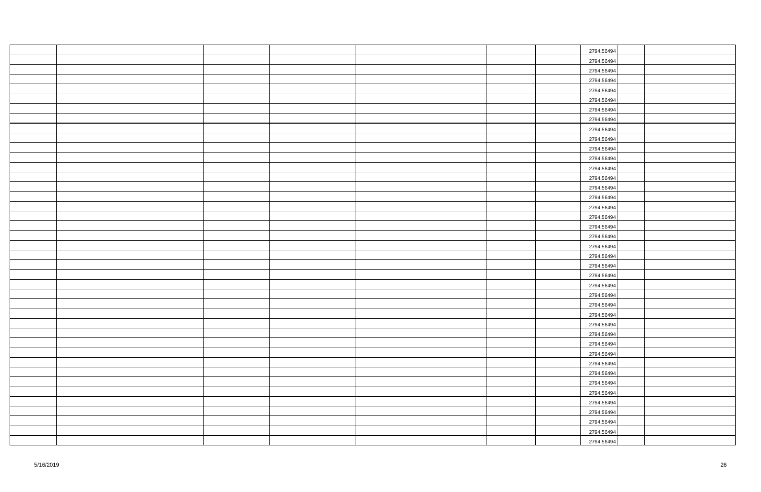| | | | | | | | | | |
|---|---|---|---|---|---|---|---|---|---|
| | | | | | | | 2794.56494 | | |
| | | | | | | | 2794.56494 | | |
| | | | | | | | 2794.56494 | | |
| | | | | | | | 2794.56494 | | |
| | | | | | | | 2794.56494 | | |
| | | | | | | | 2794.56494 | | |
| | | | | | | | 2794.56494 | | |
| | | | | | | | 2794.56494 | | |
| | | | | | | | 2794.56494 | | |
| | | | | | | | 2794.56494 | | |
| | | | | | | | 2794.56494 | | |
| | | | | | | | 2794.56494 | | |
| | | | | | | | 2794.56494 | | |
| | | | | | | | 2794.56494 | | |
| | | | | | | | 2794.56494 | | |
| | | | | | | | 2794.56494 | | |
| | | | | | | | 2794.56494 | | |
| | | | | | | | 2794.56494 | | |
| | | | | | | | 2794.56494 | | |
| | | | | | | | 2794.56494 | | |
| | | | | | | | 2794.56494 | | |
| | | | | | | | 2794.56494 | | |
| | | | | | | | 2794.56494 | | |
| | | | | | | | 2794.56494 | | |
| | | | | | | | 2794.56494 | | |
| | | | | | | | 2794.56494 | | |
| | | | | | | | 2794.56494 | | |
| | | | | | | | 2794.56494 | | |
| | | | | | | | 2794.56494 | | |
| | | | | | | | 2794.56494 | | |
| | | | | | | | 2794.56494 | | |
| | | | | | | | 2794.56494 | | |
| | | | | | | | 2794.56494 | | |
| | | | | | | | 2794.56494 | | |
| | | | | | | | 2794.56494 | | |
| | | | | | | | 2794.56494 | | |
| | | | | | | | 2794.56494 | | |
| | | | | | | | 2794.56494 | | |
| | | | | | | | 2794.56494 | | |
| | | | | | | | 2794.56494 | | |
| | | | | | | | 2794.56494 | | |

5/16/2019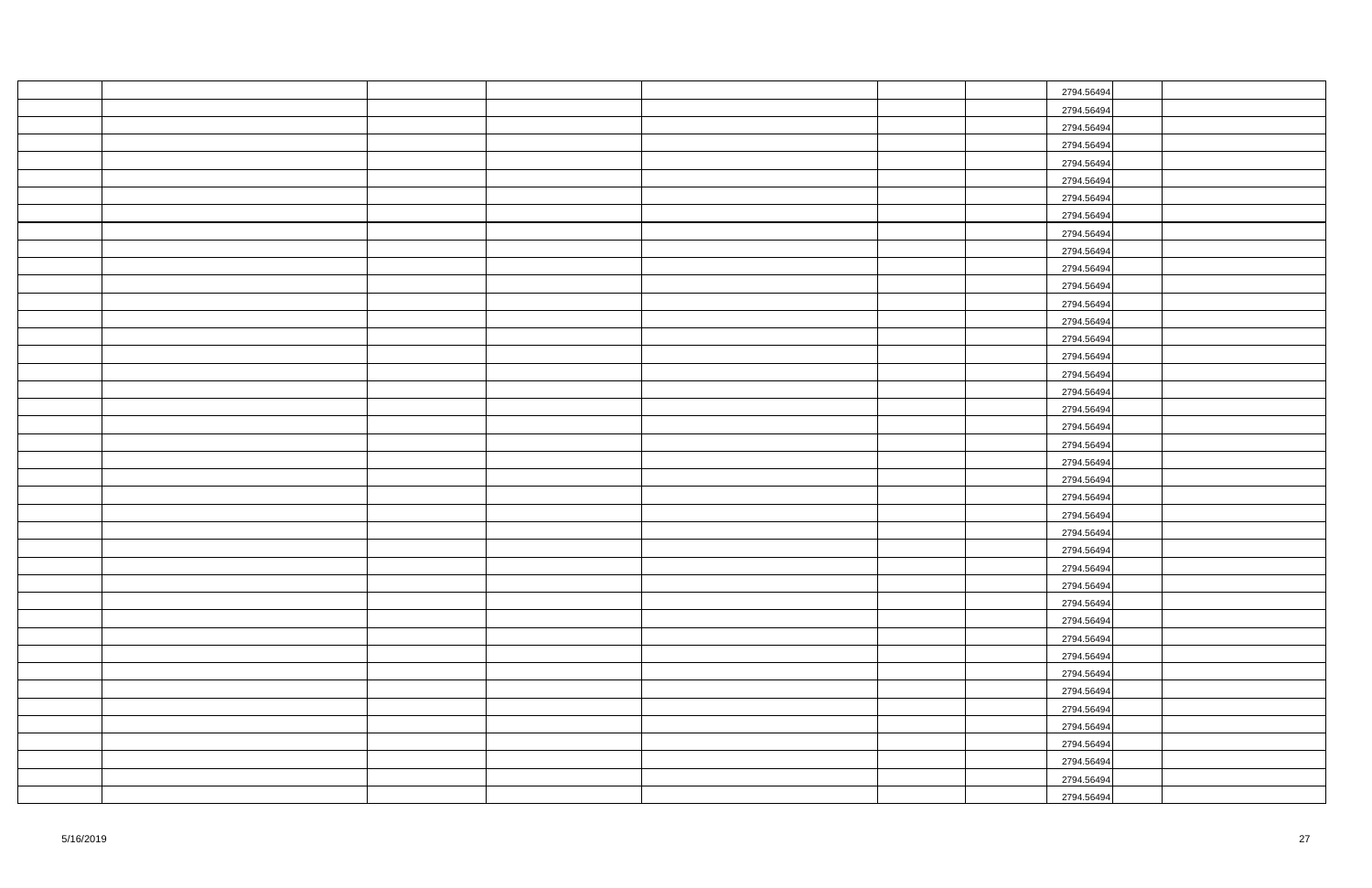| | | | | | | | | | |
|---|---|---|---|---|---|---|---|---|---|
| | | | | | | | 2794.56494 | | |
| | | | | | | | 2794.56494 | | |
| | | | | | | | 2794.56494 | | |
| | | | | | | | 2794.56494 | | |
| | | | | | | | 2794.56494 | | |
| | | | | | | | 2794.56494 | | |
| | | | | | | | 2794.56494 | | |
| | | | | | | | 2794.56494 | | |
| | | | | | | | 2794.56494 | | |
| | | | | | | | 2794.56494 | | |
| | | | | | | | 2794.56494 | | |
| | | | | | | | 2794.56494 | | |
| | | | | | | | 2794.56494 | | |
| | | | | | | | 2794.56494 | | |
| | | | | | | | 2794.56494 | | |
| | | | | | | | 2794.56494 | | |
| | | | | | | | 2794.56494 | | |
| | | | | | | | 2794.56494 | | |
| | | | | | | | 2794.56494 | | |
| | | | | | | | 2794.56494 | | |
| | | | | | | | 2794.56494 | | |
| | | | | | | | 2794.56494 | | |
| | | | | | | | 2794.56494 | | |
| | | | | | | | 2794.56494 | | |
| | | | | | | | 2794.56494 | | |
| | | | | | | | 2794.56494 | | |
| | | | | | | | 2794.56494 | | |
| | | | | | | | 2794.56494 | | |
| | | | | | | | 2794.56494 | | |
| | | | | | | | 2794.56494 | | |
| | | | | | | | 2794.56494 | | |
| | | | | | | | 2794.56494 | | |
| | | | | | | | 2794.56494 | | |
| | | | | | | | 2794.56494 | | |
| | | | | | | | 2794.56494 | | |
| | | | | | | | 2794.56494 | | |
| | | | | | | | 2794.56494 | | |
| | | | | | | | 2794.56494 | | |
| | | | | | | | 2794.56494 | | |
| | | | | | | | 2794.56494 | | |
| | | | | | | | 2794.56494 | | |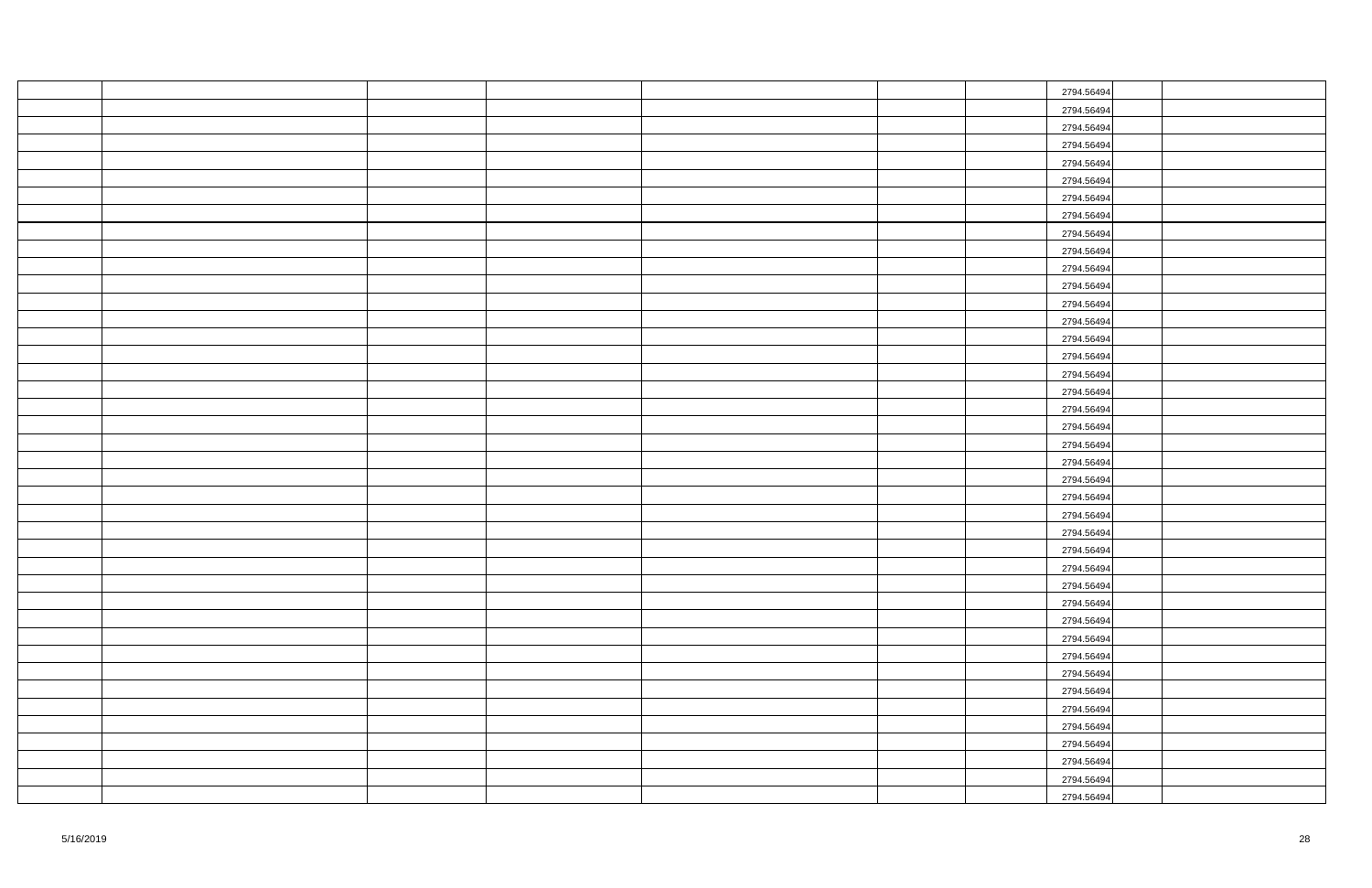| | | | | | | | 2794.56494 | | |
|---|---|---|---|---|---|---|---|---|---|
| | | | | | | | 2794.56494 | | |
| | | | | | | | 2794.56494 | | |
| | | | | | | | 2794.56494 | | |
| | | | | | | | 2794.56494 | | |
| | | | | | | | 2794.56494 | | |
| | | | | | | | 2794.56494 | | |
| | | | | | | | 2794.56494 | | |
| | | | | | | | 2794.56494 | | |
| | | | | | | | 2794.56494 | | |
| | | | | | | | 2794.56494 | | |
| | | | | | | | 2794.56494 | | |
| | | | | | | | 2794.56494 | | |
| | | | | | | | 2794.56494 | | |
| | | | | | | | 2794.56494 | | |
| | | | | | | | 2794.56494 | | |
| | | | | | | | 2794.56494 | | |
| | | | | | | | 2794.56494 | | |
| | | | | | | | 2794.56494 | | |
| | | | | | | | 2794.56494 | | |
| | | | | | | | 2794.56494 | | |
| | | | | | | | 2794.56494 | | |
| | | | | | | | 2794.56494 | | |
| | | | | | | | 2794.56494 | | |
| | | | | | | | 2794.56494 | | |
| | | | | | | | 2794.56494 | | |
| | | | | | | | 2794.56494 | | |
| | | | | | | | 2794.56494 | | |
| | | | | | | | 2794.56494 | | |
| | | | | | | | 2794.56494 | | |
| | | | | | | | 2794.56494 | | |
| | | | | | | | 2794.56494 | | |
| | | | | | | | 2794.56494 | | |
| | | | | | | | 2794.56494 | | |
| | | | | | | | 2794.56494 | | |
| | | | | | | | 2794.56494 | | |
| | | | | | | | 2794.56494 | | |
| | | | | | | | 2794.56494 | | |
| | | | | | | | 2794.56494 | | |
| | | | | | | | 2794.56494 | | |
| | | | | | | | 2794.56494 | | |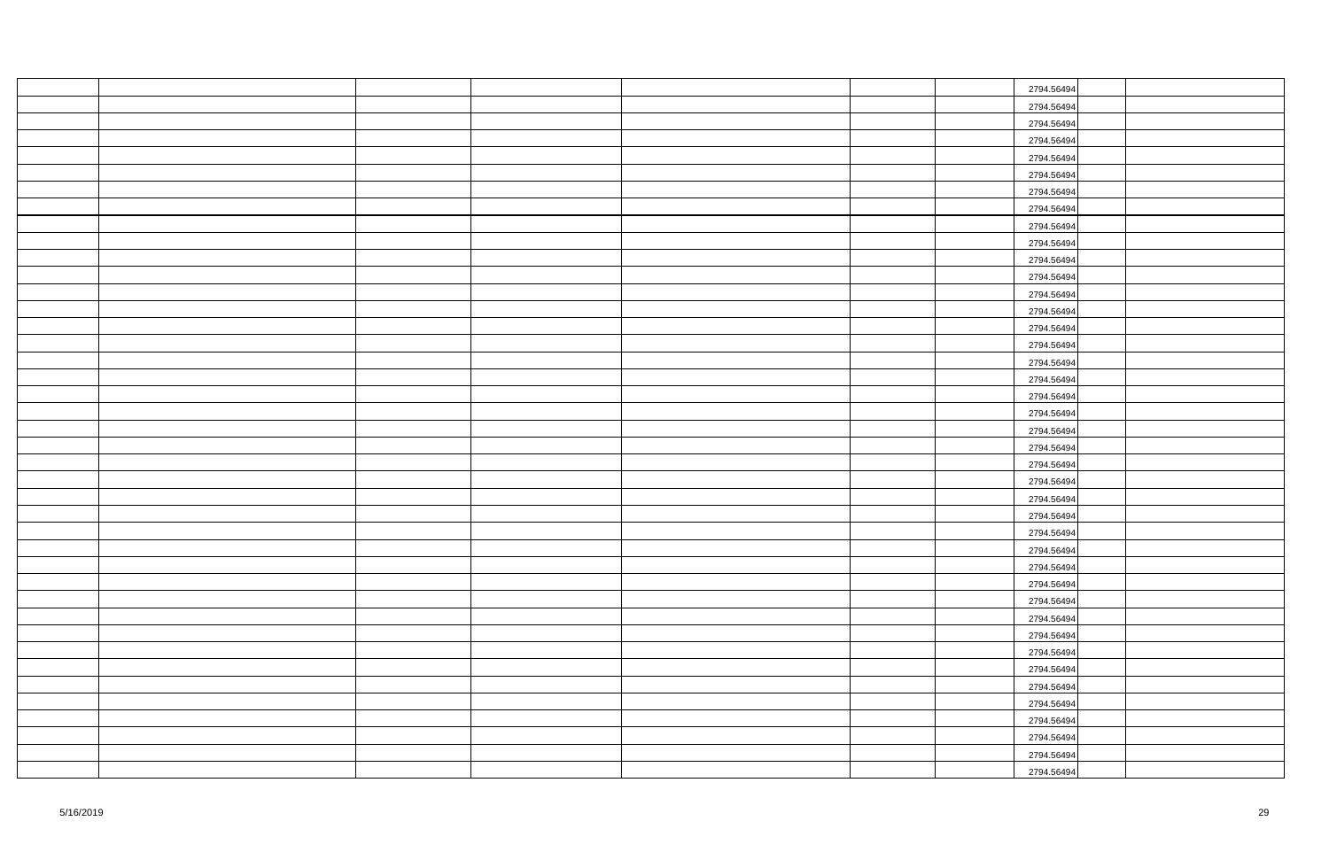| | | | | | | | | | |
|---|---|---|---|---|---|---|---|---|---|
| | | | | | | | 2794.56494 | | |
| | | | | | | | 2794.56494 | | |
| | | | | | | | 2794.56494 | | |
| | | | | | | | 2794.56494 | | |
| | | | | | | | 2794.56494 | | |
| | | | | | | | 2794.56494 | | |
| | | | | | | | 2794.56494 | | |
| | | | | | | | 2794.56494 | | |
| | | | | | | | 2794.56494 | | |
| | | | | | | | 2794.56494 | | |
| | | | | | | | 2794.56494 | | |
| | | | | | | | 2794.56494 | | |
| | | | | | | | 2794.56494 | | |
| | | | | | | | 2794.56494 | | |
| | | | | | | | 2794.56494 | | |
| | | | | | | | 2794.56494 | | |
| | | | | | | | 2794.56494 | | |
| | | | | | | | 2794.56494 | | |
| | | | | | | | 2794.56494 | | |
| | | | | | | | 2794.56494 | | |
| | | | | | | | 2794.56494 | | |
| | | | | | | | 2794.56494 | | |
| | | | | | | | 2794.56494 | | |
| | | | | | | | 2794.56494 | | |
| | | | | | | | 2794.56494 | | |
| | | | | | | | 2794.56494 | | |
| | | | | | | | 2794.56494 | | |
| | | | | | | | 2794.56494 | | |
| | | | | | | | 2794.56494 | | |
| | | | | | | | 2794.56494 | | |
| | | | | | | | 2794.56494 | | |
| | | | | | | | 2794.56494 | | |
| | | | | | | | 2794.56494 | | |
| | | | | | | | 2794.56494 | | |
| | | | | | | | 2794.56494 | | |
| | | | | | | | 2794.56494 | | |
| | | | | | | | 2794.56494 | | |
| | | | | | | | 2794.56494 | | |
| | | | | | | | 2794.56494 | | |
| | | | | | | | 2794.56494 | | |
| | | | | | | | 2794.56494 | | |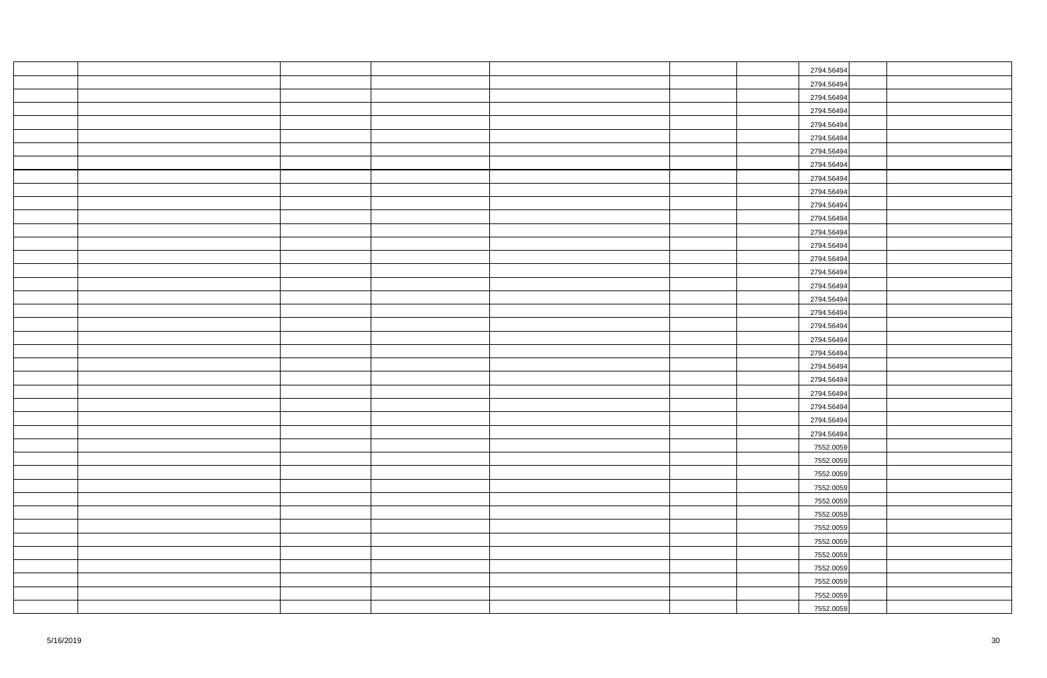| | | | | | | | | | |
|---|---|---|---|---|---|---|---|---|---|
| | | | | | | | 2794.56494 | | |
| | | | | | | | 2794.56494 | | |
| | | | | | | | 2794.56494 | | |
| | | | | | | | 2794.56494 | | |
| | | | | | | | 2794.56494 | | |
| | | | | | | | 2794.56494 | | |
| | | | | | | | 2794.56494 | | |
| | | | | | | | 2794.56494 | | |
| | | | | | | | 2794.56494 | | |
| | | | | | | | 2794.56494 | | |
| | | | | | | | 2794.56494 | | |
| | | | | | | | 2794.56494 | | |
| | | | | | | | 2794.56494 | | |
| | | | | | | | 2794.56494 | | |
| | | | | | | | 2794.56494 | | |
| | | | | | | | 2794.56494 | | |
| | | | | | | | 2794.56494 | | |
| | | | | | | | 2794.56494 | | |
| | | | | | | | 2794.56494 | | |
| | | | | | | | 2794.56494 | | |
| | | | | | | | 2794.56494 | | |
| | | | | | | | 2794.56494 | | |
| | | | | | | | 2794.56494 | | |
| | | | | | | | 2794.56494 | | |
| | | | | | | | 2794.56494 | | |
| | | | | | | | 2794.56494 | | |
| | | | | | | | 2794.56494 | | |
| | | | | | | | 2794.56494 | | |
| | | | | | | | 7552.0059 | | |
| | | | | | | | 7552.0059 | | |
| | | | | | | | 7552.0059 | | |
| | | | | | | | 7552.0059 | | |
| | | | | | | | 7552.0059 | | |
| | | | | | | | 7552.0059 | | |
| | | | | | | | 7552.0059 | | |
| | | | | | | | 7552.0059 | | |
| | | | | | | | 7552.0059 | | |
| | | | | | | | 7552.0059 | | |
| | | | | | | | 7552.0059 | | |
| | | | | | | | 7552.0059 | | |
| | | | | | | | 7552.0059 | | |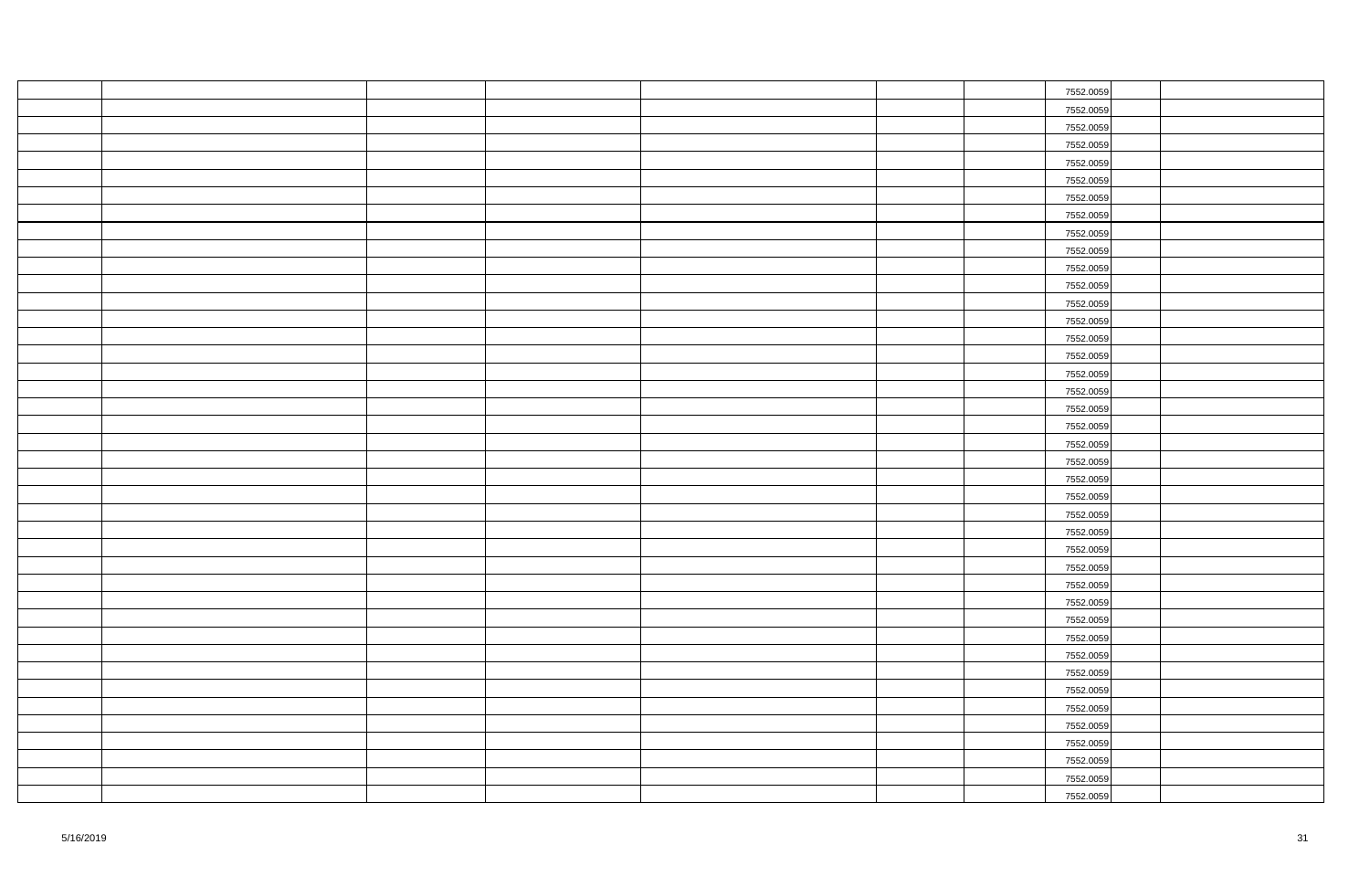| | | | | | | | | | |
|---|---|---|---|---|---|---|---|---|---|
| | | | | | | | 7552.0059 | | |
| | | | | | | | 7552.0059 | | |
| | | | | | | | 7552.0059 | | |
| | | | | | | | 7552.0059 | | |
| | | | | | | | 7552.0059 | | |
| | | | | | | | 7552.0059 | | |
| | | | | | | | 7552.0059 | | |
| | | | | | | | 7552.0059 | | |
| | | | | | | | 7552.0059 | | |
| | | | | | | | 7552.0059 | | |
| | | | | | | | 7552.0059 | | |
| | | | | | | | 7552.0059 | | |
| | | | | | | | 7552.0059 | | |
| | | | | | | | 7552.0059 | | |
| | | | | | | | 7552.0059 | | |
| | | | | | | | 7552.0059 | | |
| | | | | | | | 7552.0059 | | |
| | | | | | | | 7552.0059 | | |
| | | | | | | | 7552.0059 | | |
| | | | | | | | 7552.0059 | | |
| | | | | | | | 7552.0059 | | |
| | | | | | | | 7552.0059 | | |
| | | | | | | | 7552.0059 | | |
| | | | | | | | 7552.0059 | | |
| | | | | | | | 7552.0059 | | |
| | | | | | | | 7552.0059 | | |
| | | | | | | | 7552.0059 | | |
| | | | | | | | 7552.0059 | | |
| | | | | | | | 7552.0059 | | |
| | | | | | | | 7552.0059 | | |
| | | | | | | | 7552.0059 | | |
| | | | | | | | 7552.0059 | | |
| | | | | | | | 7552.0059 | | |
| | | | | | | | 7552.0059 | | |
| | | | | | | | 7552.0059 | | |
| | | | | | | | 7552.0059 | | |
| | | | | | | | 7552.0059 | | |
| | | | | | | | 7552.0059 | | |
| | | | | | | | 7552.0059 | | |
| | | | | | | | 7552.0059 | | |
| | | | | | | | 7552.0059 | | |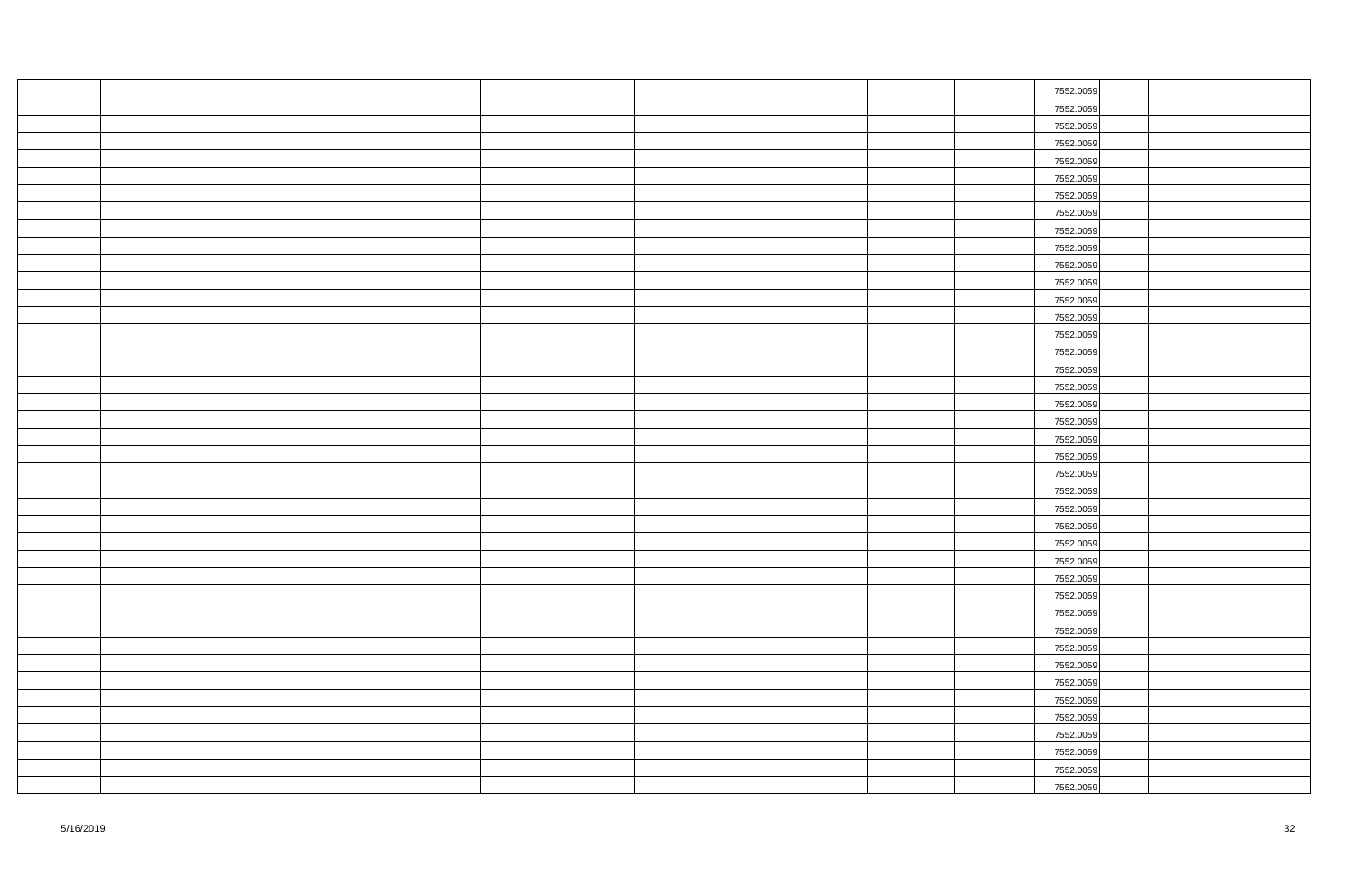| | | | | | | | | | |
|---|---|---|---|---|---|---|---|---|---|
| | | | | | | | 7552.0059 | | |
| | | | | | | | 7552.0059 | | |
| | | | | | | | 7552.0059 | | |
| | | | | | | | 7552.0059 | | |
| | | | | | | | 7552.0059 | | |
| | | | | | | | 7552.0059 | | |
| | | | | | | | 7552.0059 | | |
| | | | | | | | 7552.0059 | | |
| | | | | | | | 7552.0059 | | |
| | | | | | | | 7552.0059 | | |
| | | | | | | | 7552.0059 | | |
| | | | | | | | 7552.0059 | | |
| | | | | | | | 7552.0059 | | |
| | | | | | | | 7552.0059 | | |
| | | | | | | | 7552.0059 | | |
| | | | | | | | 7552.0059 | | |
| | | | | | | | 7552.0059 | | |
| | | | | | | | 7552.0059 | | |
| | | | | | | | 7552.0059 | | |
| | | | | | | | 7552.0059 | | |
| | | | | | | | 7552.0059 | | |
| | | | | | | | 7552.0059 | | |
| | | | | | | | 7552.0059 | | |
| | | | | | | | 7552.0059 | | |
| | | | | | | | 7552.0059 | | |
| | | | | | | | 7552.0059 | | |
| | | | | | | | 7552.0059 | | |
| | | | | | | | 7552.0059 | | |
| | | | | | | | 7552.0059 | | |
| | | | | | | | 7552.0059 | | |
| | | | | | | | 7552.0059 | | |
| | | | | | | | 7552.0059 | | |
| | | | | | | | 7552.0059 | | |
| | | | | | | | 7552.0059 | | |
| | | | | | | | 7552.0059 | | |
| | | | | | | | 7552.0059 | | |
| | | | | | | | 7552.0059 | | |
| | | | | | | | 7552.0059 | | |
| | | | | | | | 7552.0059 | | |
| | | | | | | | 7552.0059 | | |
| | | | | | | | 7552.0059 | | |

5/16/2019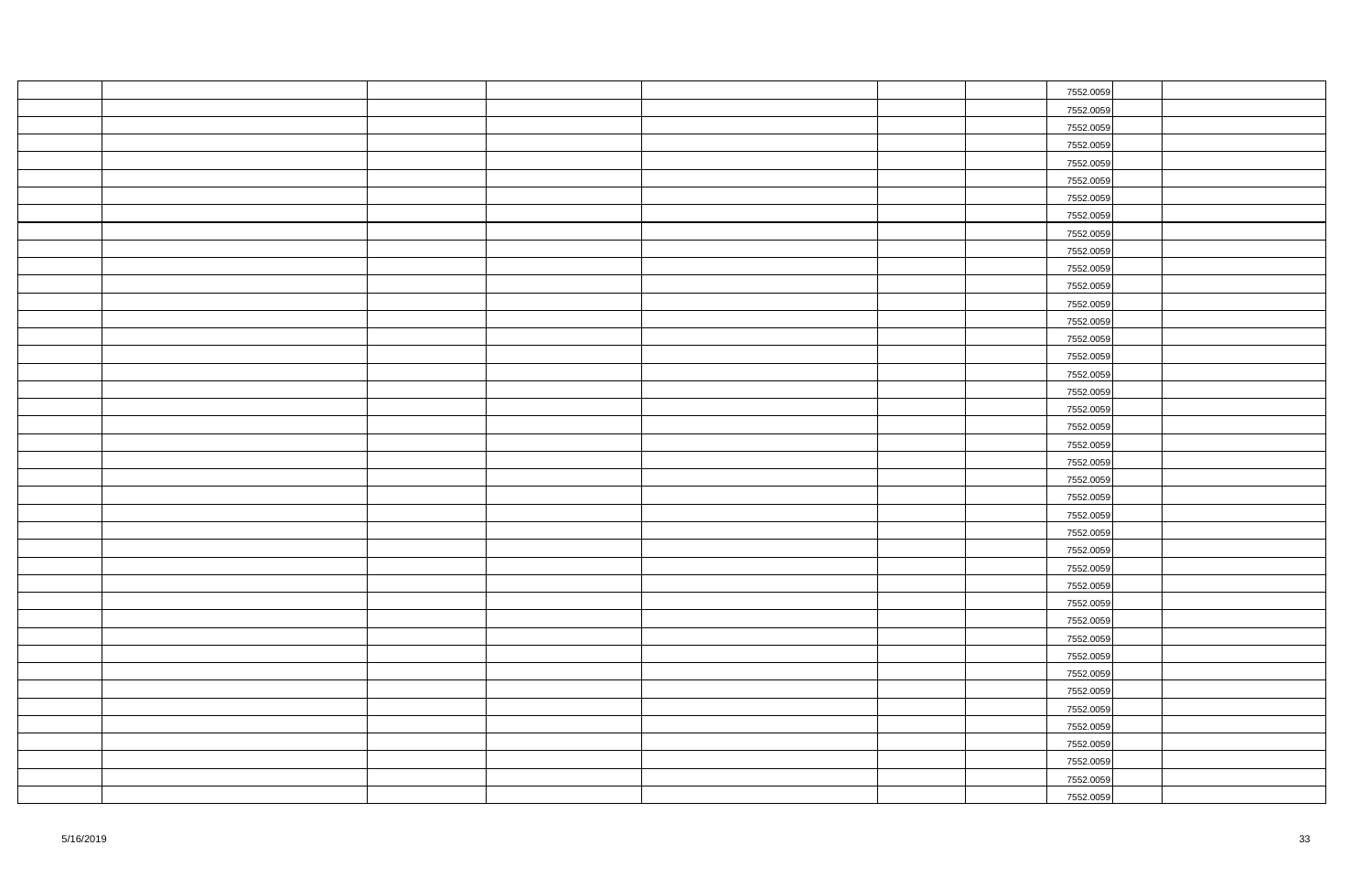| | | | | | | | 7552.0059 | | |
|---|---|---|---|---|---|---|---|---|---|
| | | | | | | | 7552.0059 | | |
| | | | | | | | 7552.0059 | | |
| | | | | | | | 7552.0059 | | |
| | | | | | | | 7552.0059 | | |
| | | | | | | | 7552.0059 | | |
| | | | | | | | 7552.0059 | | |
| | | | | | | | 7552.0059 | | |
| | | | | | | | 7552.0059 | | |
| | | | | | | | 7552.0059 | | |
| | | | | | | | 7552.0059 | | |
| | | | | | | | 7552.0059 | | |
| | | | | | | | 7552.0059 | | |
| | | | | | | | 7552.0059 | | |
| | | | | | | | 7552.0059 | | |
| | | | | | | | 7552.0059 | | |
| | | | | | | | 7552.0059 | | |
| | | | | | | | 7552.0059 | | |
| | | | | | | | 7552.0059 | | |
| | | | | | | | 7552.0059 | | |
| | | | | | | | 7552.0059 | | |
| | | | | | | | 7552.0059 | | |
| | | | | | | | 7552.0059 | | |
| | | | | | | | 7552.0059 | | |
| | | | | | | | 7552.0059 | | |
| | | | | | | | 7552.0059 | | |
| | | | | | | | 7552.0059 | | |
| | | | | | | | 7552.0059 | | |
| | | | | | | | 7552.0059 | | |
| | | | | | | | 7552.0059 | | |
| | | | | | | | 7552.0059 | | |
| | | | | | | | 7552.0059 | | |
| | | | | | | | 7552.0059 | | |
| | | | | | | | 7552.0059 | | |
| | | | | | | | 7552.0059 | | |
| | | | | | | | 7552.0059 | | |
| | | | | | | | 7552.0059 | | |
| | | | | | | | 7552.0059 | | |
| | | | | | | | 7552.0059 | | |
| | | | | | | | 7552.0059 | | |
| | | | | | | | 7552.0059 | | |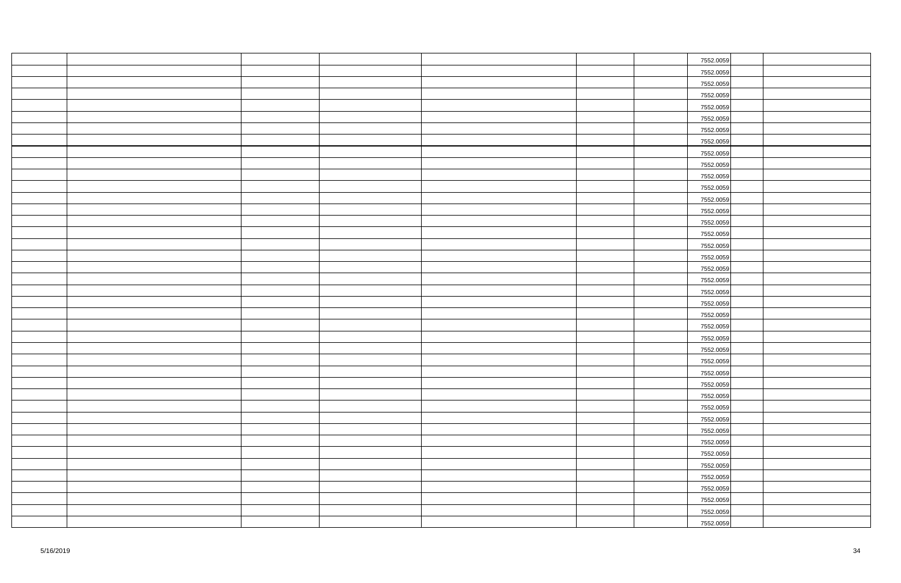| | | | | | | | 7552.0059 | | |
|---|---|---|---|---|---|---|---|---|---|
| | | | | | | | 7552.0059 | | |
| | | | | | | | 7552.0059 | | |
| | | | | | | | 7552.0059 | | |
| | | | | | | | 7552.0059 | | |
| | | | | | | | 7552.0059 | | |
| | | | | | | | 7552.0059 | | |
| | | | | | | | 7552.0059 | | |
| | | | | | | | 7552.0059 | | |
| | | | | | | | 7552.0059 | | |
| | | | | | | | 7552.0059 | | |
| | | | | | | | 7552.0059 | | |
| | | | | | | | 7552.0059 | | |
| | | | | | | | 7552.0059 | | |
| | | | | | | | 7552.0059 | | |
| | | | | | | | 7552.0059 | | |
| | | | | | | | 7552.0059 | | |
| | | | | | | | 7552.0059 | | |
| | | | | | | | 7552.0059 | | |
| | | | | | | | 7552.0059 | | |
| | | | | | | | 7552.0059 | | |
| | | | | | | | 7552.0059 | | |
| | | | | | | | 7552.0059 | | |
| | | | | | | | 7552.0059 | | |
| | | | | | | | 7552.0059 | | |
| | | | | | | | 7552.0059 | | |
| | | | | | | | 7552.0059 | | |
| | | | | | | | 7552.0059 | | |
| | | | | | | | 7552.0059 | | |
| | | | | | | | 7552.0059 | | |
| | | | | | | | 7552.0059 | | |
| | | | | | | | 7552.0059 | | |
| | | | | | | | 7552.0059 | | |
| | | | | | | | 7552.0059 | | |
| | | | | | | | 7552.0059 | | |
| | | | | | | | 7552.0059 | | |
| | | | | | | | 7552.0059 | | |
| | | | | | | | 7552.0059 | | |
| | | | | | | | 7552.0059 | | |
| | | | | | | | 7552.0059 | | |
| | | | | | | | 7552.0059 | | |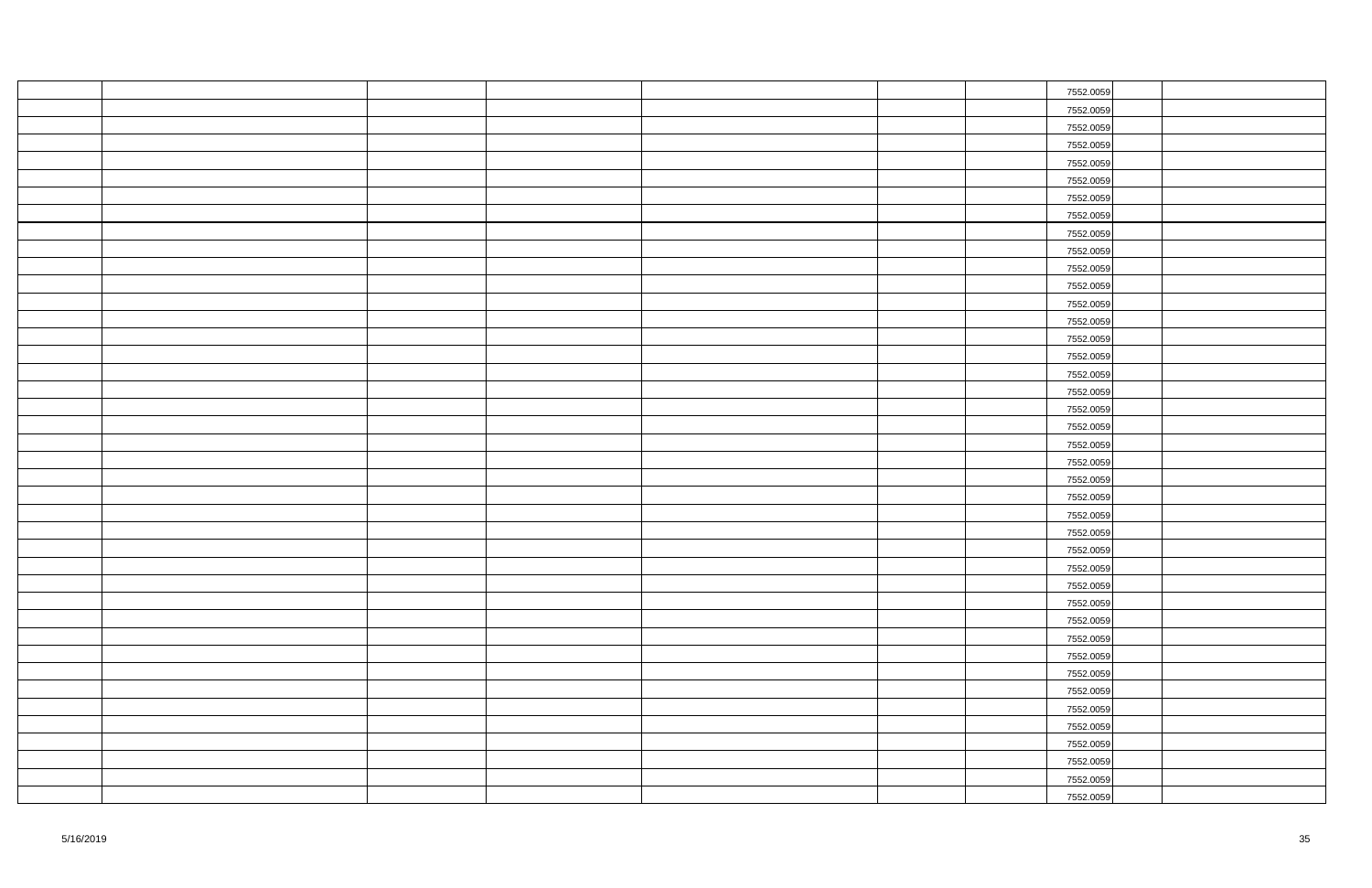| | | | | | | | | | |
|---|---|---|---|---|---|---|---|---|---|
| | | | | | | | 7552.0059 | | |
| | | | | | | | 7552.0059 | | |
| | | | | | | | 7552.0059 | | |
| | | | | | | | 7552.0059 | | |
| | | | | | | | 7552.0059 | | |
| | | | | | | | 7552.0059 | | |
| | | | | | | | 7552.0059 | | |
| | | | | | | | 7552.0059 | | |
| | | | | | | | 7552.0059 | | |
| | | | | | | | 7552.0059 | | |
| | | | | | | | 7552.0059 | | |
| | | | | | | | 7552.0059 | | |
| | | | | | | | 7552.0059 | | |
| | | | | | | | 7552.0059 | | |
| | | | | | | | 7552.0059 | | |
| | | | | | | | 7552.0059 | | |
| | | | | | | | 7552.0059 | | |
| | | | | | | | 7552.0059 | | |
| | | | | | | | 7552.0059 | | |
| | | | | | | | 7552.0059 | | |
| | | | | | | | 7552.0059 | | |
| | | | | | | | 7552.0059 | | |
| | | | | | | | 7552.0059 | | |
| | | | | | | | 7552.0059 | | |
| | | | | | | | 7552.0059 | | |
| | | | | | | | 7552.0059 | | |
| | | | | | | | 7552.0059 | | |
| | | | | | | | 7552.0059 | | |
| | | | | | | | 7552.0059 | | |
| | | | | | | | 7552.0059 | | |
| | | | | | | | 7552.0059 | | |
| | | | | | | | 7552.0059 | | |
| | | | | | | | 7552.0059 | | |
| | | | | | | | 7552.0059 | | |
| | | | | | | | 7552.0059 | | |
| | | | | | | | 7552.0059 | | |
| | | | | | | | 7552.0059 | | |
| | | | | | | | 7552.0059 | | |
| | | | | | | | 7552.0059 | | |
| | | | | | | | 7552.0059 | | |
| | | | | | | | 7552.0059 | | |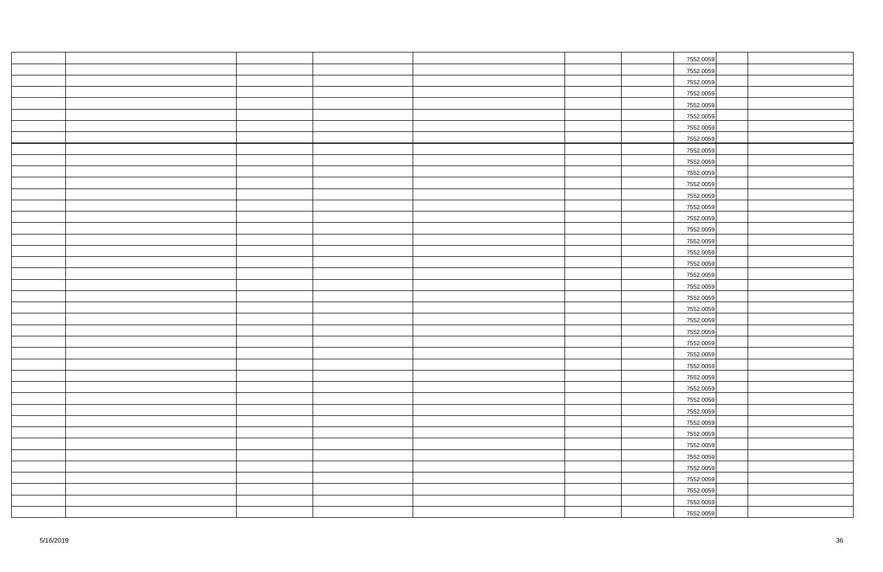| | | | | | | | | | |
|---|---|---|---|---|---|---|---|---|---|
| | | | | | | | 7552.0059 | | |
| | | | | | | | 7552.0059 | | |
| | | | | | | | 7552.0059 | | |
| | | | | | | | 7552.0059 | | |
| | | | | | | | 7552.0059 | | |
| | | | | | | | 7552.0059 | | |
| | | | | | | | 7552.0059 | | |
| | | | | | | | 7552.0059 | | |
| | | | | | | | 7552.0059 | | |
| | | | | | | | 7552.0059 | | |
| | | | | | | | 7552.0059 | | |
| | | | | | | | 7552.0059 | | |
| | | | | | | | 7552.0059 | | |
| | | | | | | | 7552.0059 | | |
| | | | | | | | 7552.0059 | | |
| | | | | | | | 7552.0059 | | |
| | | | | | | | 7552.0059 | | |
| | | | | | | | 7552.0059 | | |
| | | | | | | | 7552.0059 | | |
| | | | | | | | 7552.0059 | | |
| | | | | | | | 7552.0059 | | |
| | | | | | | | 7552.0059 | | |
| | | | | | | | 7552.0059 | | |
| | | | | | | | 7552.0059 | | |
| | | | | | | | 7552.0059 | | |
| | | | | | | | 7552.0059 | | |
| | | | | | | | 7552.0059 | | |
| | | | | | | | 7552.0059 | | |
| | | | | | | | 7552.0059 | | |
| | | | | | | | 7552.0059 | | |
| | | | | | | | 7552.0059 | | |
| | | | | | | | 7552.0059 | | |
| | | | | | | | 7552.0059 | | |
| | | | | | | | 7552.0059 | | |
| | | | | | | | 7552.0059 | | |
| | | | | | | | 7552.0059 | | |
| | | | | | | | 7552.0059 | | |
| | | | | | | | 7552.0059 | | |
| | | | | | | | 7552.0059 | | |
| | | | | | | | 7552.0059 | | |
| | | | | | | | 7552.0059 | | |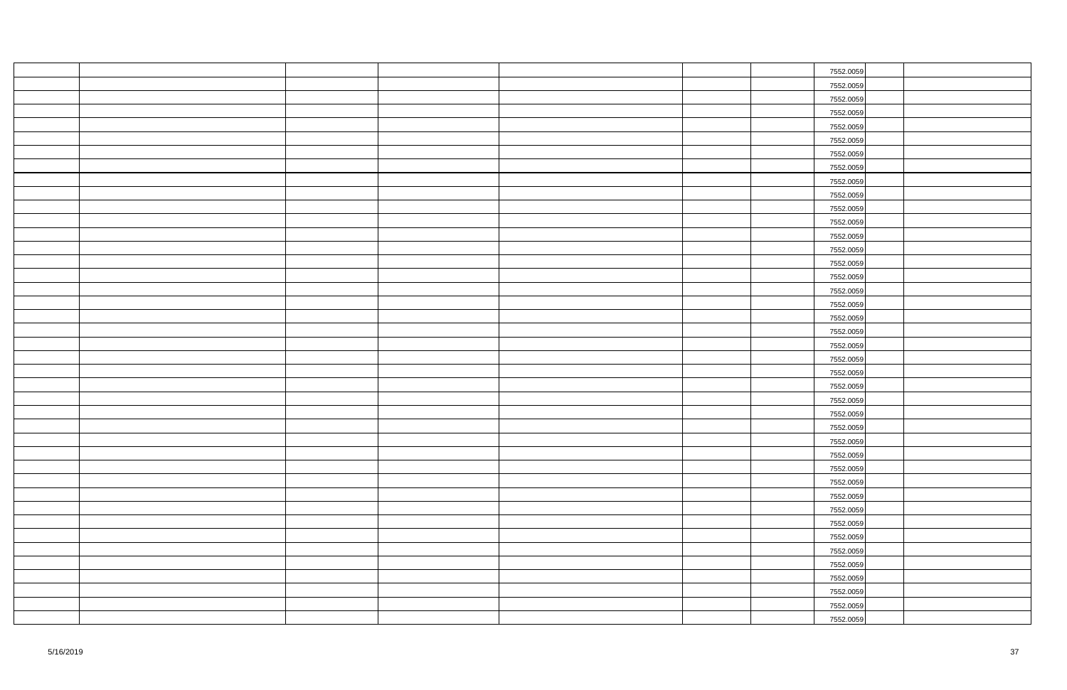| | | | | | | | | | |
|---|---|---|---|---|---|---|---|---|---|
| | | | | | | | 7552.0059 | | |
| | | | | | | | 7552.0059 | | |
| | | | | | | | 7552.0059 | | |
| | | | | | | | 7552.0059 | | |
| | | | | | | | 7552.0059 | | |
| | | | | | | | 7552.0059 | | |
| | | | | | | | 7552.0059 | | |
| | | | | | | | 7552.0059 | | |
| | | | | | | | 7552.0059 | | |
| | | | | | | | 7552.0059 | | |
| | | | | | | | 7552.0059 | | |
| | | | | | | | 7552.0059 | | |
| | | | | | | | 7552.0059 | | |
| | | | | | | | 7552.0059 | | |
| | | | | | | | 7552.0059 | | |
| | | | | | | | 7552.0059 | | |
| | | | | | | | 7552.0059 | | |
| | | | | | | | 7552.0059 | | |
| | | | | | | | 7552.0059 | | |
| | | | | | | | 7552.0059 | | |
| | | | | | | | 7552.0059 | | |
| | | | | | | | 7552.0059 | | |
| | | | | | | | 7552.0059 | | |
| | | | | | | | 7552.0059 | | |
| | | | | | | | 7552.0059 | | |
| | | | | | | | 7552.0059 | | |
| | | | | | | | 7552.0059 | | |
| | | | | | | | 7552.0059 | | |
| | | | | | | | 7552.0059 | | |
| | | | | | | | 7552.0059 | | |
| | | | | | | | 7552.0059 | | |
| | | | | | | | 7552.0059 | | |
| | | | | | | | 7552.0059 | | |
| | | | | | | | 7552.0059 | | |
| | | | | | | | 7552.0059 | | |
| | | | | | | | 7552.0059 | | |
| | | | | | | | 7552.0059 | | |
| | | | | | | | 7552.0059 | | |
| | | | | | | | 7552.0059 | | |
| | | | | | | | 7552.0059 | | |
| | | | | | | | 7552.0059 | | |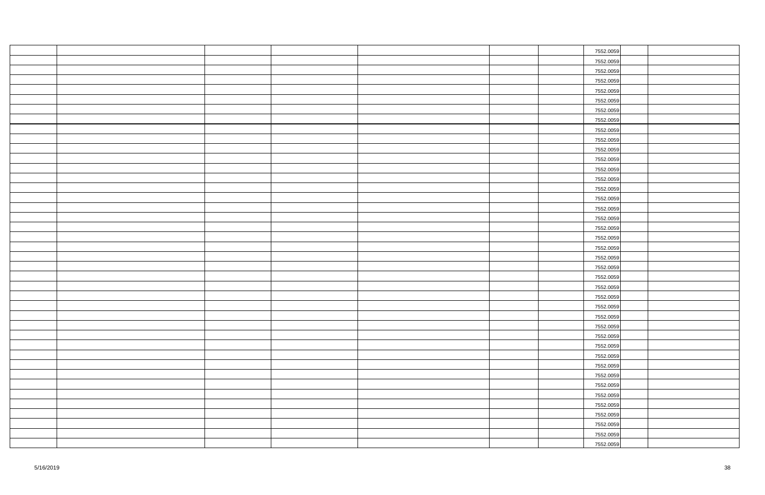| | | | | | | | 7552.0059 | | |
|---|---|---|---|---|---|---|---|---|---|
| | | | | | | | 7552.0059 | | |
| | | | | | | | 7552.0059 | | |
| | | | | | | | 7552.0059 | | |
| | | | | | | | 7552.0059 | | |
| | | | | | | | 7552.0059 | | |
| | | | | | | | 7552.0059 | | |
| | | | | | | | 7552.0059 | | |
| | | | | | | | 7552.0059 | | |
| | | | | | | | 7552.0059 | | |
| | | | | | | | 7552.0059 | | |
| | | | | | | | 7552.0059 | | |
| | | | | | | | 7552.0059 | | |
| | | | | | | | 7552.0059 | | |
| | | | | | | | 7552.0059 | | |
| | | | | | | | 7552.0059 | | |
| | | | | | | | 7552.0059 | | |
| | | | | | | | 7552.0059 | | |
| | | | | | | | 7552.0059 | | |
| | | | | | | | 7552.0059 | | |
| | | | | | | | 7552.0059 | | |
| | | | | | | | 7552.0059 | | |
| | | | | | | | 7552.0059 | | |
| | | | | | | | 7552.0059 | | |
| | | | | | | | 7552.0059 | | |
| | | | | | | | 7552.0059 | | |
| | | | | | | | 7552.0059 | | |
| | | | | | | | 7552.0059 | | |
| | | | | | | | 7552.0059 | | |
| | | | | | | | 7552.0059 | | |
| | | | | | | | 7552.0059 | | |
| | | | | | | | 7552.0059 | | |
| | | | | | | | 7552.0059 | | |
| | | | | | | | 7552.0059 | | |
| | | | | | | | 7552.0059 | | |
| | | | | | | | 7552.0059 | | |
| | | | | | | | 7552.0059 | | |
| | | | | | | | 7552.0059 | | |
| | | | | | | | 7552.0059 | | |
| | | | | | | | 7552.0059 | | |
| | | | | | | | 7552.0059 | | |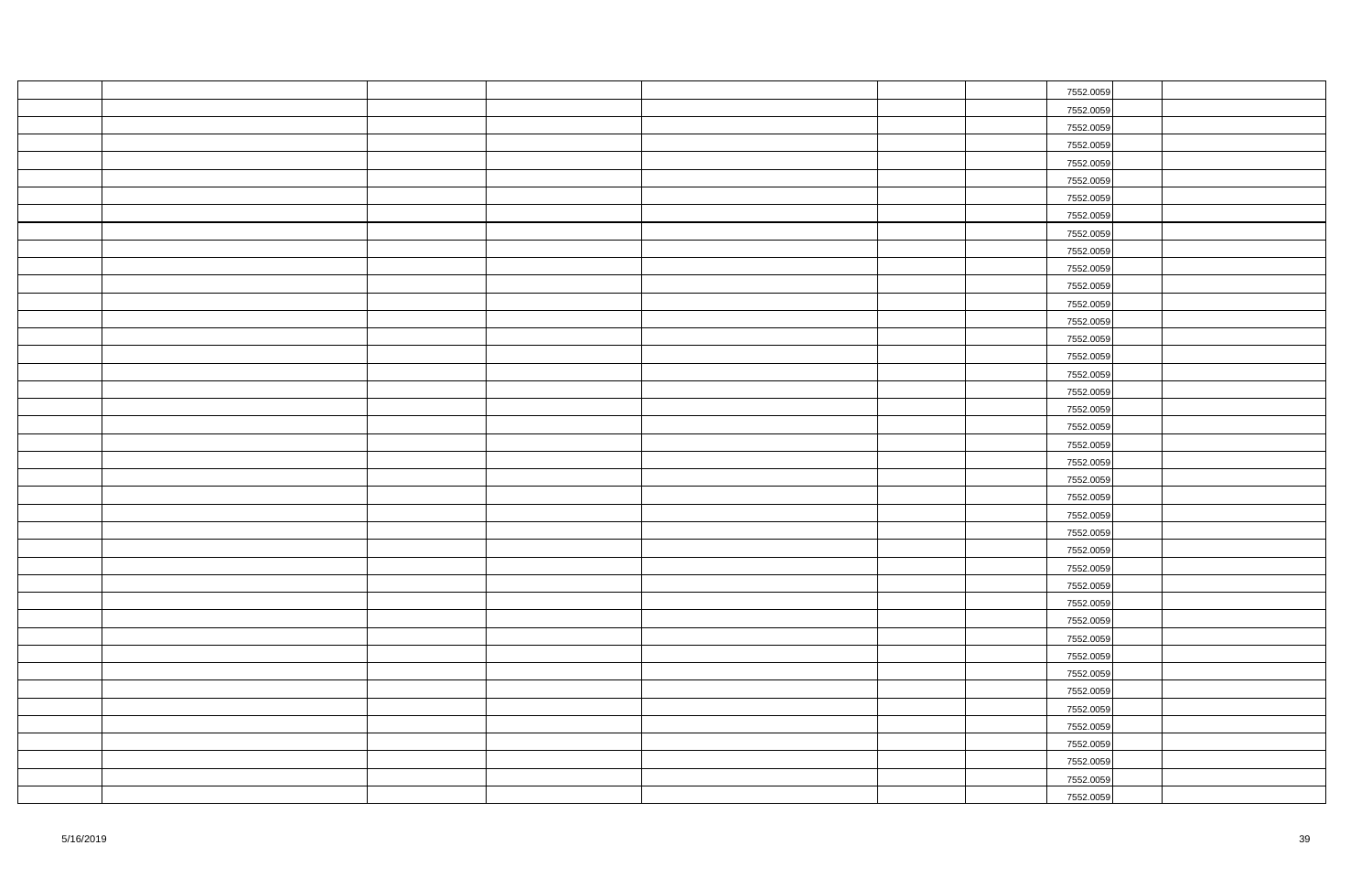| | | | | | | | | | |
|---|---|---|---|---|---|---|---|---|---|
| | | | | | | | 7552.0059 | | |
| | | | | | | | 7552.0059 | | |
| | | | | | | | 7552.0059 | | |
| | | | | | | | 7552.0059 | | |
| | | | | | | | 7552.0059 | | |
| | | | | | | | 7552.0059 | | |
| | | | | | | | 7552.0059 | | |
| | | | | | | | 7552.0059 | | |
| | | | | | | | 7552.0059 | | |
| | | | | | | | 7552.0059 | | |
| | | | | | | | 7552.0059 | | |
| | | | | | | | 7552.0059 | | |
| | | | | | | | 7552.0059 | | |
| | | | | | | | 7552.0059 | | |
| | | | | | | | 7552.0059 | | |
| | | | | | | | 7552.0059 | | |
| | | | | | | | 7552.0059 | | |
| | | | | | | | 7552.0059 | | |
| | | | | | | | 7552.0059 | | |
| | | | | | | | 7552.0059 | | |
| | | | | | | | 7552.0059 | | |
| | | | | | | | 7552.0059 | | |
| | | | | | | | 7552.0059 | | |
| | | | | | | | 7552.0059 | | |
| | | | | | | | 7552.0059 | | |
| | | | | | | | 7552.0059 | | |
| | | | | | | | 7552.0059 | | |
| | | | | | | | 7552.0059 | | |
| | | | | | | | 7552.0059 | | |
| | | | | | | | 7552.0059 | | |
| | | | | | | | 7552.0059 | | |
| | | | | | | | 7552.0059 | | |
| | | | | | | | 7552.0059 | | |
| | | | | | | | 7552.0059 | | |
| | | | | | | | 7552.0059 | | |
| | | | | | | | 7552.0059 | | |
| | | | | | | | 7552.0059 | | |
| | | | | | | | 7552.0059 | | |
| | | | | | | | 7552.0059 | | |
| | | | | | | | 7552.0059 | | |
| | | | | | | | 7552.0059 | | |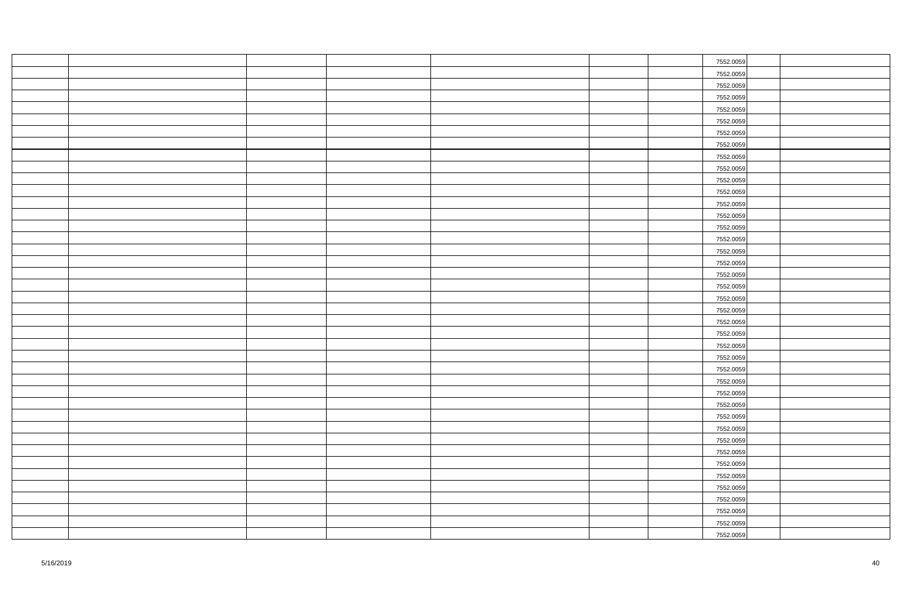| | | | | | | | | | |
|---|---|---|---|---|---|---|---|---|---|
| | | | | | | | 7552.0059 | | |
| | | | | | | | 7552.0059 | | |
| | | | | | | | 7552.0059 | | |
| | | | | | | | 7552.0059 | | |
| | | | | | | | 7552.0059 | | |
| | | | | | | | 7552.0059 | | |
| | | | | | | | 7552.0059 | | |
| | | | | | | | 7552.0059 | | |
| | | | | | | | 7552.0059 | | |
| | | | | | | | 7552.0059 | | |
| | | | | | | | 7552.0059 | | |
| | | | | | | | 7552.0059 | | |
| | | | | | | | 7552.0059 | | |
| | | | | | | | 7552.0059 | | |
| | | | | | | | 7552.0059 | | |
| | | | | | | | 7552.0059 | | |
| | | | | | | | 7552.0059 | | |
| | | | | | | | 7552.0059 | | |
| | | | | | | | 7552.0059 | | |
| | | | | | | | 7552.0059 | | |
| | | | | | | | 7552.0059 | | |
| | | | | | | | 7552.0059 | | |
| | | | | | | | 7552.0059 | | |
| | | | | | | | 7552.0059 | | |
| | | | | | | | 7552.0059 | | |
| | | | | | | | 7552.0059 | | |
| | | | | | | | 7552.0059 | | |
| | | | | | | | 7552.0059 | | |
| | | | | | | | 7552.0059 | | |
| | | | | | | | 7552.0059 | | |
| | | | | | | | 7552.0059 | | |
| | | | | | | | 7552.0059 | | |
| | | | | | | | 7552.0059 | | |
| | | | | | | | 7552.0059 | | |
| | | | | | | | 7552.0059 | | |
| | | | | | | | 7552.0059 | | |
| | | | | | | | 7552.0059 | | |
| | | | | | | | 7552.0059 | | |
| | | | | | | | 7552.0059 | | |
| | | | | | | | 7552.0059 | | |
| | | | | | | | 7552.0059 | | |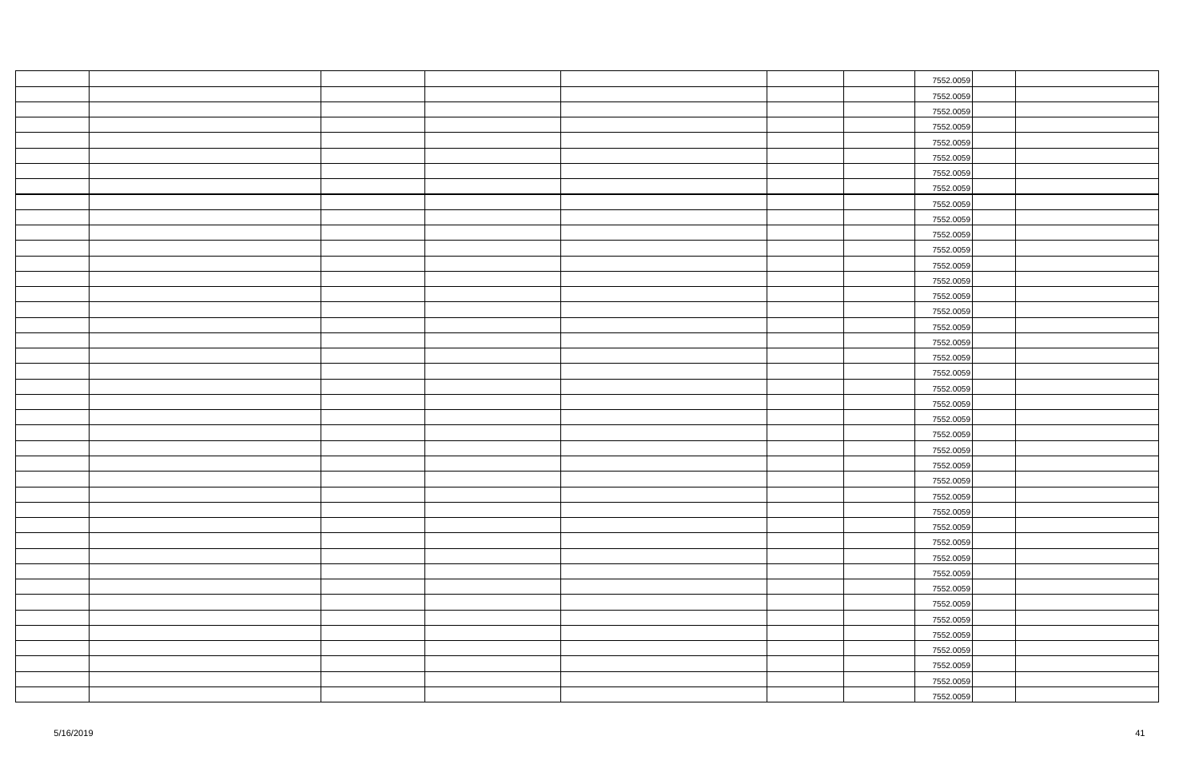| | | | | | | | | | |
|---|---|---|---|---|---|---|---|---|---|
| | | | | | | | 7552.0059 | | |
| | | | | | | | 7552.0059 | | |
| | | | | | | | 7552.0059 | | |
| | | | | | | | 7552.0059 | | |
| | | | | | | | 7552.0059 | | |
| | | | | | | | 7552.0059 | | |
| | | | | | | | 7552.0059 | | |
| | | | | | | | 7552.0059 | | |
| | | | | | | | 7552.0059 | | |
| | | | | | | | 7552.0059 | | |
| | | | | | | | 7552.0059 | | |
| | | | | | | | 7552.0059 | | |
| | | | | | | | 7552.0059 | | |
| | | | | | | | 7552.0059 | | |
| | | | | | | | 7552.0059 | | |
| | | | | | | | 7552.0059 | | |
| | | | | | | | 7552.0059 | | |
| | | | | | | | 7552.0059 | | |
| | | | | | | | 7552.0059 | | |
| | | | | | | | 7552.0059 | | |
| | | | | | | | 7552.0059 | | |
| | | | | | | | 7552.0059 | | |
| | | | | | | | 7552.0059 | | |
| | | | | | | | 7552.0059 | | |
| | | | | | | | 7552.0059 | | |
| | | | | | | | 7552.0059 | | |
| | | | | | | | 7552.0059 | | |
| | | | | | | | 7552.0059 | | |
| | | | | | | | 7552.0059 | | |
| | | | | | | | 7552.0059 | | |
| | | | | | | | 7552.0059 | | |
| | | | | | | | 7552.0059 | | |
| | | | | | | | 7552.0059 | | |
| | | | | | | | 7552.0059 | | |
| | | | | | | | 7552.0059 | | |
| | | | | | | | 7552.0059 | | |
| | | | | | | | 7552.0059 | | |
| | | | | | | | 7552.0059 | | |
| | | | | | | | 7552.0059 | | |
| | | | | | | | 7552.0059 | | |
| | | | | | | | 7552.0059 | | |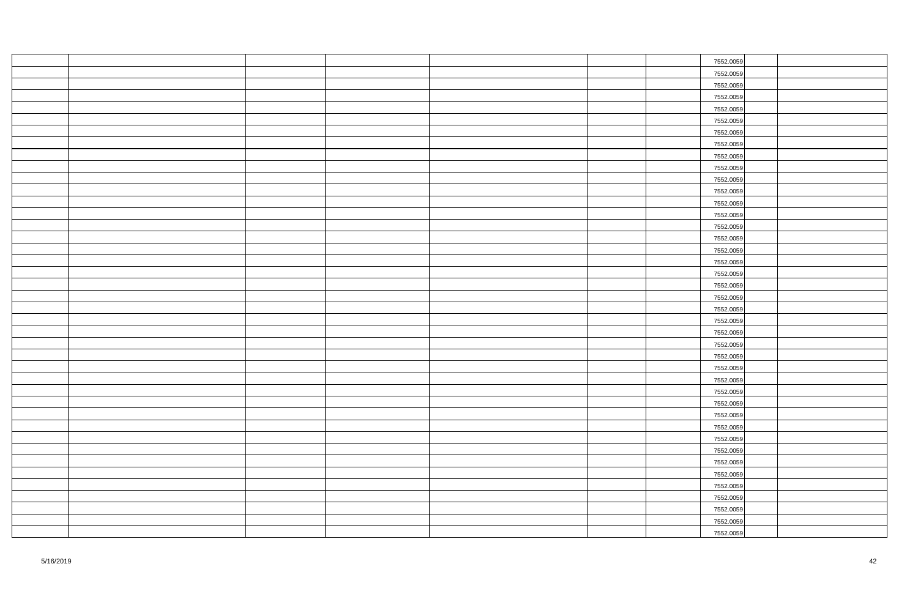| | | | | | | | | | |
|---|---|---|---|---|---|---|---|---|---|
| | | | | | | | 7552.0059 | | |
| | | | | | | | 7552.0059 | | |
| | | | | | | | 7552.0059 | | |
| | | | | | | | 7552.0059 | | |
| | | | | | | | 7552.0059 | | |
| | | | | | | | 7552.0059 | | |
| | | | | | | | 7552.0059 | | |
| | | | | | | | 7552.0059 | | |
| | | | | | | | 7552.0059 | | |
| | | | | | | | 7552.0059 | | |
| | | | | | | | 7552.0059 | | |
| | | | | | | | 7552.0059 | | |
| | | | | | | | 7552.0059 | | |
| | | | | | | | 7552.0059 | | |
| | | | | | | | 7552.0059 | | |
| | | | | | | | 7552.0059 | | |
| | | | | | | | 7552.0059 | | |
| | | | | | | | 7552.0059 | | |
| | | | | | | | 7552.0059 | | |
| | | | | | | | 7552.0059 | | |
| | | | | | | | 7552.0059 | | |
| | | | | | | | 7552.0059 | | |
| | | | | | | | 7552.0059 | | |
| | | | | | | | 7552.0059 | | |
| | | | | | | | 7552.0059 | | |
| | | | | | | | 7552.0059 | | |
| | | | | | | | 7552.0059 | | |
| | | | | | | | 7552.0059 | | |
| | | | | | | | 7552.0059 | | |
| | | | | | | | 7552.0059 | | |
| | | | | | | | 7552.0059 | | |
| | | | | | | | 7552.0059 | | |
| | | | | | | | 7552.0059 | | |
| | | | | | | | 7552.0059 | | |
| | | | | | | | 7552.0059 | | |
| | | | | | | | 7552.0059 | | |
| | | | | | | | 7552.0059 | | |
| | | | | | | | 7552.0059 | | |
| | | | | | | | 7552.0059 | | |
| | | | | | | | 7552.0059 | | |
| | | | | | | | 7552.0059 | | |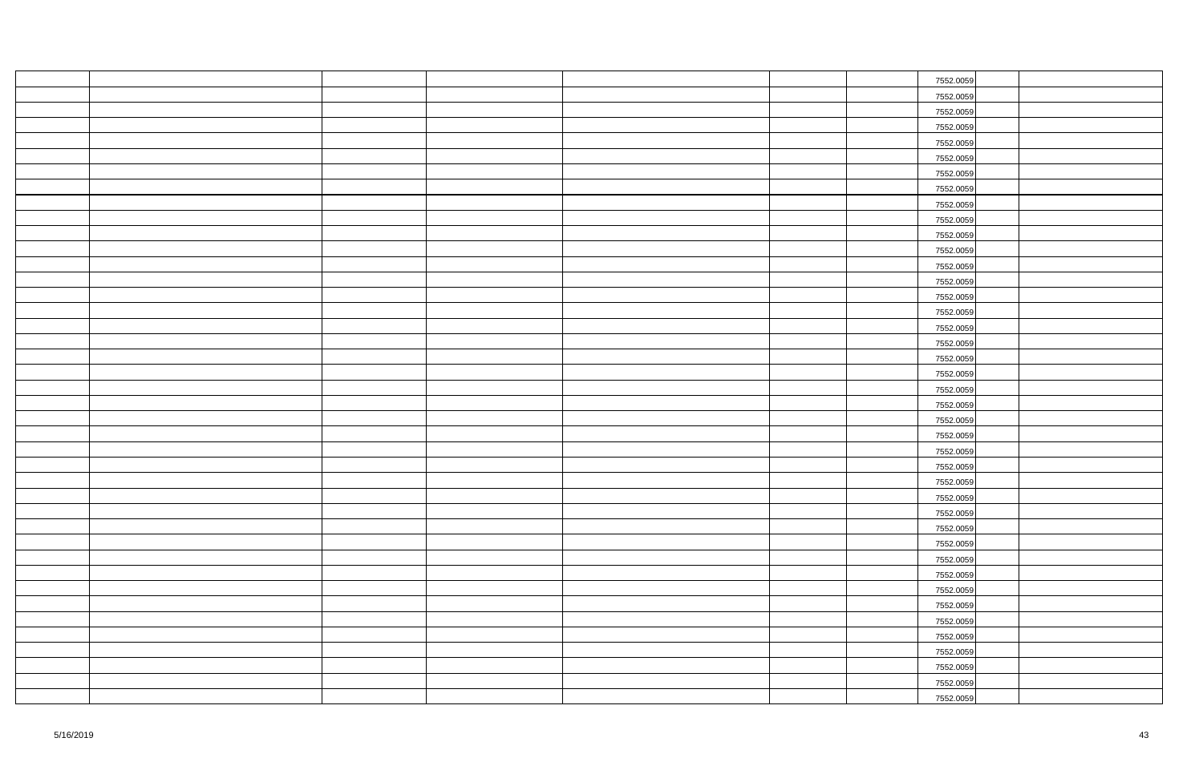| | | | | | | | 7552.0059 | | |
|---|---|---|---|---|---|---|---|---|---|
| | | | | | | | 7552.0059 | | |
| | | | | | | | 7552.0059 | | |
| | | | | | | | 7552.0059 | | |
| | | | | | | | 7552.0059 | | |
| | | | | | | | 7552.0059 | | |
| | | | | | | | 7552.0059 | | |
| | | | | | | | 7552.0059 | | |
| | | | | | | | 7552.0059 | | |
| | | | | | | | 7552.0059 | | |
| | | | | | | | 7552.0059 | | |
| | | | | | | | 7552.0059 | | |
| | | | | | | | 7552.0059 | | |
| | | | | | | | 7552.0059 | | |
| | | | | | | | 7552.0059 | | |
| | | | | | | | 7552.0059 | | |
| | | | | | | | 7552.0059 | | |
| | | | | | | | 7552.0059 | | |
| | | | | | | | 7552.0059 | | |
| | | | | | | | 7552.0059 | | |
| | | | | | | | 7552.0059 | | |
| | | | | | | | 7552.0059 | | |
| | | | | | | | 7552.0059 | | |
| | | | | | | | 7552.0059 | | |
| | | | | | | | 7552.0059 | | |
| | | | | | | | 7552.0059 | | |
| | | | | | | | 7552.0059 | | |
| | | | | | | | 7552.0059 | | |
| | | | | | | | 7552.0059 | | |
| | | | | | | | 7552.0059 | | |
| | | | | | | | 7552.0059 | | |
| | | | | | | | 7552.0059 | | |
| | | | | | | | 7552.0059 | | |
| | | | | | | | 7552.0059 | | |
| | | | | | | | 7552.0059 | | |
| | | | | | | | 7552.0059 | | |
| | | | | | | | 7552.0059 | | |
| | | | | | | | 7552.0059 | | |
| | | | | | | | 7552.0059 | | |
| | | | | | | | 7552.0059 | | |
| | | | | | | | 7552.0059 | | |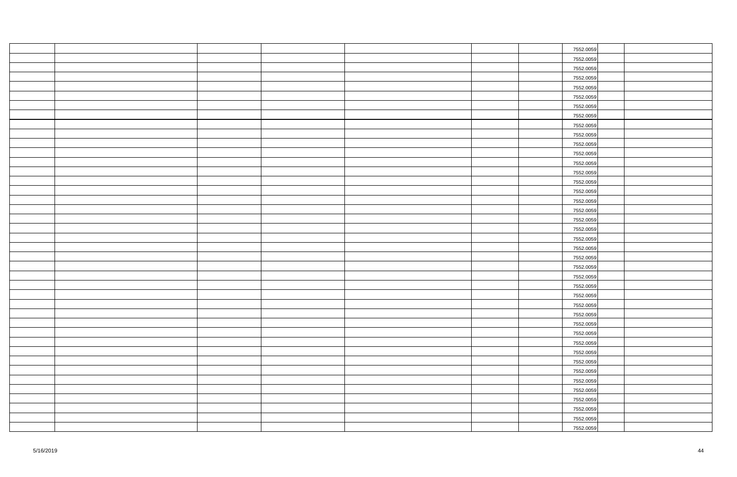| | | | | | | | | | |
|---|---|---|---|---|---|---|---|---|---|
| | | | | | | | 7552.0059 | | |
| | | | | | | | 7552.0059 | | |
| | | | | | | | 7552.0059 | | |
| | | | | | | | 7552.0059 | | |
| | | | | | | | 7552.0059 | | |
| | | | | | | | 7552.0059 | | |
| | | | | | | | 7552.0059 | | |
| | | | | | | | 7552.0059 | | |
| | | | | | | | 7552.0059 | | |
| | | | | | | | 7552.0059 | | |
| | | | | | | | 7552.0059 | | |
| | | | | | | | 7552.0059 | | |
| | | | | | | | 7552.0059 | | |
| | | | | | | | 7552.0059 | | |
| | | | | | | | 7552.0059 | | |
| | | | | | | | 7552.0059 | | |
| | | | | | | | 7552.0059 | | |
| | | | | | | | 7552.0059 | | |
| | | | | | | | 7552.0059 | | |
| | | | | | | | 7552.0059 | | |
| | | | | | | | 7552.0059 | | |
| | | | | | | | 7552.0059 | | |
| | | | | | | | 7552.0059 | | |
| | | | | | | | 7552.0059 | | |
| | | | | | | | 7552.0059 | | |
| | | | | | | | 7552.0059 | | |
| | | | | | | | 7552.0059 | | |
| | | | | | | | 7552.0059 | | |
| | | | | | | | 7552.0059 | | |
| | | | | | | | 7552.0059 | | |
| | | | | | | | 7552.0059 | | |
| | | | | | | | 7552.0059 | | |
| | | | | | | | 7552.0059 | | |
| | | | | | | | 7552.0059 | | |
| | | | | | | | 7552.0059 | | |
| | | | | | | | 7552.0059 | | |
| | | | | | | | 7552.0059 | | |
| | | | | | | | 7552.0059 | | |
| | | | | | | | 7552.0059 | | |
| | | | | | | | 7552.0059 | | |
| | | | | | | | 7552.0059 | | |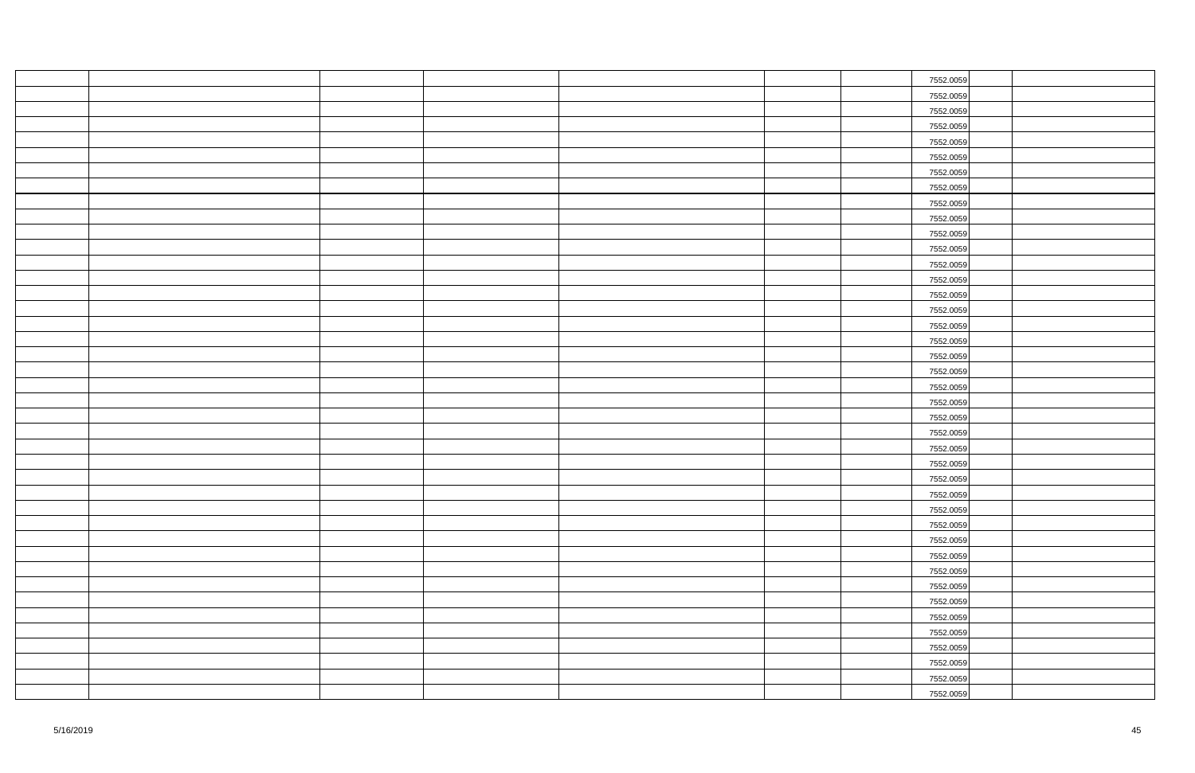| | | | | | | | | | |
|---|---|---|---|---|---|---|---|---|---|
| | | | | | | | 7552.0059 | | |
| | | | | | | | 7552.0059 | | |
| | | | | | | | 7552.0059 | | |
| | | | | | | | 7552.0059 | | |
| | | | | | | | 7552.0059 | | |
| | | | | | | | 7552.0059 | | |
| | | | | | | | 7552.0059 | | |
| | | | | | | | 7552.0059 | | |
| | | | | | | | 7552.0059 | | |
| | | | | | | | 7552.0059 | | |
| | | | | | | | 7552.0059 | | |
| | | | | | | | 7552.0059 | | |
| | | | | | | | 7552.0059 | | |
| | | | | | | | 7552.0059 | | |
| | | | | | | | 7552.0059 | | |
| | | | | | | | 7552.0059 | | |
| | | | | | | | 7552.0059 | | |
| | | | | | | | 7552.0059 | | |
| | | | | | | | 7552.0059 | | |
| | | | | | | | 7552.0059 | | |
| | | | | | | | 7552.0059 | | |
| | | | | | | | 7552.0059 | | |
| | | | | | | | 7552.0059 | | |
| | | | | | | | 7552.0059 | | |
| | | | | | | | 7552.0059 | | |
| | | | | | | | 7552.0059 | | |
| | | | | | | | 7552.0059 | | |
| | | | | | | | 7552.0059 | | |
| | | | | | | | 7552.0059 | | |
| | | | | | | | 7552.0059 | | |
| | | | | | | | 7552.0059 | | |
| | | | | | | | 7552.0059 | | |
| | | | | | | | 7552.0059 | | |
| | | | | | | | 7552.0059 | | |
| | | | | | | | 7552.0059 | | |
| | | | | | | | 7552.0059 | | |
| | | | | | | | 7552.0059 | | |
| | | | | | | | 7552.0059 | | |
| | | | | | | | 7552.0059 | | |
| | | | | | | | 7552.0059 | | |
| | | | | | | | 7552.0059 | | |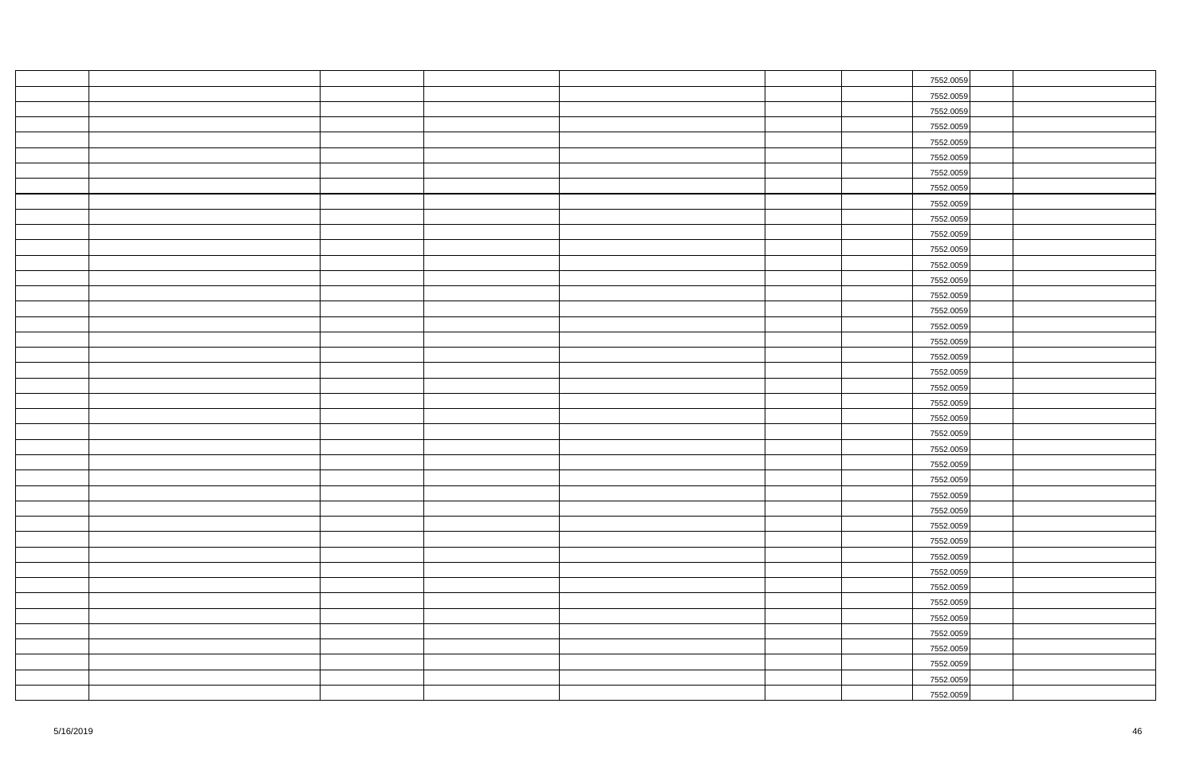| | | | | | | | | | |
|---|---|---|---|---|---|---|---|---|---|
| | | | | | | | 7552.0059 | | |
| | | | | | | | 7552.0059 | | |
| | | | | | | | 7552.0059 | | |
| | | | | | | | 7552.0059 | | |
| | | | | | | | 7552.0059 | | |
| | | | | | | | 7552.0059 | | |
| | | | | | | | 7552.0059 | | |
| | | | | | | | 7552.0059 | | |
| | | | | | | | 7552.0059 | | |
| | | | | | | | 7552.0059 | | |
| | | | | | | | 7552.0059 | | |
| | | | | | | | 7552.0059 | | |
| | | | | | | | 7552.0059 | | |
| | | | | | | | 7552.0059 | | |
| | | | | | | | 7552.0059 | | |
| | | | | | | | 7552.0059 | | |
| | | | | | | | 7552.0059 | | |
| | | | | | | | 7552.0059 | | |
| | | | | | | | 7552.0059 | | |
| | | | | | | | 7552.0059 | | |
| | | | | | | | 7552.0059 | | |
| | | | | | | | 7552.0059 | | |
| | | | | | | | 7552.0059 | | |
| | | | | | | | 7552.0059 | | |
| | | | | | | | 7552.0059 | | |
| | | | | | | | 7552.0059 | | |
| | | | | | | | 7552.0059 | | |
| | | | | | | | 7552.0059 | | |
| | | | | | | | 7552.0059 | | |
| | | | | | | | 7552.0059 | | |
| | | | | | | | 7552.0059 | | |
| | | | | | | | 7552.0059 | | |
| | | | | | | | 7552.0059 | | |
| | | | | | | | 7552.0059 | | |
| | | | | | | | 7552.0059 | | |
| | | | | | | | 7552.0059 | | |
| | | | | | | | 7552.0059 | | |
| | | | | | | | 7552.0059 | | |
| | | | | | | | 7552.0059 | | |
| | | | | | | | 7552.0059 | | |
| | | | | | | | 7552.0059 | | |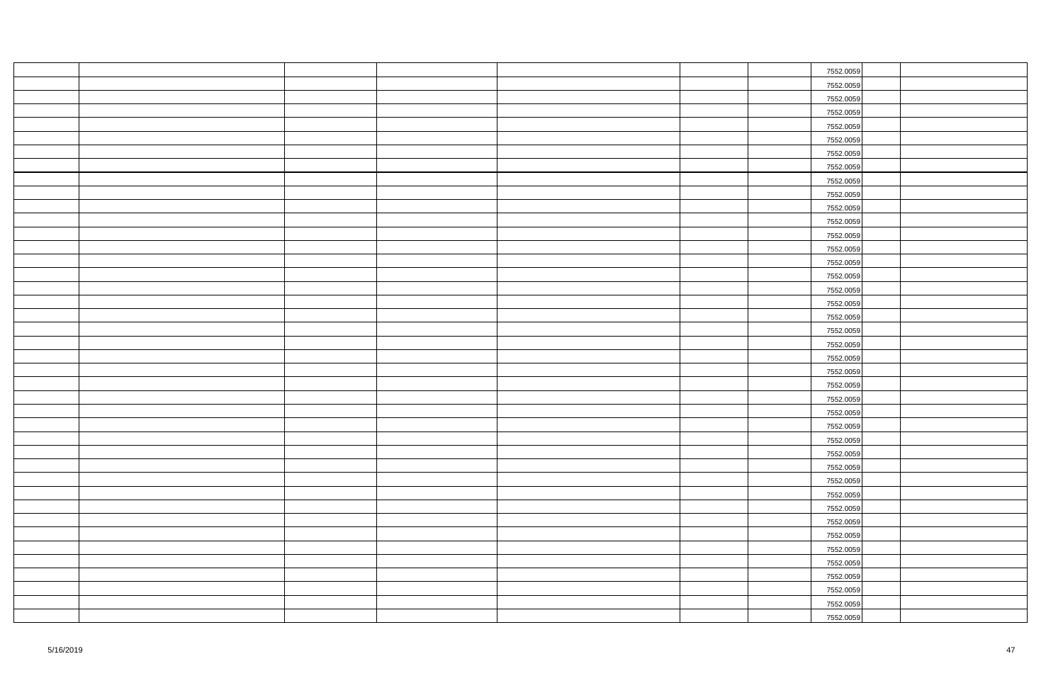| | | | | | | | | | |
|---|---|---|---|---|---|---|---|---|---|
| | | | | | | | 7552.0059 | | |
| | | | | | | | 7552.0059 | | |
| | | | | | | | 7552.0059 | | |
| | | | | | | | 7552.0059 | | |
| | | | | | | | 7552.0059 | | |
| | | | | | | | 7552.0059 | | |
| | | | | | | | 7552.0059 | | |
| | | | | | | | 7552.0059 | | |
| | | | | | | | 7552.0059 | | |
| | | | | | | | 7552.0059 | | |
| | | | | | | | 7552.0059 | | |
| | | | | | | | 7552.0059 | | |
| | | | | | | | 7552.0059 | | |
| | | | | | | | 7552.0059 | | |
| | | | | | | | 7552.0059 | | |
| | | | | | | | 7552.0059 | | |
| | | | | | | | 7552.0059 | | |
| | | | | | | | 7552.0059 | | |
| | | | | | | | 7552.0059 | | |
| | | | | | | | 7552.0059 | | |
| | | | | | | | 7552.0059 | | |
| | | | | | | | 7552.0059 | | |
| | | | | | | | 7552.0059 | | |
| | | | | | | | 7552.0059 | | |
| | | | | | | | 7552.0059 | | |
| | | | | | | | 7552.0059 | | |
| | | | | | | | 7552.0059 | | |
| | | | | | | | 7552.0059 | | |
| | | | | | | | 7552.0059 | | |
| | | | | | | | 7552.0059 | | |
| | | | | | | | 7552.0059 | | |
| | | | | | | | 7552.0059 | | |
| | | | | | | | 7552.0059 | | |
| | | | | | | | 7552.0059 | | |
| | | | | | | | 7552.0059 | | |
| | | | | | | | 7552.0059 | | |
| | | | | | | | 7552.0059 | | |
| | | | | | | | 7552.0059 | | |
| | | | | | | | 7552.0059 | | |
| | | | | | | | 7552.0059 | | |
| | | | | | | | 7552.0059 | | |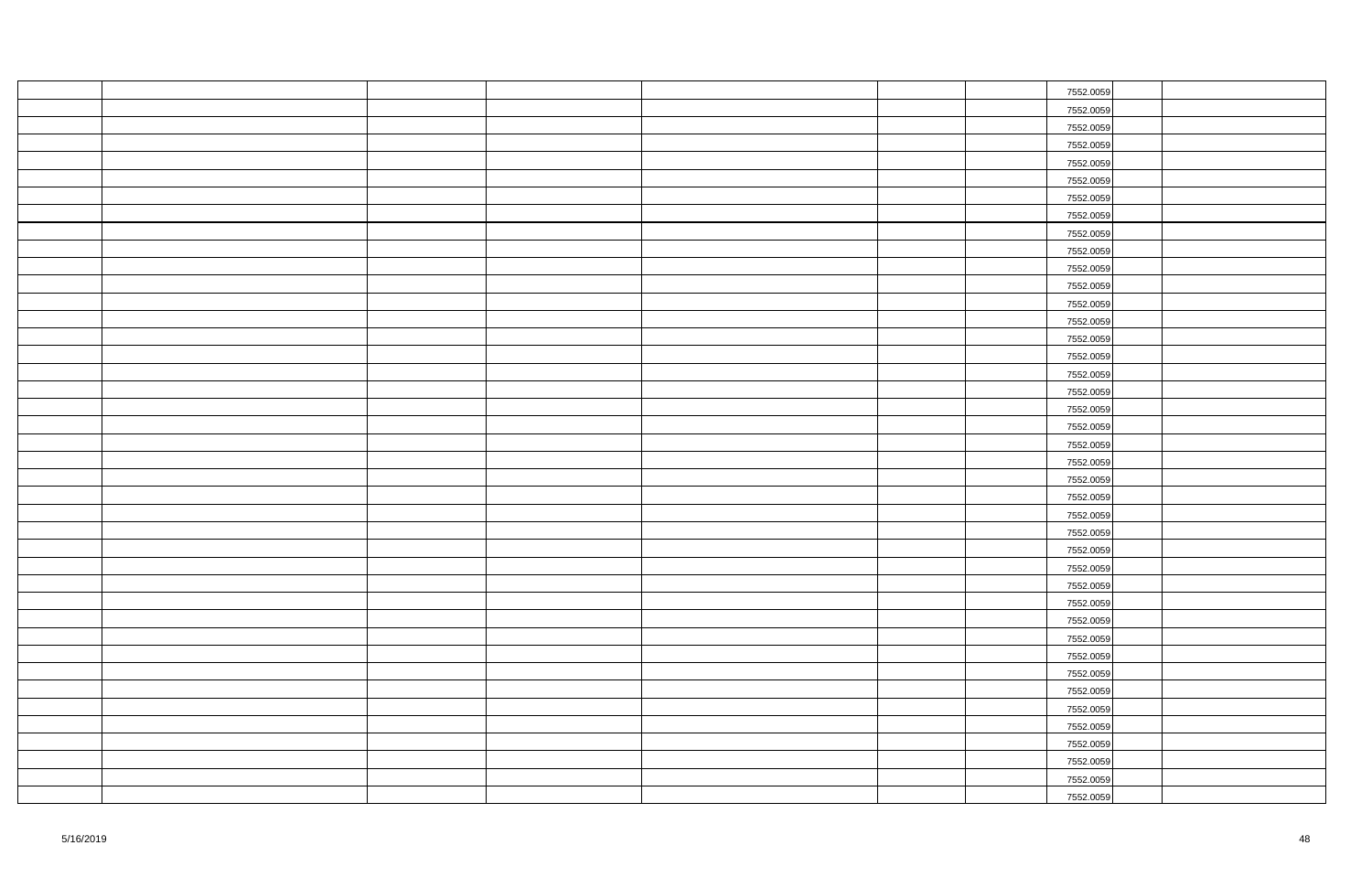| | | | | | | | | | |
|---|---|---|---|---|---|---|---|---|---|
| | | | | | | | 7552.0059 | | |
| | | | | | | | 7552.0059 | | |
| | | | | | | | 7552.0059 | | |
| | | | | | | | 7552.0059 | | |
| | | | | | | | 7552.0059 | | |
| | | | | | | | 7552.0059 | | |
| | | | | | | | 7552.0059 | | |
| | | | | | | | 7552.0059 | | |
| | | | | | | | 7552.0059 | | |
| | | | | | | | 7552.0059 | | |
| | | | | | | | 7552.0059 | | |
| | | | | | | | 7552.0059 | | |
| | | | | | | | 7552.0059 | | |
| | | | | | | | 7552.0059 | | |
| | | | | | | | 7552.0059 | | |
| | | | | | | | 7552.0059 | | |
| | | | | | | | 7552.0059 | | |
| | | | | | | | 7552.0059 | | |
| | | | | | | | 7552.0059 | | |
| | | | | | | | 7552.0059 | | |
| | | | | | | | 7552.0059 | | |
| | | | | | | | 7552.0059 | | |
| | | | | | | | 7552.0059 | | |
| | | | | | | | 7552.0059 | | |
| | | | | | | | 7552.0059 | | |
| | | | | | | | 7552.0059 | | |
| | | | | | | | 7552.0059 | | |
| | | | | | | | 7552.0059 | | |
| | | | | | | | 7552.0059 | | |
| | | | | | | | 7552.0059 | | |
| | | | | | | | 7552.0059 | | |
| | | | | | | | 7552.0059 | | |
| | | | | | | | 7552.0059 | | |
| | | | | | | | 7552.0059 | | |
| | | | | | | | 7552.0059 | | |
| | | | | | | | 7552.0059 | | |
| | | | | | | | 7552.0059 | | |
| | | | | | | | 7552.0059 | | |
| | | | | | | | 7552.0059 | | |
| | | | | | | | 7552.0059 | | |
| | | | | | | | 7552.0059 | | |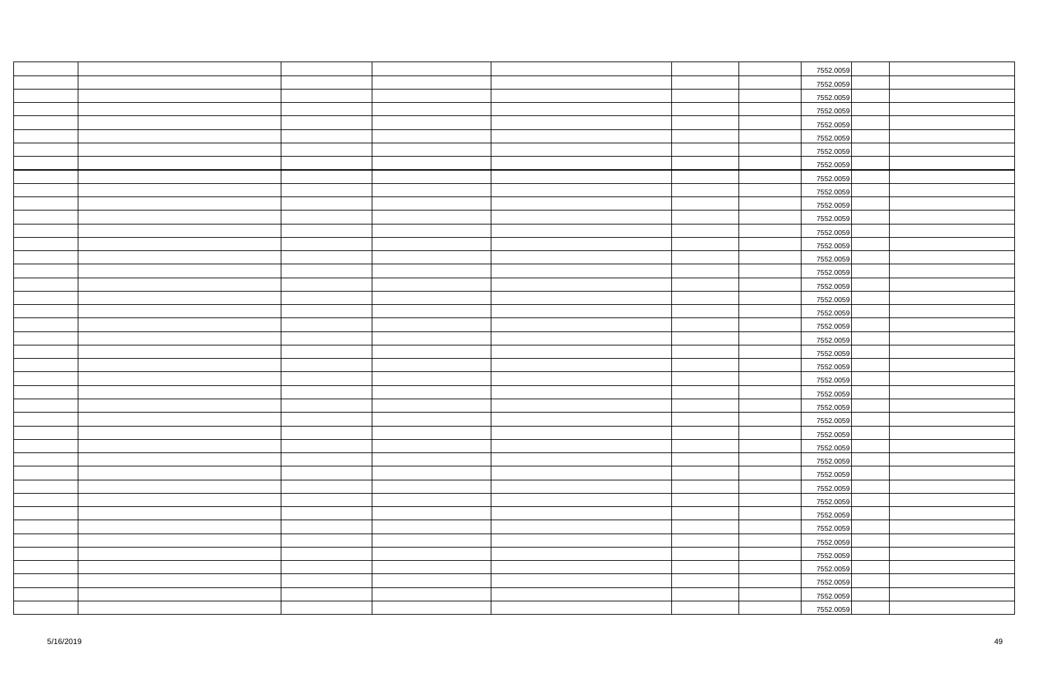| | | | | | | | | | |
|---|---|---|---|---|---|---|---|---|---|
| | | | | | | | 7552.0059 | | |
| | | | | | | | 7552.0059 | | |
| | | | | | | | 7552.0059 | | |
| | | | | | | | 7552.0059 | | |
| | | | | | | | 7552.0059 | | |
| | | | | | | | 7552.0059 | | |
| | | | | | | | 7552.0059 | | |
| | | | | | | | 7552.0059 | | |
| | | | | | | | 7552.0059 | | |
| | | | | | | | 7552.0059 | | |
| | | | | | | | 7552.0059 | | |
| | | | | | | | 7552.0059 | | |
| | | | | | | | 7552.0059 | | |
| | | | | | | | 7552.0059 | | |
| | | | | | | | 7552.0059 | | |
| | | | | | | | 7552.0059 | | |
| | | | | | | | 7552.0059 | | |
| | | | | | | | 7552.0059 | | |
| | | | | | | | 7552.0059 | | |
| | | | | | | | 7552.0059 | | |
| | | | | | | | 7552.0059 | | |
| | | | | | | | 7552.0059 | | |
| | | | | | | | 7552.0059 | | |
| | | | | | | | 7552.0059 | | |
| | | | | | | | 7552.0059 | | |
| | | | | | | | 7552.0059 | | |
| | | | | | | | 7552.0059 | | |
| | | | | | | | 7552.0059 | | |
| | | | | | | | 7552.0059 | | |
| | | | | | | | 7552.0059 | | |
| | | | | | | | 7552.0059 | | |
| | | | | | | | 7552.0059 | | |
| | | | | | | | 7552.0059 | | |
| | | | | | | | 7552.0059 | | |
| | | | | | | | 7552.0059 | | |
| | | | | | | | 7552.0059 | | |
| | | | | | | | 7552.0059 | | |
| | | | | | | | 7552.0059 | | |
| | | | | | | | 7552.0059 | | |
| | | | | | | | 7552.0059 | | |
| | | | | | | | 7552.0059 | | |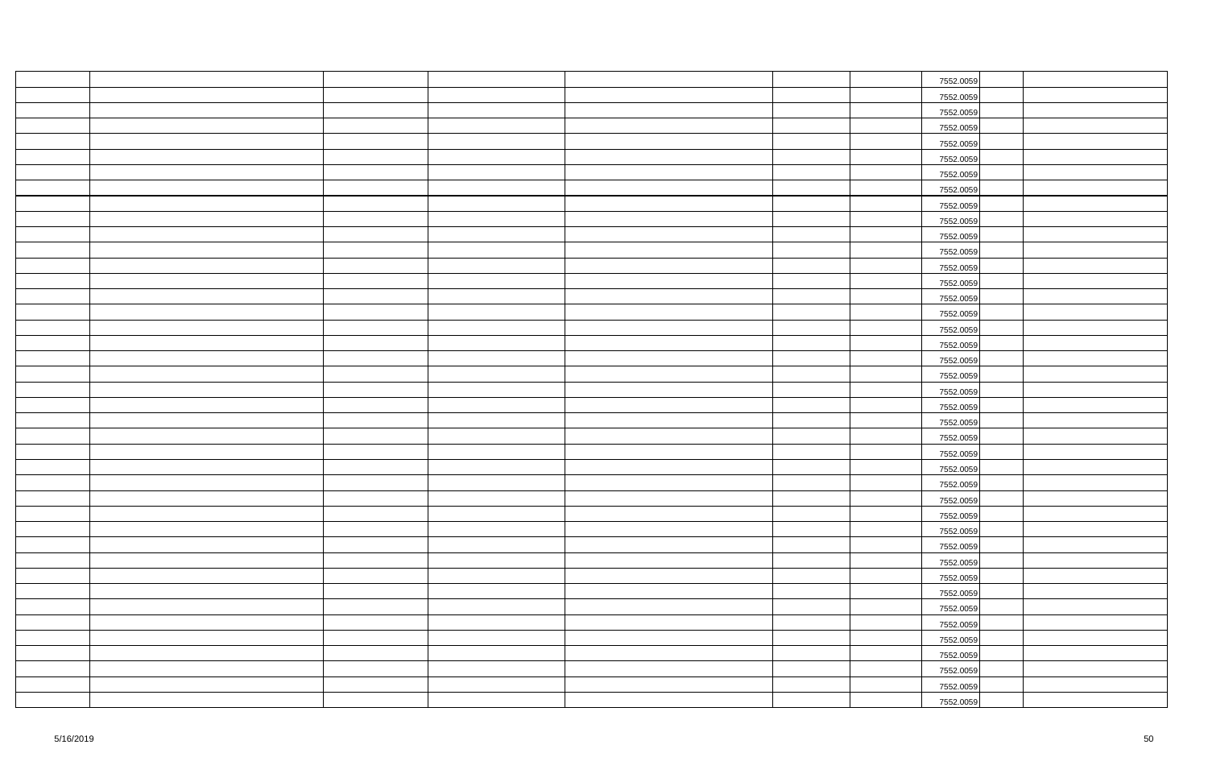| | | | | | | | 7552.0059 | | |
|---|---|---|---|---|---|---|---|---|---|
| | | | | | | | 7552.0059 | | |
| | | | | | | | 7552.0059 | | |
| | | | | | | | 7552.0059 | | |
| | | | | | | | 7552.0059 | | |
| | | | | | | | 7552.0059 | | |
| | | | | | | | 7552.0059 | | |
| | | | | | | | 7552.0059 | | |
| | | | | | | | 7552.0059 | | |
| | | | | | | | 7552.0059 | | |
| | | | | | | | 7552.0059 | | |
| | | | | | | | 7552.0059 | | |
| | | | | | | | 7552.0059 | | |
| | | | | | | | 7552.0059 | | |
| | | | | | | | 7552.0059 | | |
| | | | | | | | 7552.0059 | | |
| | | | | | | | 7552.0059 | | |
| | | | | | | | 7552.0059 | | |
| | | | | | | | 7552.0059 | | |
| | | | | | | | 7552.0059 | | |
| | | | | | | | 7552.0059 | | |
| | | | | | | | 7552.0059 | | |
| | | | | | | | 7552.0059 | | |
| | | | | | | | 7552.0059 | | |
| | | | | | | | 7552.0059 | | |
| | | | | | | | 7552.0059 | | |
| | | | | | | | 7552.0059 | | |
| | | | | | | | 7552.0059 | | |
| | | | | | | | 7552.0059 | | |
| | | | | | | | 7552.0059 | | |
| | | | | | | | 7552.0059 | | |
| | | | | | | | 7552.0059 | | |
| | | | | | | | 7552.0059 | | |
| | | | | | | | 7552.0059 | | |
| | | | | | | | 7552.0059 | | |
| | | | | | | | 7552.0059 | | |
| | | | | | | | 7552.0059 | | |
| | | | | | | | 7552.0059 | | |
| | | | | | | | 7552.0059 | | |
| | | | | | | | 7552.0059 | | |
| | | | | | | | 7552.0059 | | |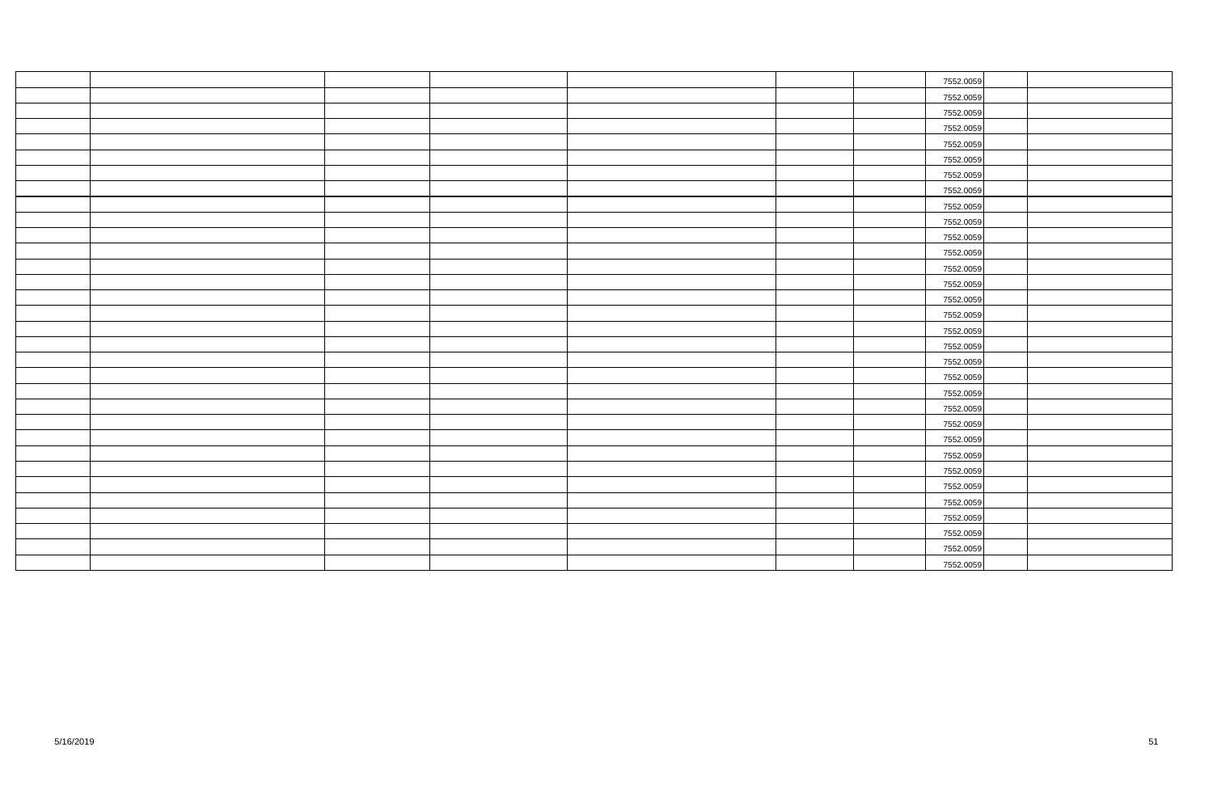| | | | | | | | 7552.0059 | | |
|---|---|---|---|---|---|---|---|---|---|
| | | | | | | | 7552.0059 | | |
| | | | | | | | 7552.0059 | | |
| | | | | | | | 7552.0059 | | |
| | | | | | | | 7552.0059 | | |
| | | | | | | | 7552.0059 | | |
| | | | | | | | 7552.0059 | | |
| | | | | | | | 7552.0059 | | |
| | | | | | | | 7552.0059 | | |
| | | | | | | | 7552.0059 | | |
| | | | | | | | 7552.0059 | | |
| | | | | | | | 7552.0059 | | |
| | | | | | | | 7552.0059 | | |
| | | | | | | | 7552.0059 | | |
| | | | | | | | 7552.0059 | | |
| | | | | | | | 7552.0059 | | |
| | | | | | | | 7552.0059 | | |
| | | | | | | | 7552.0059 | | |
| | | | | | | | 7552.0059 | | |
| | | | | | | | 7552.0059 | | |
| | | | | | | | 7552.0059 | | |
| | | | | | | | 7552.0059 | | |
| | | | | | | | 7552.0059 | | |
| | | | | | | | 7552.0059 | | |
| | | | | | | | 7552.0059 | | |
| | | | | | | | 7552.0059 | | |
| | | | | | | | 7552.0059 | | |
| | | | | | | | 7552.0059 | | |
| | | | | | | | 7552.0059 | | |
| | | | | | | | 7552.0059 | | |
| | | | | | | | 7552.0059 | | |
| | | | | | | | 7552.0059 | | |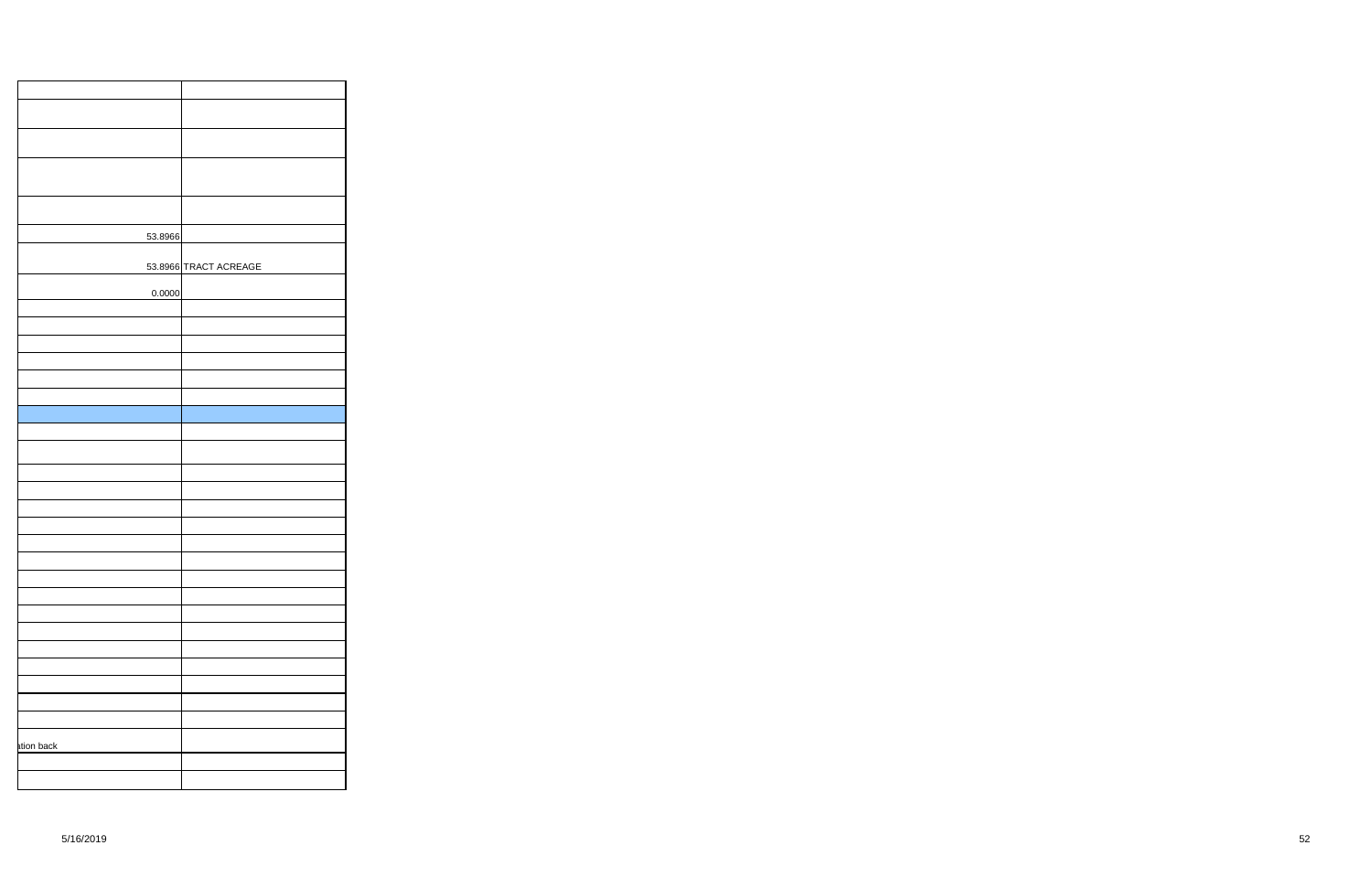| | |
|---|---|
| | |
| | |
| | |
| | |
| 53.8966 | |
| 53.8966 | TRACT ACREAGE |
| 0.0000 | |
| | |
| | |
| | |
| | |
| | |
| | |
| | |
| | |
| | |
| | |
| | |
| | |
| | |
| | |
| | |
| | |
| | |
| | |
| | |
| | |
| | |
| | |
| | |
| ation back | |
| | |
| | |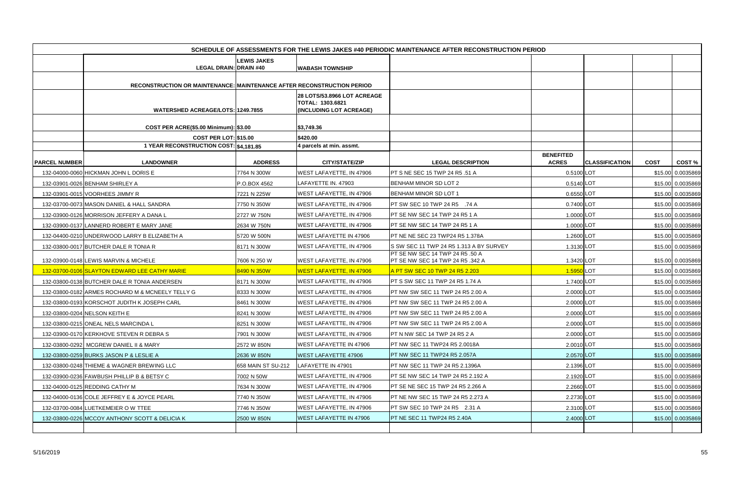| SCHEDULE OF ASSESSMENTS FOR THE LEWIS JAKES #40 PERIODIC MAINTENANCE AFTER RECONSTRUCTION PERIOD | | | | | | | | |
|---|---|---|---|---|---|---|---|---|
| | LEGAL DRAIN: | LEWIS JAKES DRAIN #40 | WABASH TOWNSHIP | | | | | |
| | RECONSTRUCTION OR MAINTENANCE: | MAINTENANCE AFTER RECONSTRUCTION PERIOD | | | | | | |
| | WATERSHED ACREAGE/LOTS: | 1249.7855 | 28 LOTS/53.8966 LOT ACREAGE TOTAL: 1303.6821 (INCLUDING LOT ACREAGE) | | | | | |
| | COST PER ACRE($5.00 Minimum): | $3.00 | $3,749.36 | | | | | |
| | COST PER LOT: | $15.00 | $420.00 | | | | | |
| | 1 YEAR RECONSTRUCTION COST: | $4,181.85 | 4 parcels at min. assmt. | | | | | |
| **PARCEL NUMBER** | **LANDOWNER** | **ADDRESS** | **CITY/STATE/ZIP** | **LEGAL DESCRIPTION** | **BENEFITED ACRES** | **CLASSIFICATION** | **COST** | **COST %** |
| 132-04000-0060 | HICKMAN JOHN L DORIS E | 7764 N 300W | WEST LAFAYETTE, IN 47906 | PT S NE SEC 15 TWP 24 R5 .51 A | 0.5100 | LOT | $15.00 | 0.0035869 |
| 132-03901-0026 | BENHAM SHIRLEY A | P.O.BOX 4562 | LAFAYETTE IN. 47903 | BENHAM MINOR SD LOT 2 | 0.5140 | LOT | $15.00 | 0.0035869 |
| 132-03901-0015 | VOORHEES JIMMY R | 7221 N 225W | WEST LAFAYETTE, IN 47906 | BENHAM MINOR SD LOT 1 | 0.6550 | LOT | $15.00 | 0.0035869 |
| 132-03700-0073 | MASON DANIEL & HALL SANDRA | 7750 N 350W | WEST LAFAYETTE, IN 47906 | PT SW SEC 10 TWP 24 R5 .74 A | 0.7400 | LOT | $15.00 | 0.0035869 |
| 132-03900-0126 | MORRISON JEFFERY A DANA L | 2727 W 750N | WEST LAFAYETTE, IN 47906 | PT SE NW SEC 14 TWP 24 R5 1 A | 1.0000 | LOT | $15.00 | 0.0035869 |
| 132-03900-0137 | LANNERD ROBERT E MARY JANE | 2634 W 750N | WEST LAFAYETTE, IN 47906 | PT SE NW SEC 14 TWP 24 R5 1 A | 1.0000 | LOT | $15.00 | 0.0035869 |
| 132-04400-0210 | UNDERWOOD LARRY B ELIZABETH A | 5720 W 500N | WEST LAFAYETTE IN 47906 | PT NE NE SEC 23 TWP24 R5 1.378A | 1.2600 | LOT | $15.00 | 0.0035869 |
| 132-03800-0017 | BUTCHER DALE R TONIA R | 8171 N 300W | WEST LAFAYETTE, IN 47906 | S SW SEC 11 TWP 24 R5 1.313 A BY SURVEY | 1.3130 | LOT | $15.00 | 0.0035869 |
| 132-03900-0148 | LEWIS MARVIN & MICHELE | 7606 N 250 W | WEST LAFAYETTE, IN 47906 | PT SE NW SEC 14 TWP 24 R5 .50 A PT SE NW SEC 14 TWP 24 R5 .342 A | 1.3420 | LOT | $15.00 | 0.0035869 |
| 132-03700-0106 | SLAYTON EDWARD LEE CATHY MARIE | 8490 N 350W | WEST LAFAYETTE, IN 47906 | A PT SW SEC 10 TWP 24 R5 2.203 | 1.5950 | LOT | $15.00 | 0.0035869 |
| 132-03800-0138 | BUTCHER DALE R TONIA ANDERSEN | 8171 N 300W | WEST LAFAYETTE, IN 47906 | PT S SW SEC 11 TWP 24 R5 1.74 A | 1.7400 | LOT | $15.00 | 0.0035869 |
| 132-03800-0182 | ARMES ROCHARD M & MCNEELY TELLY G | 8333 N 300W | WEST LAFAYETTE, IN 47906 | PT NW SW SEC 11 TWP 24 R5 2.00 A | 2.0000 | LOT | $15.00 | 0.0035869 |
| 132-03800-0193 | KORSCHOT JUDITH K JOSEPH CARL | 8461 N 300W | WEST LAFAYETTE, IN 47906 | PT NW SW SEC 11 TWP 24 R5 2.00 A | 2.0000 | LOT | $15.00 | 0.0035869 |
| 132-03800-0204 | NELSON KEITH E | 8241 N 300W | WEST LAFAYETTE, IN 47906 | PT NW SW SEC 11 TWP 24 R5 2.00 A | 2.0000 | LOT | $15.00 | 0.0035869 |
| 132-03800-0215 | ONEAL NELS MARCINDA L | 8251 N 300W | WEST LAFAYETTE, IN 47906 | PT NW SW SEC 11 TWP 24 R5 2.00 A | 2.0000 | LOT | $15.00 | 0.0035869 |
| 132-03900-0170 | KERKHOVE STEVEN R DEBRA S | 7901 N 300W | WEST LAFAYETTE, IN 47906 | PT N NW SEC 14 TWP 24 R5 2 A | 2.0000 | LOT | $15.00 | 0.0035869 |
| 132-03800-0292 | MCGREW DANIEL II & MARY | 2572 W 850N | WEST LAFAYETTE IN 47906 | PT NW SEC 11 TWP24 R5 2.0018A | 2.0010 | LOT | $15.00 | 0.0035869 |
| 132-03800-0259 | BURKS JASON P & LESLIE A | 2636 W 850N | WEST LAFAYETTE 47906 | PT NW SEC 11 TWP24 R5 2.057A | 2.0570 | LOT | $15.00 | 0.0035869 |
| 132-03800-0248 | THIEME & WAGNER BREWING LLC | 658 MAIN ST SU-212 | LAFAYETTE IN 47901 | PT NW SEC 11 TWP 24 R5 2.1396A | 2.1396 | LOT | $15.00 | 0.0035869 |
| 132-03900-0236 | FAWBUSH PHILLIP B & BETSY C | 7002 N 50W | WEST LAFAYETTE, IN 47906 | PT SE NW SEC 14 TWP 24 R5 2.192 A | 2.1920 | LOT | $15.00 | 0.0035869 |
| 132-04000-0125 | REDDING CATHY M | 7634 N 300W | WEST LAFAYETTE, IN 47906 | PT SE NE SEC 15 TWP 24 R5 2.266 A | 2.2660 | LOT | $15.00 | 0.0035869 |
| 132-04000-0136 | COLE JEFFREY E & JOYCE PEARL | 7740 N 350W | WEST LAFAYETTE, IN 47906 | PT NE NW SEC 15 TWP 24 R5 2.273 A | 2.2730 | LOT | $15.00 | 0.0035869 |
| 132-03700-0084 | LUETKEMEIER O W TTEE | 7746 N 350W | WEST LAFAYETTE, IN 47906 | PT SW SEC 10 TWP 24 R5 2.31 A | 2.3100 | LOT | $15.00 | 0.0035869 |
| 132-03800-0226 | MCCOY ANTHONY SCOTT & DELICIA K | 2500 W 850N | WEST LAFAYETTE IN 47906 | PT NE SEC 11 TWP24 R5 2.40A | 2.4000 | LOT | $15.00 | 0.0035869 |

5/16/2019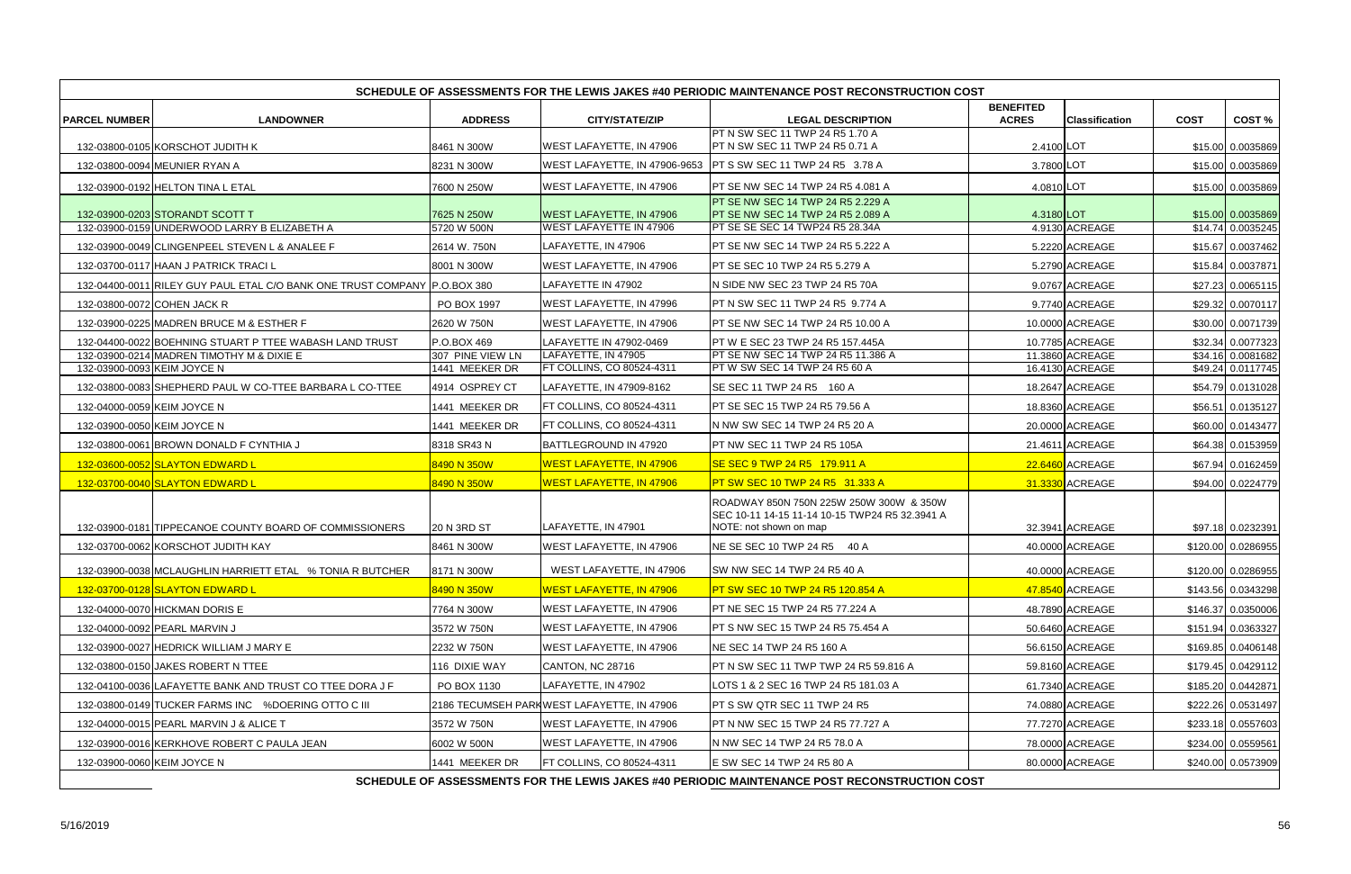## SCHEDULE OF ASSESSMENTS FOR THE LEWIS JAKES #40 PERIODIC MAINTENANCE POST RECONSTRUCTION COST

| PARCEL NUMBER | LANDOWNER | ADDRESS | CITY/STATE/ZIP | LEGAL DESCRIPTION | BENEFITED ACRES | Classification | COST | COST % |
|---|---|---|---|---|---|---|---|---|
| 132-03800-0105 | KORSCHOT JUDITH K | 8461 N 300W | WEST LAFAYETTE, IN 47906 | PT N SW SEC 11 TWP 24 R5 1.70 A PT N SW SEC 11 TWP 24 R5 0.71 A | 2.4100 | LOT | $15.00 | 0.0035869 |
| 132-03800-0094 | MEUNIER RYAN A | 8231 N 300W | WEST LAFAYETTE, IN 47906-9653 | PT S SW SEC 11 TWP 24 R5 3.78 A | 3.7800 | LOT | $15.00 | 0.0035869 |
| 132-03900-0192 | HELTON TINA L ETAL | 7600 N 250W | WEST LAFAYETTE, IN 47906 | PT SE NW SEC 14 TWP 24 R5 4.081 A | 4.0810 | LOT | $15.00 | 0.0035869 |
| 132-03900-0203 | STORANDT SCOTT T | 7625 N 250W | WEST LAFAYETTE, IN 47906 | PT SE NW SEC 14 TWP 24 R5 2.229 A PT SE NW SEC 14 TWP 24 R5 2.089 A | 4.3180 | LOT | $15.00 | 0.0035869 |
| 132-03900-0159 | UNDERWOOD LARRY B ELIZABETH A | 5720 W 500N | WEST LAFAYETTE IN 47906 | PT SE SE SEC 14 TWP24 R5 28.34A | 4.9130 | ACREAGE | $14.74 | 0.0035245 |
| 132-03900-0049 | CLINGENPEEL STEVEN L & ANALEE F | 2614 W. 750N | LAFAYETTE, IN 47906 | PT SE NW SEC 14 TWP 24 R5 5.222 A | 5.2220 | ACREAGE | $15.67 | 0.0037462 |
| 132-03700-0117 | HAAN J PATRICK TRACI L | 8001 N 300W | WEST LAFAYETTE, IN 47906 | PT SE SEC 10 TWP 24 R5 5.279 A | 5.2790 | ACREAGE | $15.84 | 0.0037871 |
| 132-04400-0011 | RILEY GUY PAUL ETAL C/O BANK ONE TRUST COMPANY | P.O.BOX 380 | LAFAYETTE IN 47902 | N SIDE NW SEC 23 TWP 24 R5 70A | 9.0767 | ACREAGE | $27.23 | 0.0065115 |
| 132-03800-0072 | COHEN JACK R | PO BOX 1997 | WEST LAFAYETTE, IN 47996 | PT N SW SEC 11 TWP 24 R5 9.774 A | 9.7740 | ACREAGE | $29.32 | 0.0070117 |
| 132-03900-0225 | MADREN BRUCE M & ESTHER F | 2620 W 750N | WEST LAFAYETTE, IN 47906 | PT SE NW SEC 14 TWP 24 R5 10.00 A | 10.0000 | ACREAGE | $30.00 | 0.0071739 |
| 132-04400-0022 | BOEHNING STUART P TTEE WABASH LAND TRUST | P.O.BOX 469 | LAFAYETTE IN 47902-0469 | PT W E SEC 23 TWP 24 R5 157.445A | 10.7785 | ACREAGE | $32.34 | 0.0077323 |
| 132-03900-0214 | MADREN TIMOTHY M & DIXIE E | 307 PINE VIEW LN | LAFAYETTE, IN 47905 | PT SE NW SEC 14 TWP 24 R5 11.386 A | 11.3860 | ACREAGE | $34.16 | 0.0081682 |
| 132-03900-0093 | KEIM JOYCE N | 1441 MEEKER DR | FT COLLINS, CO 80524-4311 | PT W SW SEC 14 TWP 24 R5 60 A | 16.4130 | ACREAGE | $49.24 | 0.0117745 |
| 132-03800-0083 | SHEPHERD PAUL W CO-TTEE BARBARA L CO-TTEE | 4914 OSPREY CT | LAFAYETTE, IN 47909-8162 | SE SEC 11 TWP 24 R5 160 A | 18.2647 | ACREAGE | $54.79 | 0.0131028 |
| 132-04000-0059 | KEIM JOYCE N | 1441 MEEKER DR | FT COLLINS, CO 80524-4311 | PT SE SEC 15 TWP 24 R5 79.56 A | 18.8360 | ACREAGE | $56.51 | 0.0135127 |
| 132-03900-0050 | KEIM JOYCE N | 1441 MEEKER DR | FT COLLINS, CO 80524-4311 | N NW SW SEC 14 TWP 24 R5 20 A | 20.0000 | ACREAGE | $60.00 | 0.0143477 |
| 132-03800-0061 | BROWN DONALD F CYNTHIA J | 8318 SR43 N | BATTLEGROUND IN 47920 | PT NW SEC 11 TWP 24 R5 105A | 21.4611 | ACREAGE | $64.38 | 0.0153959 |
| 132-03600-0052 | SLAYTON EDWARD L | 8490 N 350W | WEST LAFAYETTE, IN 47906 | SE SEC 9 TWP 24 R5 179.911 A | 22.6460 | ACREAGE | $67.94 | 0.0162459 |
| 132-03700-0040 | SLAYTON EDWARD L | 8490 N 350W | WEST LAFAYETTE, IN 47906 | PT SW SEC 10 TWP 24 R5 31.333 A | 31.3330 | ACREAGE | $94.00 | 0.0224779 |
| 132-03900-0181 | TIPPECANOE COUNTY BOARD OF COMMISSIONERS | 20 N 3RD ST | LAFAYETTE, IN 47901 | ROADWAY 850N 750N 225W 250W 300W & 350W SEC 10-11 14-15 11-14 10-15 TWP24 R5 32.3941 A NOTE: not shown on map | 32.3941 | ACREAGE | $97.18 | 0.0232391 |
| 132-03700-0062 | KORSCHOT JUDITH KAY | 8461 N 300W | WEST LAFAYETTE, IN 47906 | NE SE SEC 10 TWP 24 R5 40 A | 40.0000 | ACREAGE | $120.00 | 0.0286955 |
| 132-03900-0038 | MCLAUGHLIN HARRIETT ETAL % TONIA R BUTCHER | 8171 N 300W | WEST LAFAYETTE, IN 47906 | SW NW SEC 14 TWP 24 R5 40 A | 40.0000 | ACREAGE | $120.00 | 0.0286955 |
| 132-03700-0128 | SLAYTON EDWARD L | 8490 N 350W | WEST LAFAYETTE, IN 47906 | PT SW SEC 10 TWP 24 R5 120.854 A | 47.8540 | ACREAGE | $143.56 | 0.0343298 |
| 132-04000-0070 | HICKMAN DORIS E | 7764 N 300W | WEST LAFAYETTE, IN 47906 | PT NE SEC 15 TWP 24 R5 77.224 A | 48.7890 | ACREAGE | $146.37 | 0.0350006 |
| 132-04000-0092 | PEARL MARVIN J | 3572 W 750N | WEST LAFAYETTE, IN 47906 | PT S NW SEC 15 TWP 24 R5 75.454 A | 50.6460 | ACREAGE | $151.94 | 0.0363327 |
| 132-03900-0027 | HEDRICK WILLIAM J MARY E | 2232 W 750N | WEST LAFAYETTE, IN 47906 | NE SEC 14 TWP 24 R5 160 A | 56.6150 | ACREAGE | $169.85 | 0.0406148 |
| 132-03800-0150 | JAKES ROBERT N TTEE | 116 DIXIE WAY | CANTON, NC 28716 | PT N SW SEC 11 TWP TWP 24 R5 59.816 A | 59.8160 | ACREAGE | $179.45 | 0.0429112 |
| 132-04100-0036 | LAFAYETTE BANK AND TRUST CO TTEE DORA J F | PO BOX 1130 | LAFAYETTE, IN 47902 | LOTS 1 & 2 SEC 16 TWP 24 R5 181.03 A | 61.7340 | ACREAGE | $185.20 | 0.0442871 |
| 132-03800-0149 | TUCKER FARMS INC %DOERING OTTO C III | 2186 TECUMSEH PARK | WEST LAFAYETTE, IN 47906 | PT S SW QTR SEC 11 TWP 24 R5 | 74.0880 | ACREAGE | $222.26 | 0.0531497 |
| 132-04000-0015 | PEARL MARVIN J & ALICE T | 3572 W 750N | WEST LAFAYETTE, IN 47906 | PT N NW SEC 15 TWP 24 R5 77.727 A | 77.7270 | ACREAGE | $233.18 | 0.0557603 |
| 132-03900-0016 | KERKHOVE ROBERT C PAULA JEAN | 6002 W 500N | WEST LAFAYETTE, IN 47906 | N NW SEC 14 TWP 24 R5 78.0 A | 78.0000 | ACREAGE | $234.00 | 0.0559561 |
| 132-03900-0060 | KEIM JOYCE N | 1441 MEEKER DR | FT COLLINS, CO 80524-4311 | E SW SEC 14 TWP 24 R5 80 A | 80.0000 | ACREAGE | $240.00 | 0.0573909 |

**SCHEDULE OF ASSESSMENTS FOR THE LEWIS JAKES #40 PERIODIC MAINTENANCE POST RECONSTRUCTION COST**

5/16/2019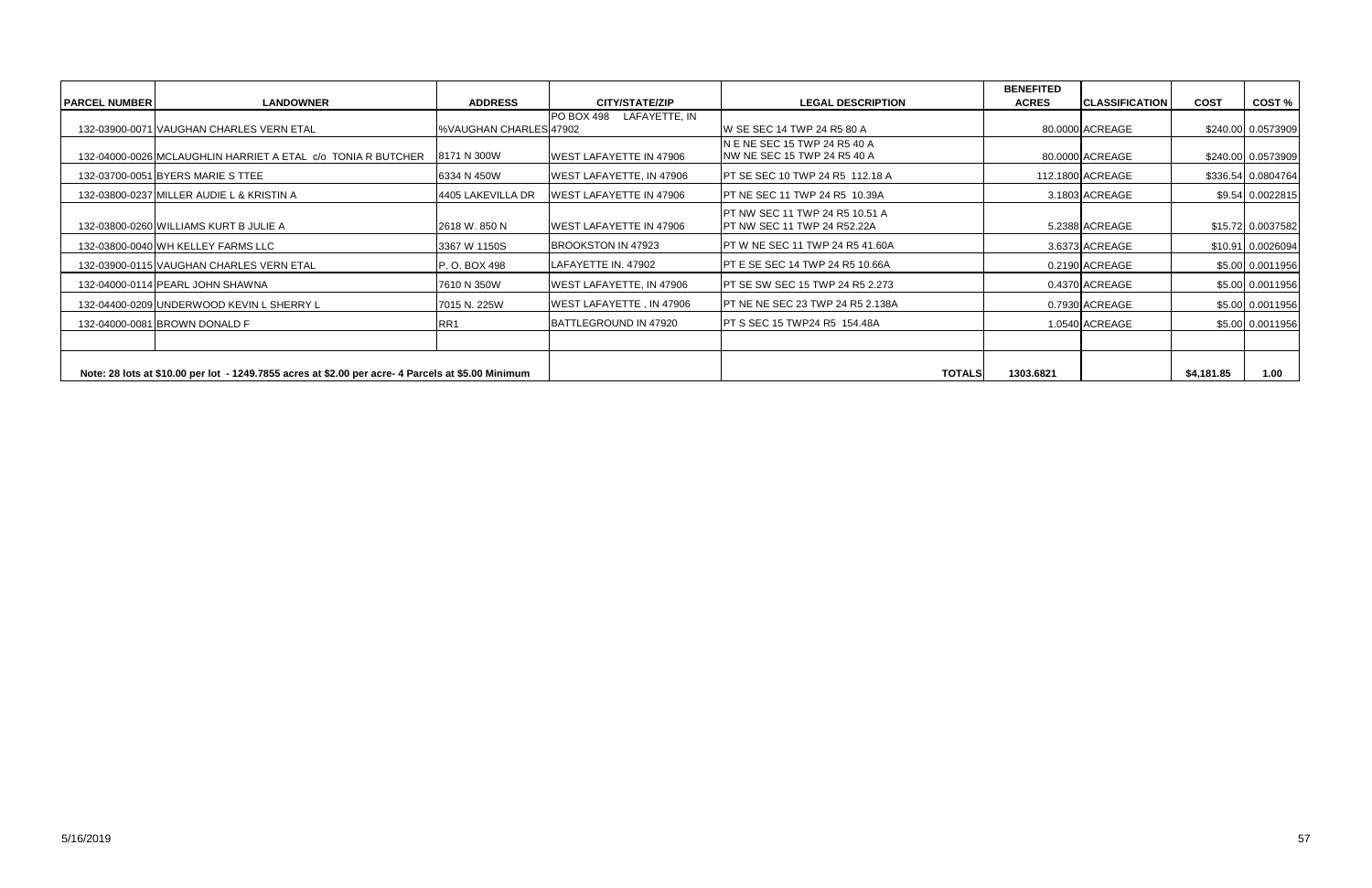| PARCEL NUMBER | LANDOWNER | ADDRESS | CITY/STATE/ZIP | LEGAL DESCRIPTION | BENEFITED ACRES | CLASSIFICATION | COST | COST % |
|---|---|---|---|---|---|---|---|---|
| 132-03900-0071 | VAUGHAN CHARLES VERN ETAL | %VAUGHAN CHARLES | PO BOX 498 LAFAYETTE, IN 47902 | W SE SEC 14 TWP 24 R5 80 A | 80.0000 | ACREAGE | $240.00 | 0.0573909 |
| 132-04000-0026 | MCLAUGHLIN HARRIET A ETAL c/o TONIA R BUTCHER | 8171 N 300W | WEST LAFAYETTE IN 47906 | N E NE SEC 15 TWP 24 R5 40 A NW NE SEC 15 TWP 24 R5 40 A | 80.0000 | ACREAGE | $240.00 | 0.0573909 |
| 132-03700-0051 | BYERS MARIE S TTEE | 6334 N 450W | WEST LAFAYETTE, IN 47906 | PT SE SEC 10 TWP 24 R5 112.18 A | 112.1800 | ACREAGE | $336.54 | 0.0804764 |
| 132-03800-0237 | MILLER AUDIE L & KRISTIN A | 4405 LAKEVILLA DR | WEST LAFAYETTE IN 47906 | PT NE SEC 11 TWP 24 R5 10.39A | 3.1803 | ACREAGE | $9.54 | 0.0022815 |
| 132-03800-0260 | WILLIAMS KURT B JULIE A | 2618 W. 850 N | WEST LAFAYETTE IN 47906 | PT NW SEC 11 TWP 24 R5 10.51 A PT NW SEC 11 TWP 24 R52.22A | 5.2388 | ACREAGE | $15.72 | 0.0037582 |
| 132-03800-0040 | WH KELLEY FARMS LLC | 3367 W 1150S | BROOKSTON IN 47923 | PT W NE SEC 11 TWP 24 R5 41.60A | 3.6373 | ACREAGE | $10.91 | 0.0026094 |
| 132-03900-0115 | VAUGHAN CHARLES VERN ETAL | P. O. BOX 498 | LAFAYETTE IN. 47902 | PT E SE SEC 14 TWP 24 R5 10.66A | 0.2190 | ACREAGE | $5.00 | 0.0011956 |
| 132-04000-0114 | PEARL JOHN SHAWNA | 7610 N 350W | WEST LAFAYETTE, IN 47906 | PT SE SW SEC 15 TWP 24 R5 2.273 | 0.4370 | ACREAGE | $5.00 | 0.0011956 |
| 132-04400-0209 | UNDERWOOD KEVIN L SHERRY L | 7015 N. 225W | WEST LAFAYETTE , IN 47906 | PT NE NE SEC 23 TWP 24 R5 2.138A | 0.7930 | ACREAGE | $5.00 | 0.0011956 |
| 132-04000-0081 | BROWN DONALD F | RR1 | BATTLEGROUND IN 47920 | PT S SEC 15 TWP24 R5 154.48A | 1.0540 | ACREAGE | $5.00 | 0.0011956 |
| | | | | | | | | |
| Note: 28 lots at $10.00 per lot - 1249.7855 acres at $2.00 per acre- 4 Parcels at $5.00 Minimum | | | | TOTALS | 1303.6821 | | $4,181.85 | 1.00 |

5/16/2019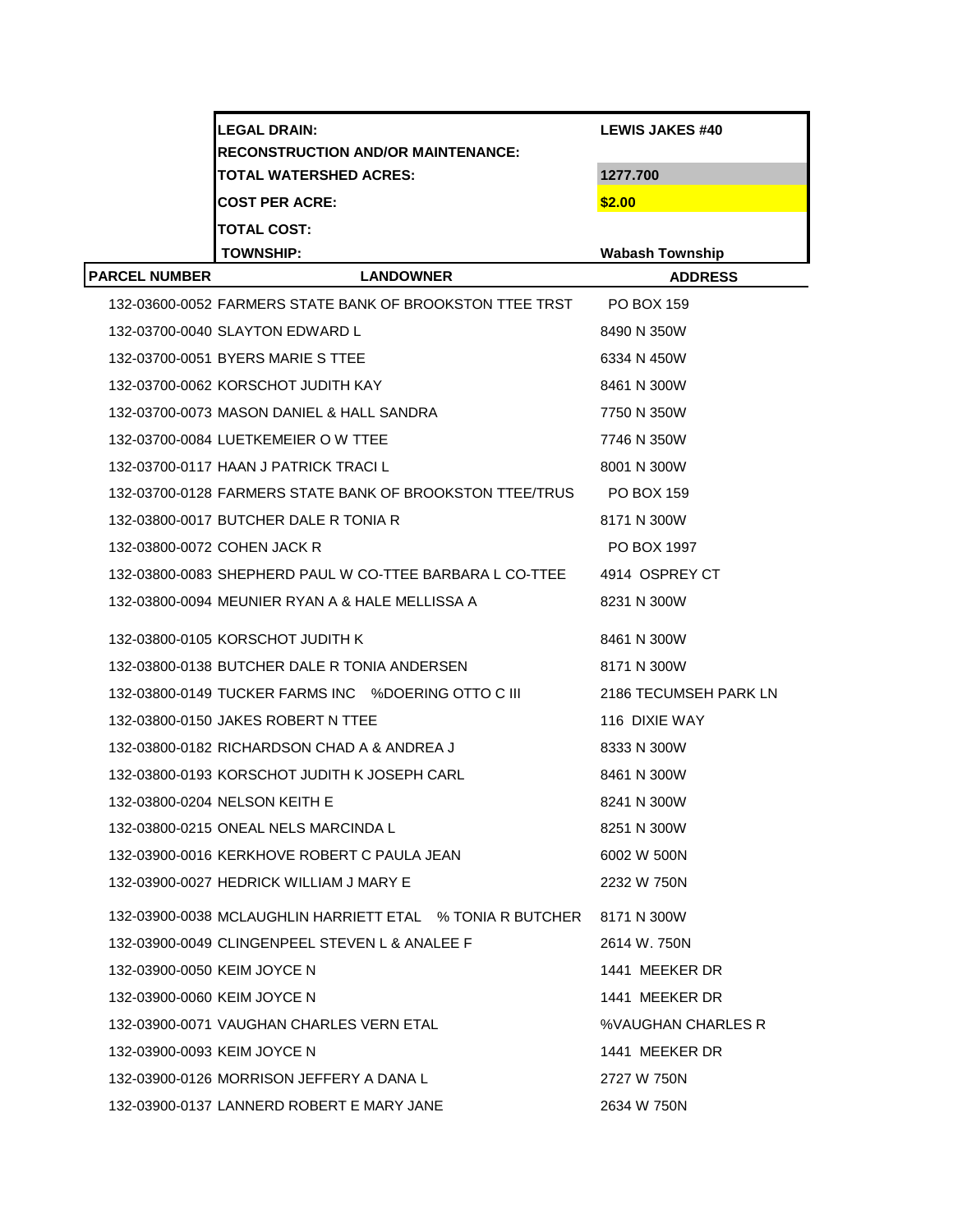| | | |
|---|---|---|
| | **LEGAL DRAIN:** | **LEWIS JAKES #40** |
| | **RECONSTRUCTION AND/OR MAINTENANCE:** | |
| | **TOTAL WATERSHED ACRES:** | **1277.700** |
| | **COST PER ACRE:** | **$2.00** |
| | **TOTAL COST:** | |
| | **TOWNSHIP:** | **Wabash Township** |

| PARCEL NUMBER | LANDOWNER | ADDRESS |
|---|---|---|
| 132-03600-0052 | FARMERS STATE BANK OF BROOKSTON TTEE TRST | PO BOX 159 |
| 132-03700-0040 | SLAYTON EDWARD L | 8490 N 350W |
| 132-03700-0051 | BYERS MARIE S TTEE | 6334 N 450W |
| 132-03700-0062 | KORSCHOT JUDITH KAY | 8461 N 300W |
| 132-03700-0073 | MASON DANIEL & HALL SANDRA | 7750 N 350W |
| 132-03700-0084 | LUETKEMEIER O W TTEE | 7746 N 350W |
| 132-03700-0117 | HAAN J PATRICK TRACI L | 8001 N 300W |
| 132-03700-0128 | FARMERS STATE BANK OF BROOKSTON TTEE/TRUS | PO BOX 159 |
| 132-03800-0017 | BUTCHER DALE R TONIA R | 8171 N 300W |
| 132-03800-0072 | COHEN JACK R | PO BOX 1997 |
| 132-03800-0083 | SHEPHERD PAUL W CO-TTEE BARBARA L CO-TTEE | 4914 OSPREY CT |
| 132-03800-0094 | MEUNIER RYAN A & HALE MELLISSA A | 8231 N 300W |
| 132-03800-0105 | KORSCHOT JUDITH K | 8461 N 300W |
| 132-03800-0138 | BUTCHER DALE R TONIA ANDERSEN | 8171 N 300W |
| 132-03800-0149 | TUCKER FARMS INC %DOERING OTTO C III | 2186 TECUMSEH PARK LN |
| 132-03800-0150 | JAKES ROBERT N TTEE | 116 DIXIE WAY |
| 132-03800-0182 | RICHARDSON CHAD A & ANDREA J | 8333 N 300W |
| 132-03800-0193 | KORSCHOT JUDITH K JOSEPH CARL | 8461 N 300W |
| 132-03800-0204 | NELSON KEITH E | 8241 N 300W |
| 132-03800-0215 | ONEAL NELS MARCINDA L | 8251 N 300W |
| 132-03900-0016 | KERKHOVE ROBERT C PAULA JEAN | 6002 W 500N |
| 132-03900-0027 | HEDRICK WILLIAM J MARY E | 2232 W 750N |
| 132-03900-0038 | MCLAUGHLIN HARRIETT ETAL % TONIA R BUTCHER | 8171 N 300W |
| 132-03900-0049 | CLINGENPEEL STEVEN L & ANALEE F | 2614 W. 750N |
| 132-03900-0050 | KEIM JOYCE N | 1441 MEEKER DR |
| 132-03900-0060 | KEIM JOYCE N | 1441 MEEKER DR |
| 132-03900-0071 | VAUGHAN CHARLES VERN ETAL | %VAUGHAN CHARLES R |
| 132-03900-0093 | KEIM JOYCE N | 1441 MEEKER DR |
| 132-03900-0126 | MORRISON JEFFERY A DANA L | 2727 W 750N |
| 132-03900-0137 | LANNERD ROBERT E MARY JANE | 2634 W 750N |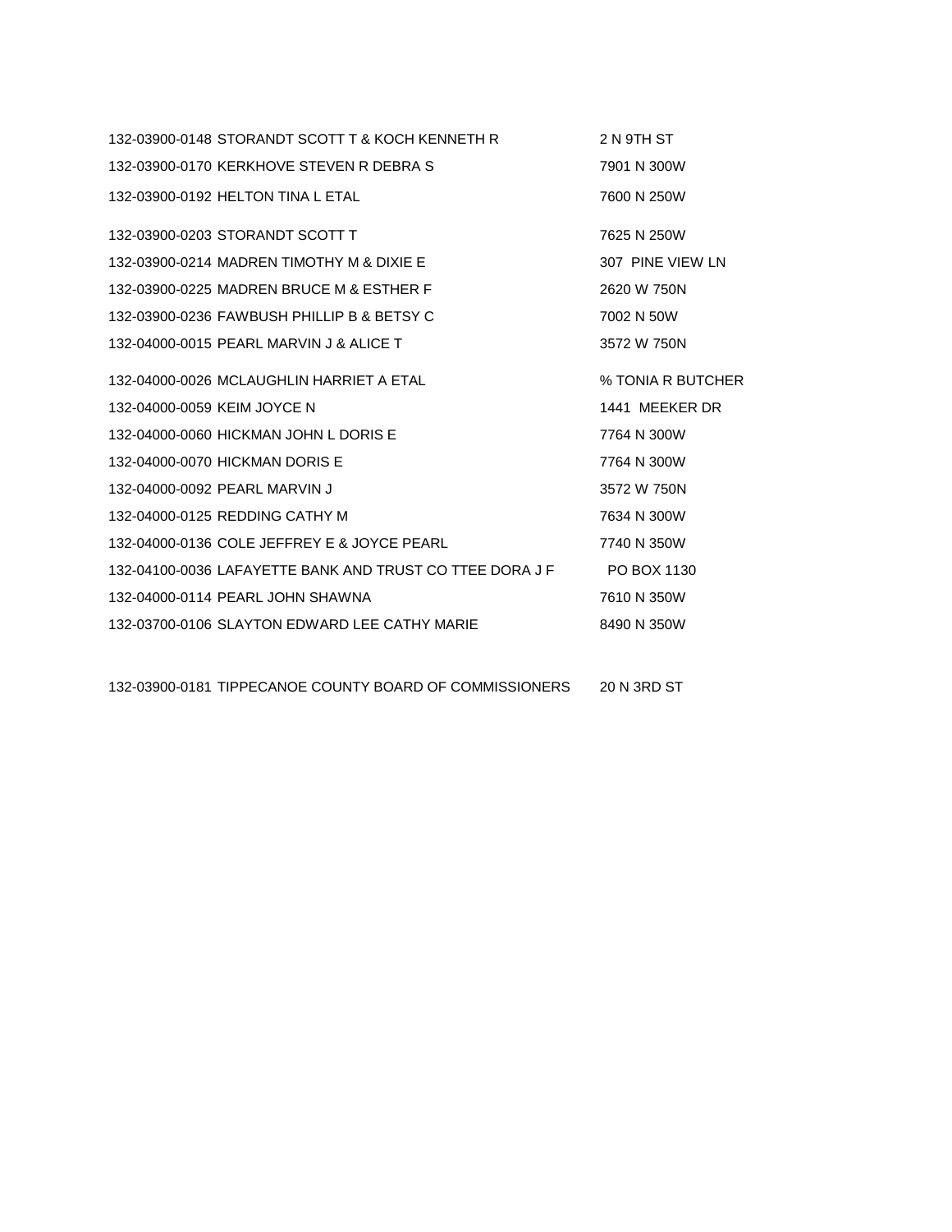| | | |
|---|---|---|
| 132-03900-0148 | STORANDT SCOTT T & KOCH KENNETH R | 2 N 9TH ST |
| 132-03900-0170 | KERKHOVE STEVEN R DEBRA S | 7901 N 300W |
| 132-03900-0192 | HELTON TINA L ETAL | 7600 N 250W |
| 132-03900-0203 | STORANDT SCOTT T | 7625 N 250W |
| 132-03900-0214 | MADREN TIMOTHY M & DIXIE E | 307 PINE VIEW LN |
| 132-03900-0225 | MADREN BRUCE M & ESTHER F | 2620 W 750N |
| 132-03900-0236 | FAWBUSH PHILLIP B & BETSY C | 7002 N 50W |
| 132-04000-0015 | PEARL MARVIN J & ALICE T | 3572 W 750N |
| 132-04000-0026 | MCLAUGHLIN HARRIET A ETAL | % TONIA R BUTCHER |
| 132-04000-0059 | KEIM JOYCE N | 1441 MEEKER DR |
| 132-04000-0060 | HICKMAN JOHN L DORIS E | 7764 N 300W |
| 132-04000-0070 | HICKMAN DORIS E | 7764 N 300W |
| 132-04000-0092 | PEARL MARVIN J | 3572 W 750N |
| 132-04000-0125 | REDDING CATHY M | 7634 N 300W |
| 132-04000-0136 | COLE JEFFREY E & JOYCE PEARL | 7740 N 350W |
| 132-04100-0036 | LAFAYETTE BANK AND TRUST CO TTEE DORA J F | PO BOX 1130 |
| 132-04000-0114 | PEARL JOHN SHAWNA | 7610 N 350W |
| 132-03700-0106 | SLAYTON EDWARD LEE CATHY MARIE | 8490 N 350W |
| 132-03900-0181 | TIPPECANOE COUNTY BOARD OF COMMISSIONERS | 20 N 3RD ST |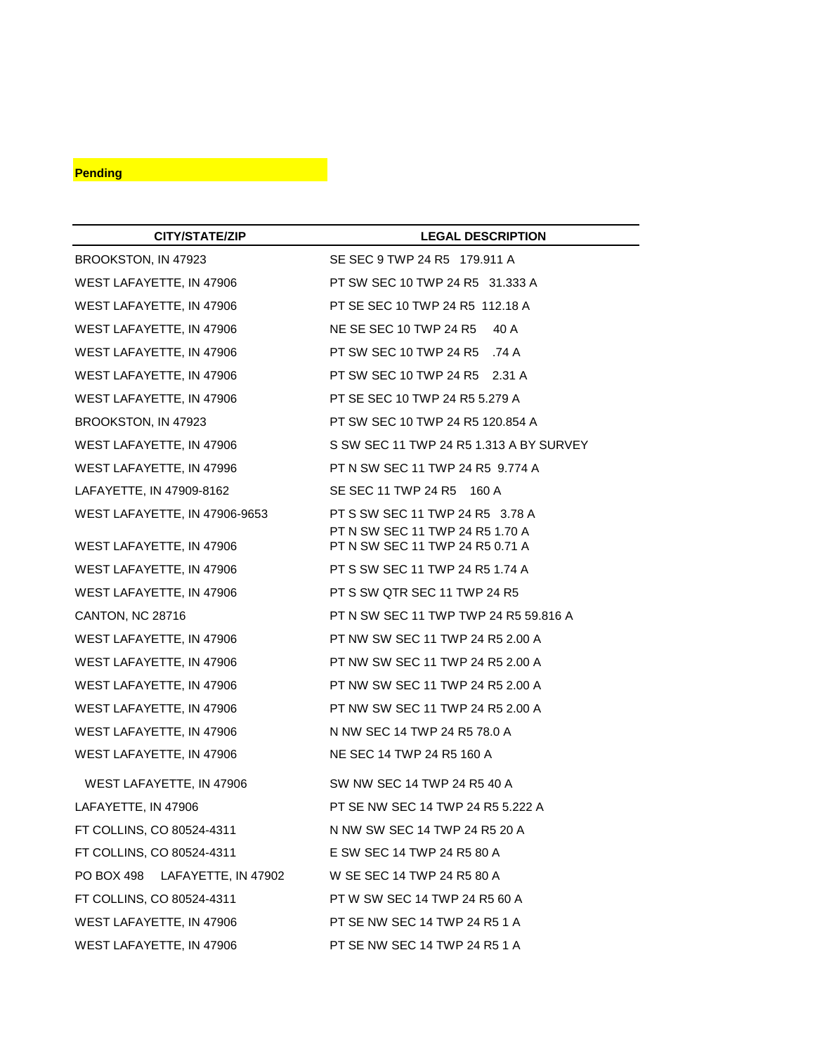**Pending**

| CITY/STATE/ZIP | LEGAL DESCRIPTION |
|---|---|
| BROOKSTON, IN 47923 | SE SEC 9 TWP 24 R5 179.911 A |
| WEST LAFAYETTE, IN 47906 | PT SW SEC 10 TWP 24 R5 31.333 A |
| WEST LAFAYETTE, IN 47906 | PT SE SEC 10 TWP 24 R5 112.18 A |
| WEST LAFAYETTE, IN 47906 | NE SE SEC 10 TWP 24 R5 40 A |
| WEST LAFAYETTE, IN 47906 | PT SW SEC 10 TWP 24 R5 .74 A |
| WEST LAFAYETTE, IN 47906 | PT SW SEC 10 TWP 24 R5 2.31 A |
| WEST LAFAYETTE, IN 47906 | PT SE SEC 10 TWP 24 R5 5.279 A |
| BROOKSTON, IN 47923 | PT SW SEC 10 TWP 24 R5 120.854 A |
| WEST LAFAYETTE, IN 47906 | S SW SEC 11 TWP 24 R5 1.313 A BY SURVEY |
| WEST LAFAYETTE, IN 47996 | PT N SW SEC 11 TWP 24 R5 9.774 A |
| LAFAYETTE, IN 47909-8162 | SE SEC 11 TWP 24 R5 160 A |
| WEST LAFAYETTE, IN 47906-9653 | PT S SW SEC 11 TWP 24 R5 3.78 A |
| WEST LAFAYETTE, IN 47906 | PT N SW SEC 11 TWP 24 R5 1.70 A<br>PT N SW SEC 11 TWP 24 R5 0.71 A |
| WEST LAFAYETTE, IN 47906 | PT S SW SEC 11 TWP 24 R5 1.74 A |
| WEST LAFAYETTE, IN 47906 | PT S SW QTR SEC 11 TWP 24 R5 |
| CANTON, NC 28716 | PT N SW SEC 11 TWP TWP 24 R5 59.816 A |
| WEST LAFAYETTE, IN 47906 | PT NW SW SEC 11 TWP 24 R5 2.00 A |
| WEST LAFAYETTE, IN 47906 | PT NW SW SEC 11 TWP 24 R5 2.00 A |
| WEST LAFAYETTE, IN 47906 | PT NW SW SEC 11 TWP 24 R5 2.00 A |
| WEST LAFAYETTE, IN 47906 | PT NW SW SEC 11 TWP 24 R5 2.00 A |
| WEST LAFAYETTE, IN 47906 | N NW SEC 14 TWP 24 R5 78.0 A |
| WEST LAFAYETTE, IN 47906 | NE SEC 14 TWP 24 R5 160 A |
| WEST LAFAYETTE, IN 47906 | SW NW SEC 14 TWP 24 R5 40 A |
| LAFAYETTE, IN 47906 | PT SE NW SEC 14 TWP 24 R5 5.222 A |
| FT COLLINS, CO 80524-4311 | N NW SW SEC 14 TWP 24 R5 20 A |
| FT COLLINS, CO 80524-4311 | E SW SEC 14 TWP 24 R5 80 A |
| PO BOX 498 LAFAYETTE, IN 47902 | W SE SEC 14 TWP 24 R5 80 A |
| FT COLLINS, CO 80524-4311 | PT W SW SEC 14 TWP 24 R5 60 A |
| WEST LAFAYETTE, IN 47906 | PT SE NW SEC 14 TWP 24 R5 1 A |
| WEST LAFAYETTE, IN 47906 | PT SE NW SEC 14 TWP 24 R5 1 A |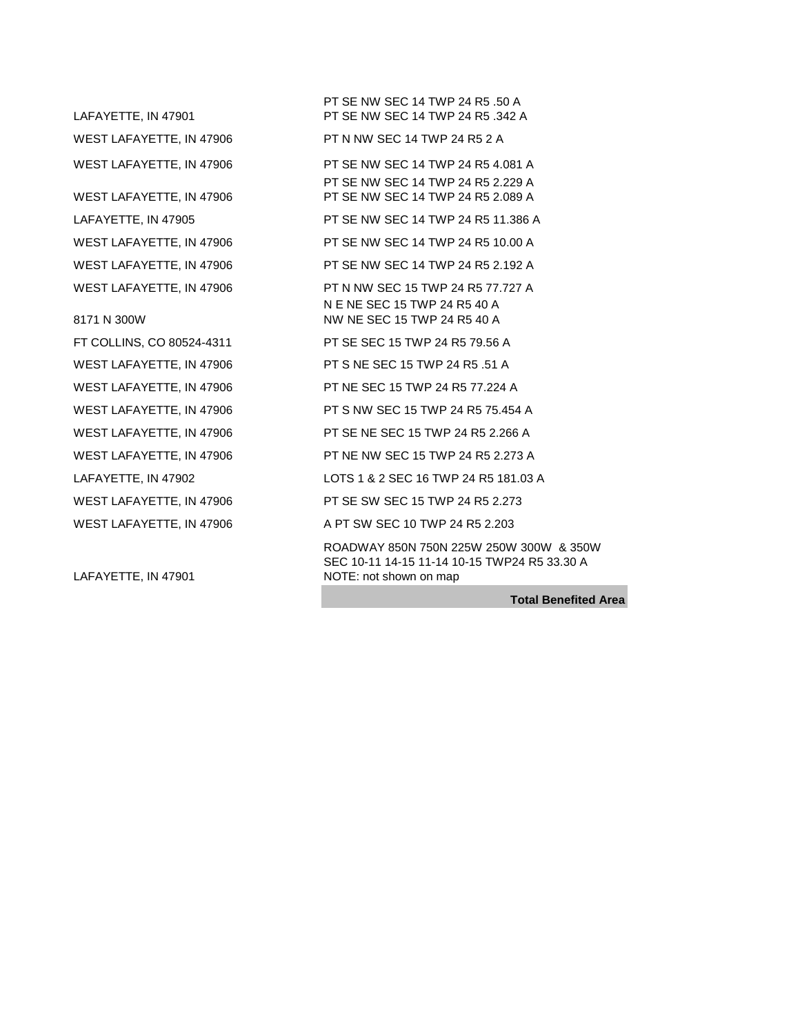| | |
|---|---|
| | PT SE NW SEC 14 TWP 24 R5 .50 A |
| LAFAYETTE, IN 47901 | PT SE NW SEC 14 TWP 24 R5 .342 A |
| WEST LAFAYETTE, IN 47906 | PT N NW SEC 14 TWP 24 R5 2 A |
| WEST LAFAYETTE, IN 47906 | PT SE NW SEC 14 TWP 24 R5 4.081 A |
| | PT SE NW SEC 14 TWP 24 R5 2.229 A |
| WEST LAFAYETTE, IN 47906 | PT SE NW SEC 14 TWP 24 R5 2.089 A |
| LAFAYETTE, IN 47905 | PT SE NW SEC 14 TWP 24 R5 11.386 A |
| WEST LAFAYETTE, IN 47906 | PT SE NW SEC 14 TWP 24 R5 10.00 A |
| WEST LAFAYETTE, IN 47906 | PT SE NW SEC 14 TWP 24 R5 2.192 A |
| WEST LAFAYETTE, IN 47906 | PT N NW SEC 15 TWP 24 R5 77.727 A |
| | N E NE SEC 15 TWP 24 R5 40 A |
| 8171 N 300W | NW NE SEC 15 TWP 24 R5 40 A |
| FT COLLINS, CO 80524-4311 | PT SE SEC 15 TWP 24 R5 79.56 A |
| WEST LAFAYETTE, IN 47906 | PT S NE SEC 15 TWP 24 R5 .51 A |
| WEST LAFAYETTE, IN 47906 | PT NE SEC 15 TWP 24 R5 77.224 A |
| WEST LAFAYETTE, IN 47906 | PT S NW SEC 15 TWP 24 R5 75.454 A |
| WEST LAFAYETTE, IN 47906 | PT SE NE SEC 15 TWP 24 R5 2.266 A |
| WEST LAFAYETTE, IN 47906 | PT NE NW SEC 15 TWP 24 R5 2.273 A |
| LAFAYETTE, IN 47902 | LOTS 1 & 2 SEC 16 TWP 24 R5 181.03 A |
| WEST LAFAYETTE, IN 47906 | PT SE SW SEC 15 TWP 24 R5 2.273 |
| WEST LAFAYETTE, IN 47906 | A PT SW SEC 10 TWP 24 R5 2.203 |
| LAFAYETTE, IN 47901 | ROADWAY 850N 750N 225W 250W 300W & 350W SEC 10-11 14-15 11-14 10-15 TWP24 R5 33.30 A NOTE: not shown on map |
| | **Total Benefited Area** |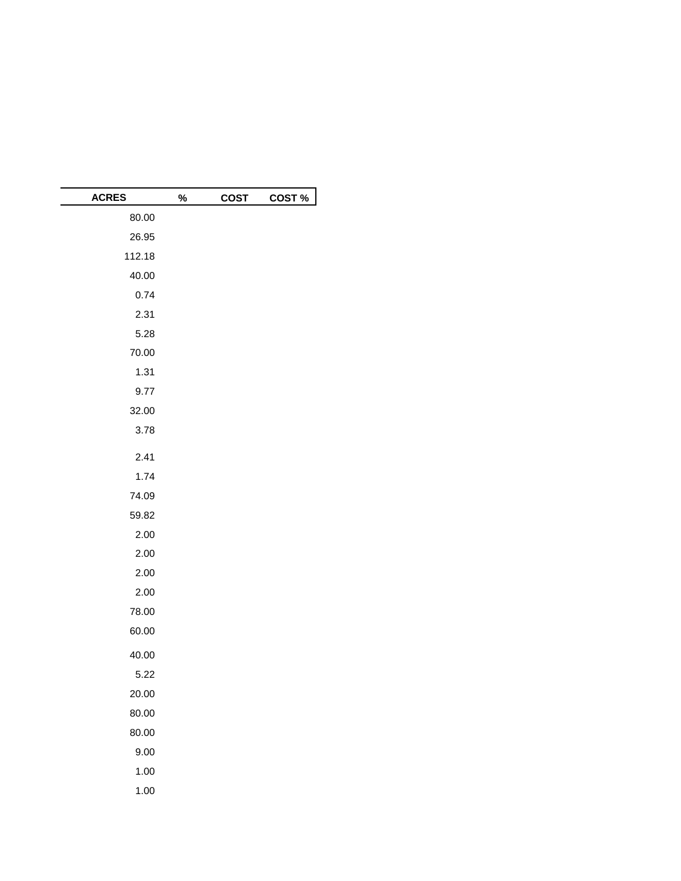| ACRES | % | COST | COST % |
|---|---|---|---|
| 80.00 | | | |
| 26.95 | | | |
| 112.18 | | | |
| 40.00 | | | |
| 0.74 | | | |
| 2.31 | | | |
| 5.28 | | | |
| 70.00 | | | |
| 1.31 | | | |
| 9.77 | | | |
| 32.00 | | | |
| 3.78 | | | |
| 2.41 | | | |
| 1.74 | | | |
| 74.09 | | | |
| 59.82 | | | |
| 2.00 | | | |
| 2.00 | | | |
| 2.00 | | | |
| 2.00 | | | |
| 78.00 | | | |
| 60.00 | | | |
| 40.00 | | | |
| 5.22 | | | |
| 20.00 | | | |
| 80.00 | | | |
| 80.00 | | | |
| 9.00 | | | |
| 1.00 | | | |
| 1.00 | | | |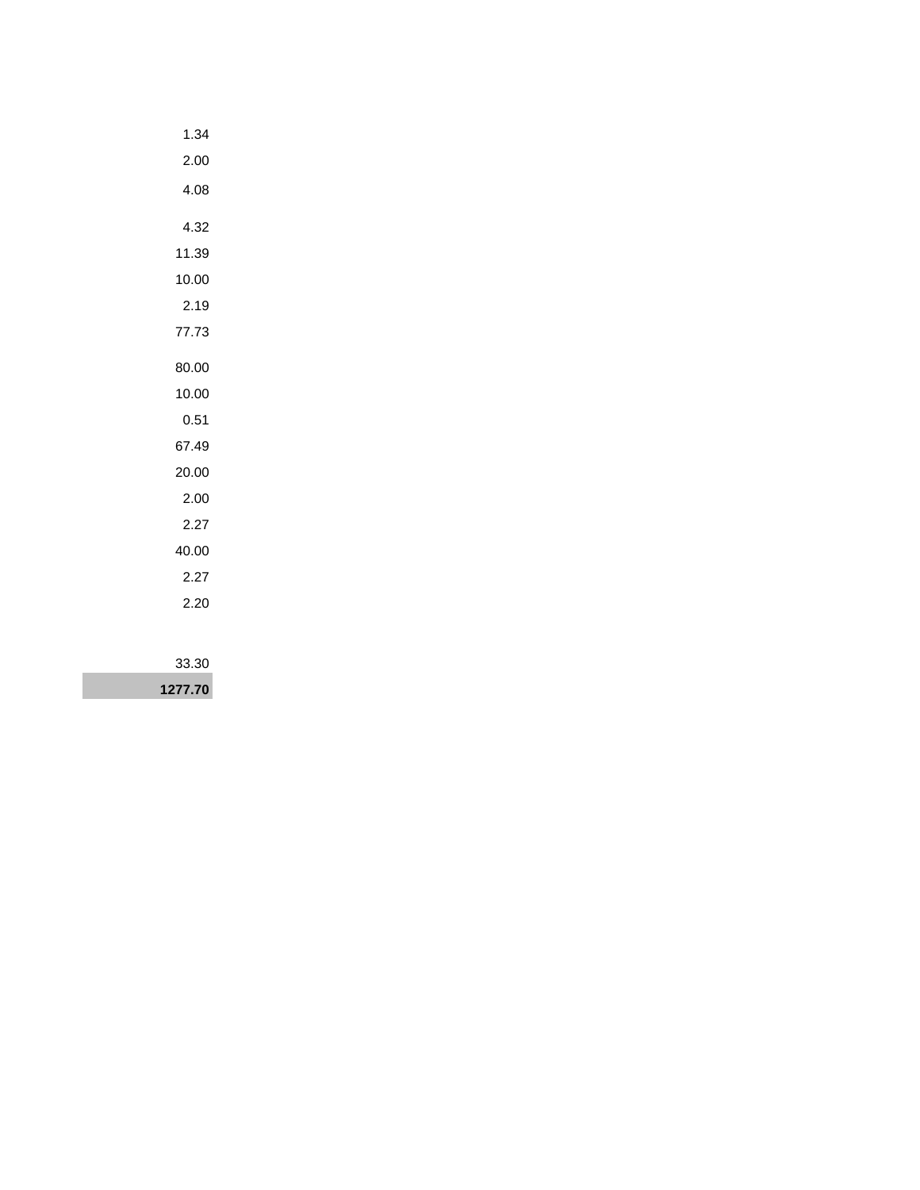1.34

2.00

4.08

4.32

11.39

10.00

2.19

77.73

80.00

10.00

0.51

67.49

20.00

2.00

2.27

40.00

2.27

2.20

33.30

**1277.70**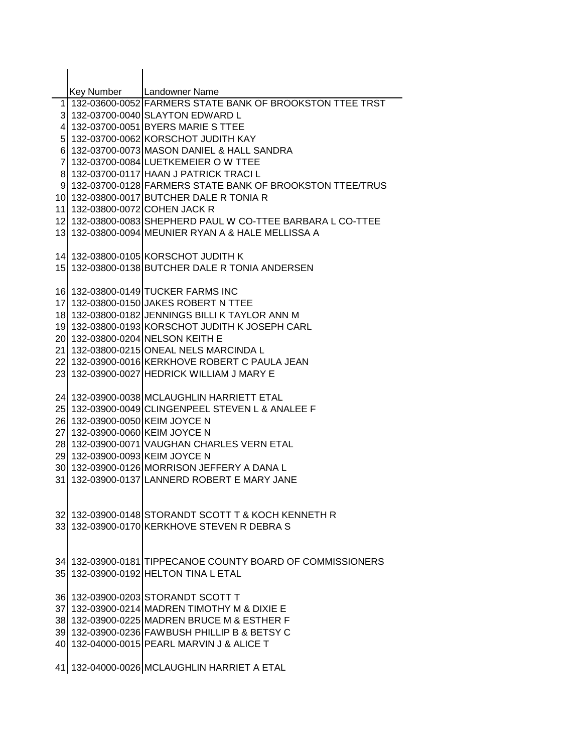|  | Key Number | Landowner Name |
|---|---|---|
| 1 | 132-03600-0052 | FARMERS STATE BANK OF BROOKSTON TTEE TRST |
| 3 | 132-03700-0040 | SLAYTON EDWARD L |
| 4 | 132-03700-0051 | BYERS MARIE S TTEE |
| 5 | 132-03700-0062 | KORSCHOT JUDITH KAY |
| 6 | 132-03700-0073 | MASON DANIEL & HALL SANDRA |
| 7 | 132-03700-0084 | LUETKEMEIER O W TTEE |
| 8 | 132-03700-0117 | HAAN J PATRICK TRACI L |
| 9 | 132-03700-0128 | FARMERS STATE BANK OF BROOKSTON TTEE/TRUS |
| 10 | 132-03800-0017 | BUTCHER DALE R TONIA R |
| 11 | 132-03800-0072 | COHEN JACK R |
| 12 | 132-03800-0083 | SHEPHERD PAUL W CO-TTEE BARBARA L CO-TTEE |
| 13 | 132-03800-0094 | MEUNIER RYAN A & HALE MELLISSA A |
| 14 | 132-03800-0105 | KORSCHOT JUDITH K |
| 15 | 132-03800-0138 | BUTCHER DALE R TONIA ANDERSEN |
| 16 | 132-03800-0149 | TUCKER FARMS INC |
| 17 | 132-03800-0150 | JAKES ROBERT N TTEE |
| 18 | 132-03800-0182 | JENNINGS BILLI K TAYLOR ANN M |
| 19 | 132-03800-0193 | KORSCHOT JUDITH K JOSEPH CARL |
| 20 | 132-03800-0204 | NELSON KEITH E |
| 21 | 132-03800-0215 | ONEAL NELS MARCINDA L |
| 22 | 132-03900-0016 | KERKHOVE ROBERT C PAULA JEAN |
| 23 | 132-03900-0027 | HEDRICK WILLIAM J MARY E |
| 24 | 132-03900-0038 | MCLAUGHLIN HARRIETT ETAL |
| 25 | 132-03900-0049 | CLINGENPEEL STEVEN L & ANALEE F |
| 26 | 132-03900-0050 | KEIM JOYCE N |
| 27 | 132-03900-0060 | KEIM JOYCE N |
| 28 | 132-03900-0071 | VAUGHAN CHARLES VERN ETAL |
| 29 | 132-03900-0093 | KEIM JOYCE N |
| 30 | 132-03900-0126 | MORRISON JEFFERY A DANA L |
| 31 | 132-03900-0137 | LANNERD ROBERT E MARY JANE |
| 32 | 132-03900-0148 | STORANDT SCOTT T & KOCH KENNETH R |
| 33 | 132-03900-0170 | KERKHOVE STEVEN R DEBRA S |
| 34 | 132-03900-0181 | TIPPECANOE COUNTY BOARD OF COMMISSIONERS |
| 35 | 132-03900-0192 | HELTON TINA L ETAL |
| 36 | 132-03900-0203 | STORANDT SCOTT T |
| 37 | 132-03900-0214 | MADREN TIMOTHY M & DIXIE E |
| 38 | 132-03900-0225 | MADREN BRUCE M & ESTHER F |
| 39 | 132-03900-0236 | FAWBUSH PHILLIP B & BETSY C |
| 40 | 132-04000-0015 | PEARL MARVIN J & ALICE T |
| 41 | 132-04000-0026 | MCLAUGHLIN HARRIET A ETAL |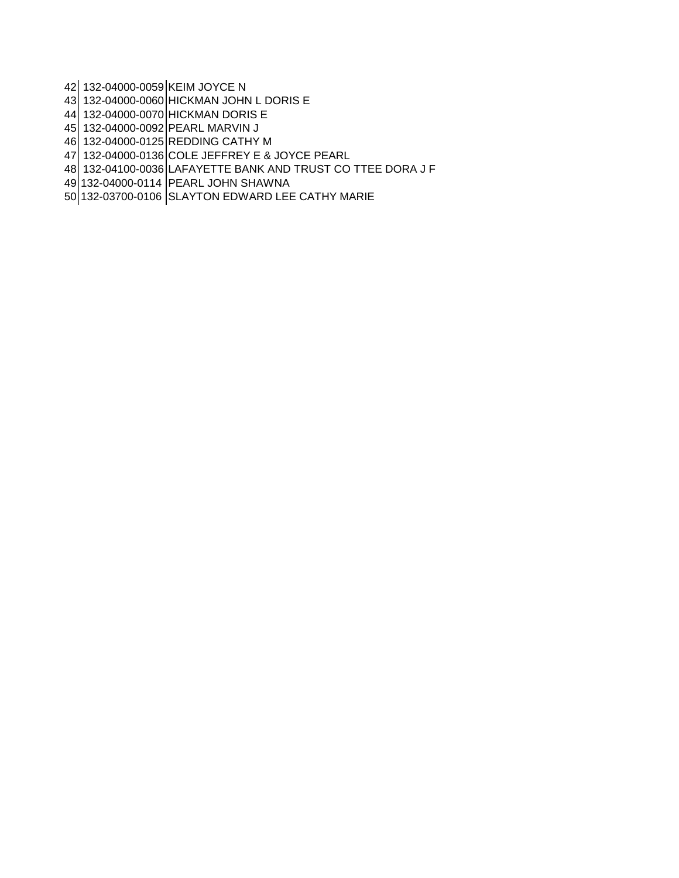| | | |
|---|---|---|
| 42 | 132-04000-0059 | KEIM JOYCE N |
| 43 | 132-04000-0060 | HICKMAN JOHN L DORIS E |
| 44 | 132-04000-0070 | HICKMAN DORIS E |
| 45 | 132-04000-0092 | PEARL MARVIN J |
| 46 | 132-04000-0125 | REDDING CATHY M |
| 47 | 132-04000-0136 | COLE JEFFREY E & JOYCE PEARL |
| 48 | 132-04100-0036 | LAFAYETTE BANK AND TRUST CO TTEE DORA J F |
| 49 | 132-04000-0114 | PEARL JOHN SHAWNA |
| 50 | 132-03700-0106 | SLAYTON EDWARD LEE CATHY MARIE |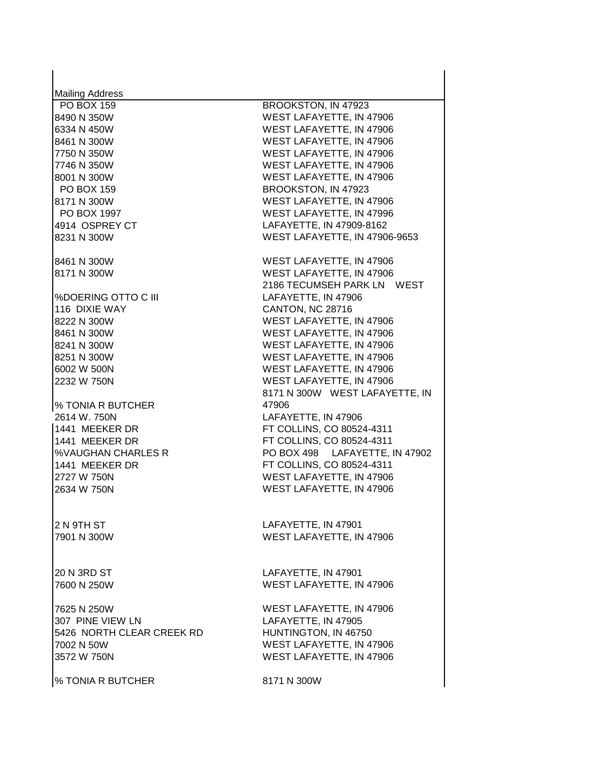| Mailing Address | |
|---|---|
| PO BOX 159 | BROOKSTON, IN 47923 |
| 8490 N 350W | WEST LAFAYETTE, IN 47906 |
| 6334 N 450W | WEST LAFAYETTE, IN 47906 |
| 8461 N 300W | WEST LAFAYETTE, IN 47906 |
| 7750 N 350W | WEST LAFAYETTE, IN 47906 |
| 7746 N 350W | WEST LAFAYETTE, IN 47906 |
| 8001 N 300W | WEST LAFAYETTE, IN 47906 |
| PO BOX 159 | BROOKSTON, IN 47923 |
| 8171 N 300W | WEST LAFAYETTE, IN 47906 |
| PO BOX 1997 | WEST LAFAYETTE, IN 47996 |
| 4914 OSPREY CT | LAFAYETTE, IN 47909-8162 |
| 8231 N 300W | WEST LAFAYETTE, IN 47906-9653 |
| | |
| 8461 N 300W | WEST LAFAYETTE, IN 47906 |
| 8171 N 300W | WEST LAFAYETTE, IN 47906 |
| %DOERING OTTO C III | 2186 TECUMSEH PARK LN WEST LAFAYETTE, IN 47906 |
| 116 DIXIE WAY | CANTON, NC 28716 |
| 8222 N 300W | WEST LAFAYETTE, IN 47906 |
| 8461 N 300W | WEST LAFAYETTE, IN 47906 |
| 8241 N 300W | WEST LAFAYETTE, IN 47906 |
| 8251 N 300W | WEST LAFAYETTE, IN 47906 |
| 6002 W 500N | WEST LAFAYETTE, IN 47906 |
| 2232 W 750N | WEST LAFAYETTE, IN 47906 |
| % TONIA R BUTCHER | 8171 N 300W WEST LAFAYETTE, IN 47906 |
| 2614 W. 750N | LAFAYETTE, IN 47906 |
| 1441 MEEKER DR | FT COLLINS, CO 80524-4311 |
| 1441 MEEKER DR | FT COLLINS, CO 80524-4311 |
| %VAUGHAN CHARLES R | PO BOX 498 LAFAYETTE, IN 47902 |
| 1441 MEEKER DR | FT COLLINS, CO 80524-4311 |
| 2727 W 750N | WEST LAFAYETTE, IN 47906 |
| 2634 W 750N | WEST LAFAYETTE, IN 47906 |
| | |
| 2 N 9TH ST | LAFAYETTE, IN 47901 |
| 7901 N 300W | WEST LAFAYETTE, IN 47906 |
| | |
| 20 N 3RD ST | LAFAYETTE, IN 47901 |
| 7600 N 250W | WEST LAFAYETTE, IN 47906 |
| | |
| 7625 N 250W | WEST LAFAYETTE, IN 47906 |
| 307 PINE VIEW LN | LAFAYETTE, IN 47905 |
| 5426 NORTH CLEAR CREEK RD | HUNTINGTON, IN 46750 |
| 7002 N 50W | WEST LAFAYETTE, IN 47906 |
| 3572 W 750N | WEST LAFAYETTE, IN 47906 |
| | |
| % TONIA R BUTCHER | 8171 N 300W |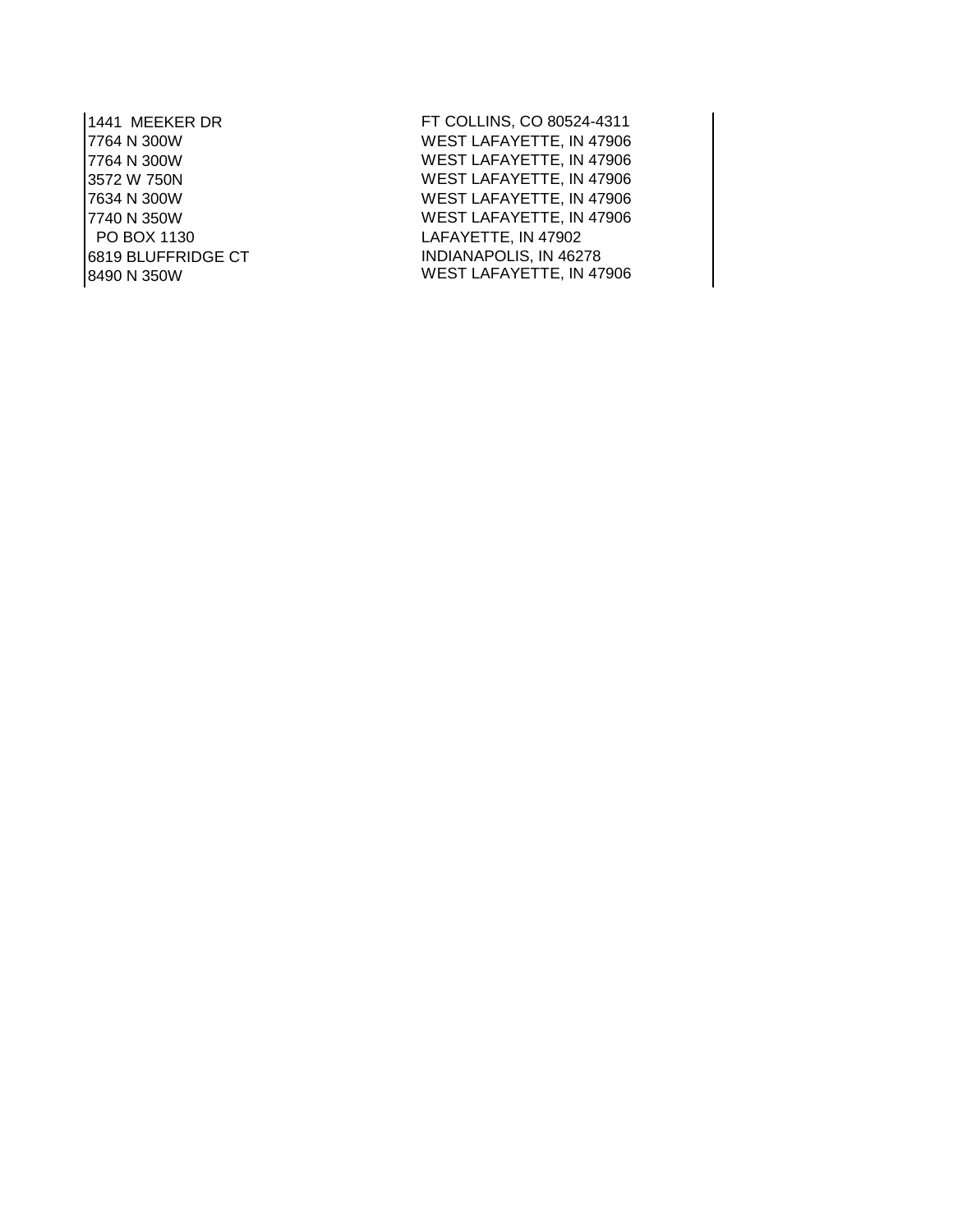| | |
|---|---|
| 1441  MEEKER DR | FT COLLINS, CO 80524-4311 |
| 7764 N 300W | WEST LAFAYETTE, IN 47906 |
| 7764 N 300W | WEST LAFAYETTE, IN 47906 |
| 3572 W 750N | WEST LAFAYETTE, IN 47906 |
| 7634 N 300W | WEST LAFAYETTE, IN 47906 |
| 7740 N 350W | WEST LAFAYETTE, IN 47906 |
| PO BOX 1130 | LAFAYETTE, IN 47902 |
| 6819 BLUFFRIDGE CT | INDIANAPOLIS, IN 46278 |
| 8490 N 350W | WEST LAFAYETTE, IN 47906 |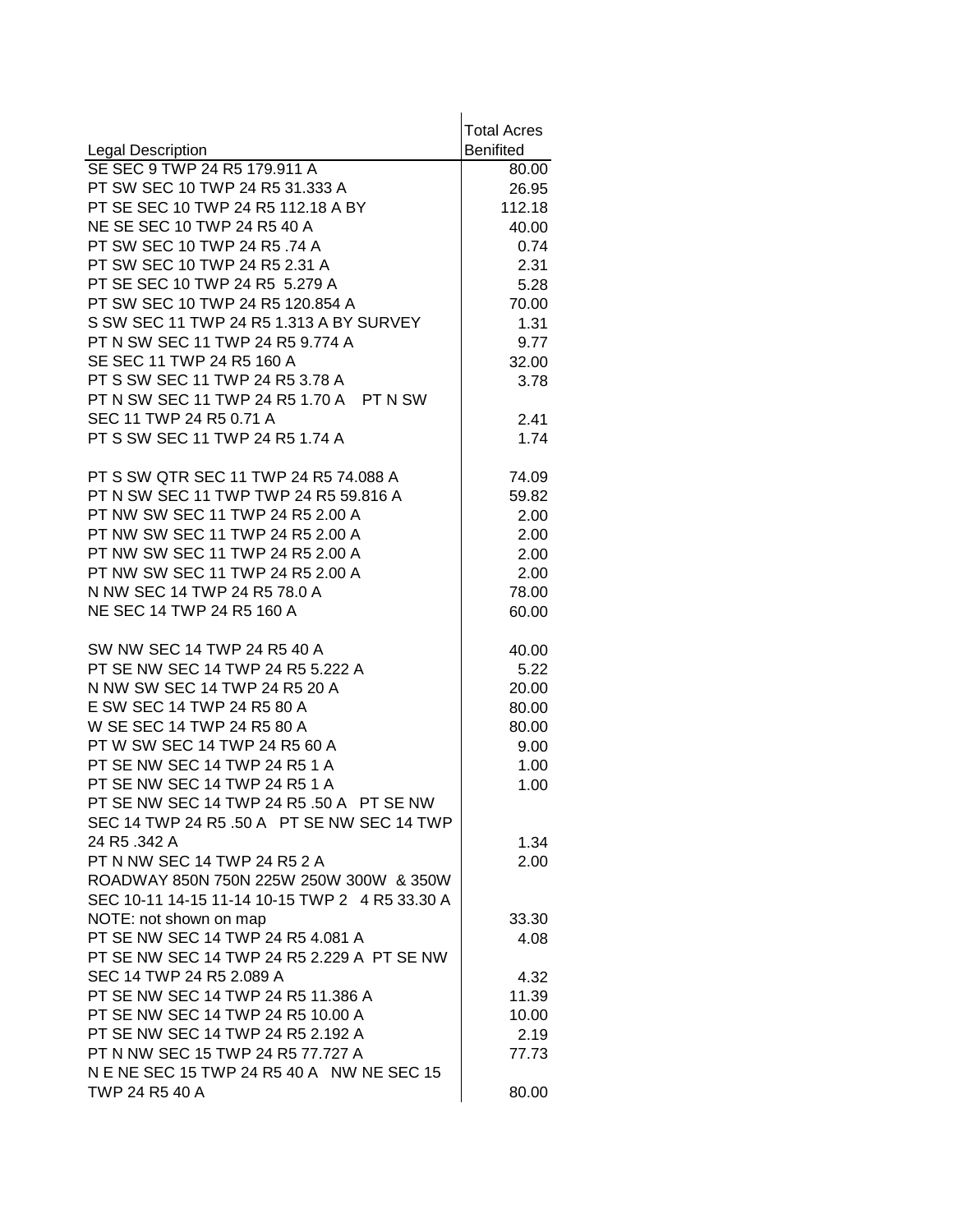| Legal Description | Total Acres Benifited |
|---|---|
| SE SEC 9 TWP 24 R5 179.911 A | 80.00 |
| PT SW SEC 10 TWP 24 R5 31.333 A | 26.95 |
| PT SE SEC 10 TWP 24 R5 112.18 A BY | 112.18 |
| NE SE SEC 10 TWP 24 R5 40 A | 40.00 |
| PT SW SEC 10 TWP 24 R5 .74 A | 0.74 |
| PT SW SEC 10 TWP 24 R5 2.31 A | 2.31 |
| PT SE SEC 10 TWP 24 R5 5.279 A | 5.28 |
| PT SW SEC 10 TWP 24 R5 120.854 A | 70.00 |
| S SW SEC 11 TWP 24 R5 1.313 A BY SURVEY | 1.31 |
| PT N SW SEC 11 TWP 24 R5 9.774 A | 9.77 |
| SE SEC 11 TWP 24 R5 160 A | 32.00 |
| PT S SW SEC 11 TWP 24 R5 3.78 A | 3.78 |
| PT N SW SEC 11 TWP 24 R5 1.70 A PT N SW SEC 11 TWP 24 R5 0.71 A | 2.41 |
| PT S SW SEC 11 TWP 24 R5 1.74 A | 1.74 |
| PT S SW QTR SEC 11 TWP 24 R5 74.088 A | 74.09 |
| PT N SW SEC 11 TWP TWP 24 R5 59.816 A | 59.82 |
| PT NW SW SEC 11 TWP 24 R5 2.00 A | 2.00 |
| PT NW SW SEC 11 TWP 24 R5 2.00 A | 2.00 |
| PT NW SW SEC 11 TWP 24 R5 2.00 A | 2.00 |
| PT NW SW SEC 11 TWP 24 R5 2.00 A | 2.00 |
| N NW SEC 14 TWP 24 R5 78.0 A | 78.00 |
| NE SEC 14 TWP 24 R5 160 A | 60.00 |
| SW NW SEC 14 TWP 24 R5 40 A | 40.00 |
| PT SE NW SEC 14 TWP 24 R5 5.222 A | 5.22 |
| N NW SW SEC 14 TWP 24 R5 20 A | 20.00 |
| E SW SEC 14 TWP 24 R5 80 A | 80.00 |
| W SE SEC 14 TWP 24 R5 80 A | 80.00 |
| PT W SW SEC 14 TWP 24 R5 60 A | 9.00 |
| PT SE NW SEC 14 TWP 24 R5 1 A | 1.00 |
| PT SE NW SEC 14 TWP 24 R5 1 A | 1.00 |
| PT SE NW SEC 14 TWP 24 R5 .50 A PT SE NW SEC 14 TWP 24 R5 .50 A PT SE NW SEC 14 TWP 24 R5 .342 A | 1.34 |
| PT N NW SEC 14 TWP 24 R5 2 A | 2.00 |
| ROADWAY 850N 750N 225W 250W 300W & 350W SEC 10-11 14-15 11-14 10-15 TWP 2 4 R5 33.30 A NOTE: not shown on map | 33.30 |
| PT SE NW SEC 14 TWP 24 R5 4.081 A | 4.08 |
| PT SE NW SEC 14 TWP 24 R5 2.229 A PT SE NW SEC 14 TWP 24 R5 2.089 A | 4.32 |
| PT SE NW SEC 14 TWP 24 R5 11.386 A | 11.39 |
| PT SE NW SEC 14 TWP 24 R5 10.00 A | 10.00 |
| PT SE NW SEC 14 TWP 24 R5 2.192 A | 2.19 |
| PT N NW SEC 15 TWP 24 R5 77.727 A | 77.73 |
| N E NE SEC 15 TWP 24 R5 40 A NW NE SEC 15 TWP 24 R5 40 A | 80.00 |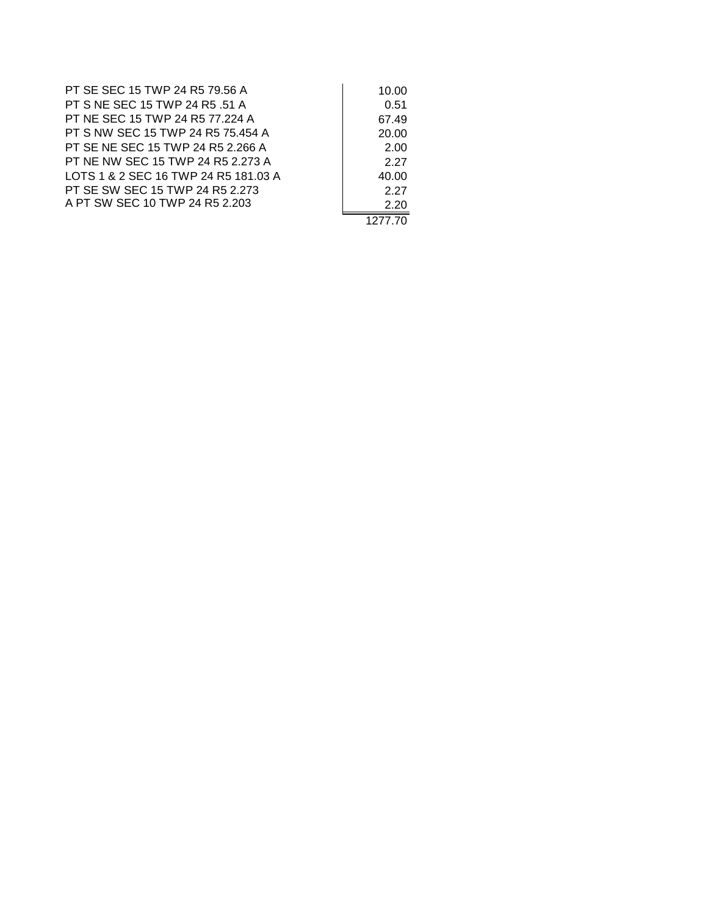| | |
|---|---|
| PT SE SEC 15 TWP 24 R5 79.56 A | 10.00 |
| PT S NE SEC 15 TWP 24 R5 .51 A | 0.51 |
| PT NE SEC 15 TWP 24 R5 77.224 A | 67.49 |
| PT S NW SEC 15 TWP 24 R5 75.454 A | 20.00 |
| PT SE NE SEC 15 TWP 24 R5 2.266 A | 2.00 |
| PT NE NW SEC 15 TWP 24 R5 2.273 A | 2.27 |
| LOTS 1 & 2 SEC 16 TWP 24 R5 181.03 A | 40.00 |
| PT SE SW SEC 15 TWP 24 R5 2.273 | 2.27 |
| A PT SW SEC 10 TWP 24 R5 2.203 | 2.20 |
| | 1277.70 |